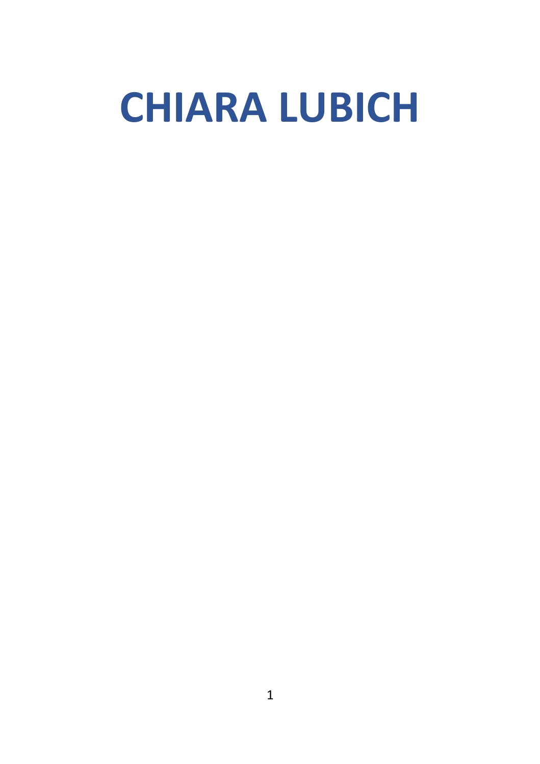# CHIARA LUBICH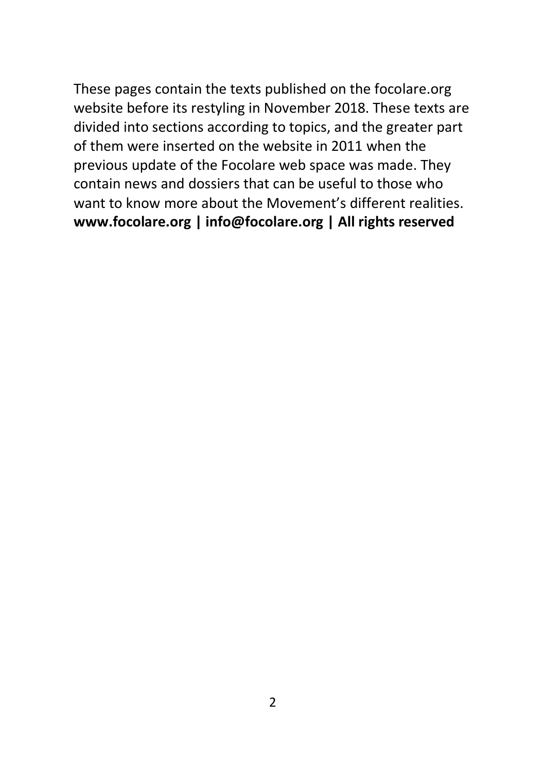These pages contain the texts published on the focolare.org website before its restyling in November 2018. These texts are divided into sections according to topics, and the greater part of them were inserted on the website in 2011 when the previous update of the Focolare web space was made. They contain news and dossiers that can be useful to those who want to know more about the Movement's different realities.
**www.focolare.org | info@focolare.org | All rights reserved**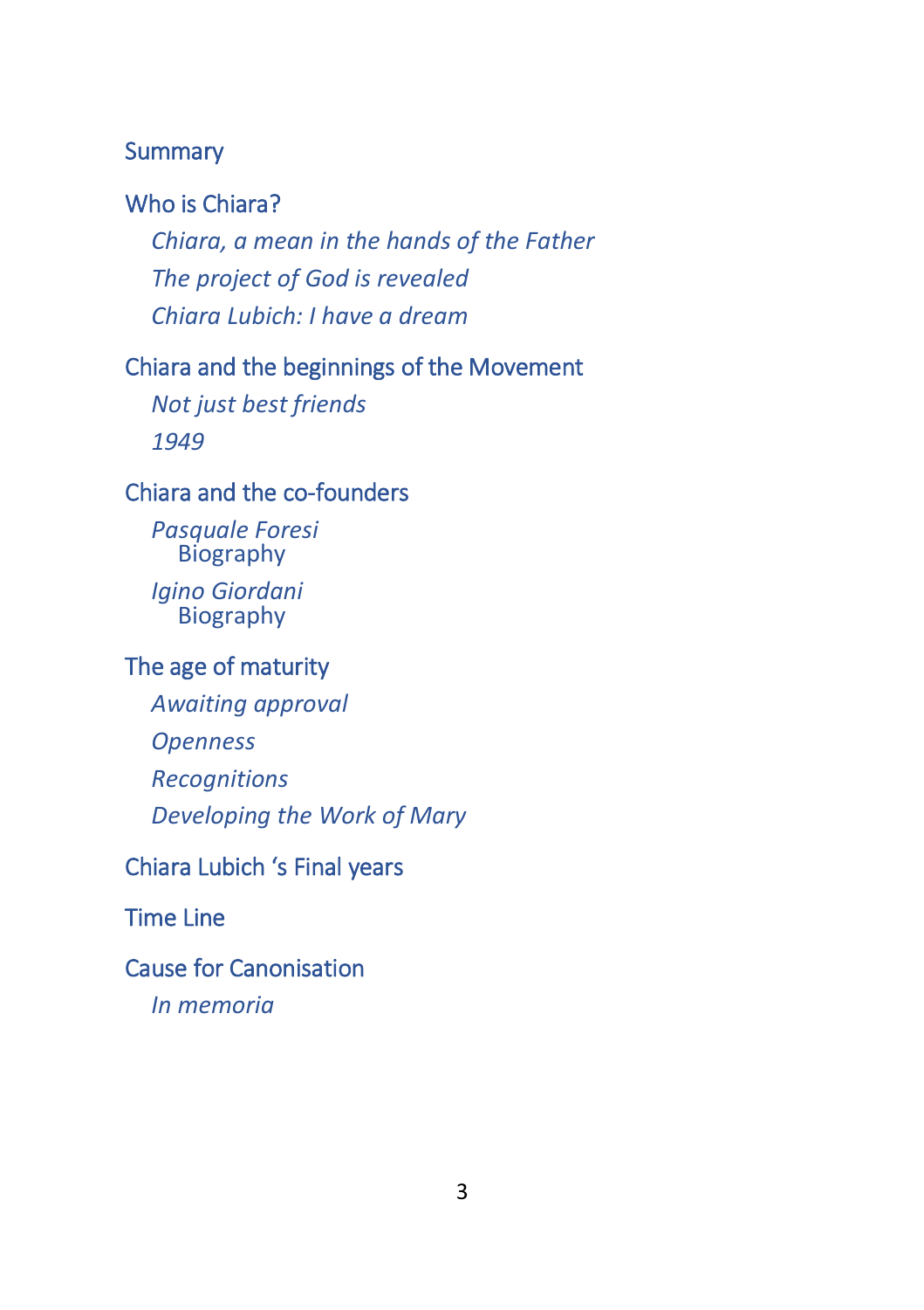## Summary

**Who is Chiara?**

- *Chiara, a mean in the hands of the Father*
- *The project of God is revealed*
- *Chiara Lubich: I have a dream*

**Chiara and the beginnings of the Movement**

- *Not just best friends*
- *1949*

**Chiara and the co-founders**

- *Pasquale Foresi*
  - Biography
- *Igino Giordani*
  - Biography

**The age of maturity**

- *Awaiting approval*
- *Openness*
- *Recognitions*
- *Developing the Work of Mary*

**Chiara Lubich ‘s Final years**

**Time Line**

**Cause for Canonisation**

- *In memoria*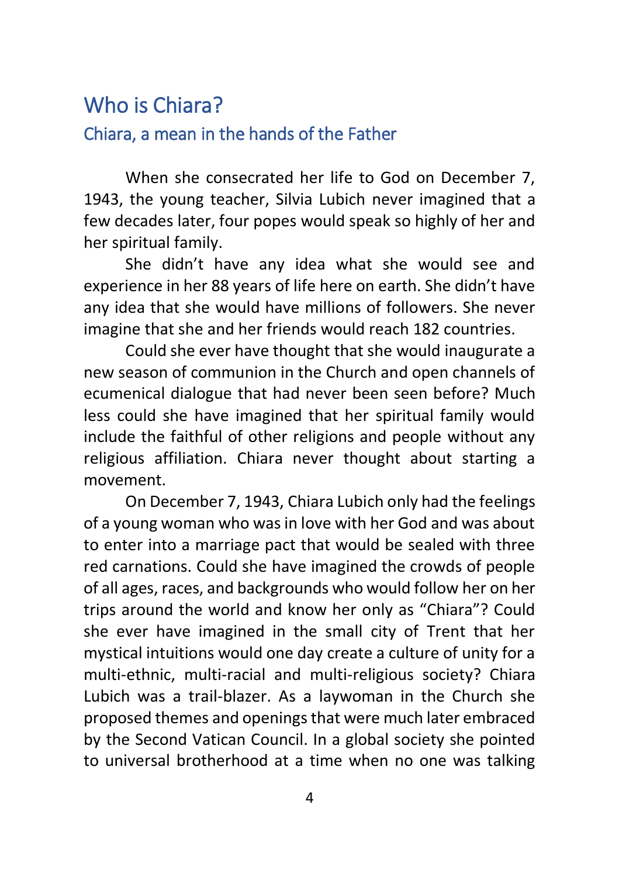# Who is Chiara?

## Chiara, a mean in the hands of the Father

When she consecrated her life to God on December 7, 1943, the young teacher, Silvia Lubich never imagined that a few decades later, four popes would speak so highly of her and her spiritual family.

She didn't have any idea what she would see and experience in her 88 years of life here on earth. She didn't have any idea that she would have millions of followers. She never imagine that she and her friends would reach 182 countries.

Could she ever have thought that she would inaugurate a new season of communion in the Church and open channels of ecumenical dialogue that had never been seen before? Much less could she have imagined that her spiritual family would include the faithful of other religions and people without any religious affiliation. Chiara never thought about starting a movement.

On December 7, 1943, Chiara Lubich only had the feelings of a young woman who was in love with her God and was about to enter into a marriage pact that would be sealed with three red carnations. Could she have imagined the crowds of people of all ages, races, and backgrounds who would follow her on her trips around the world and know her only as "Chiara"? Could she ever have imagined in the small city of Trent that her mystical intuitions would one day create a culture of unity for a multi-ethnic, multi-racial and multi-religious society? Chiara Lubich was a trail-blazer. As a laywoman in the Church she proposed themes and openings that were much later embraced by the Second Vatican Council. In a global society she pointed to universal brotherhood at a time when no one was talking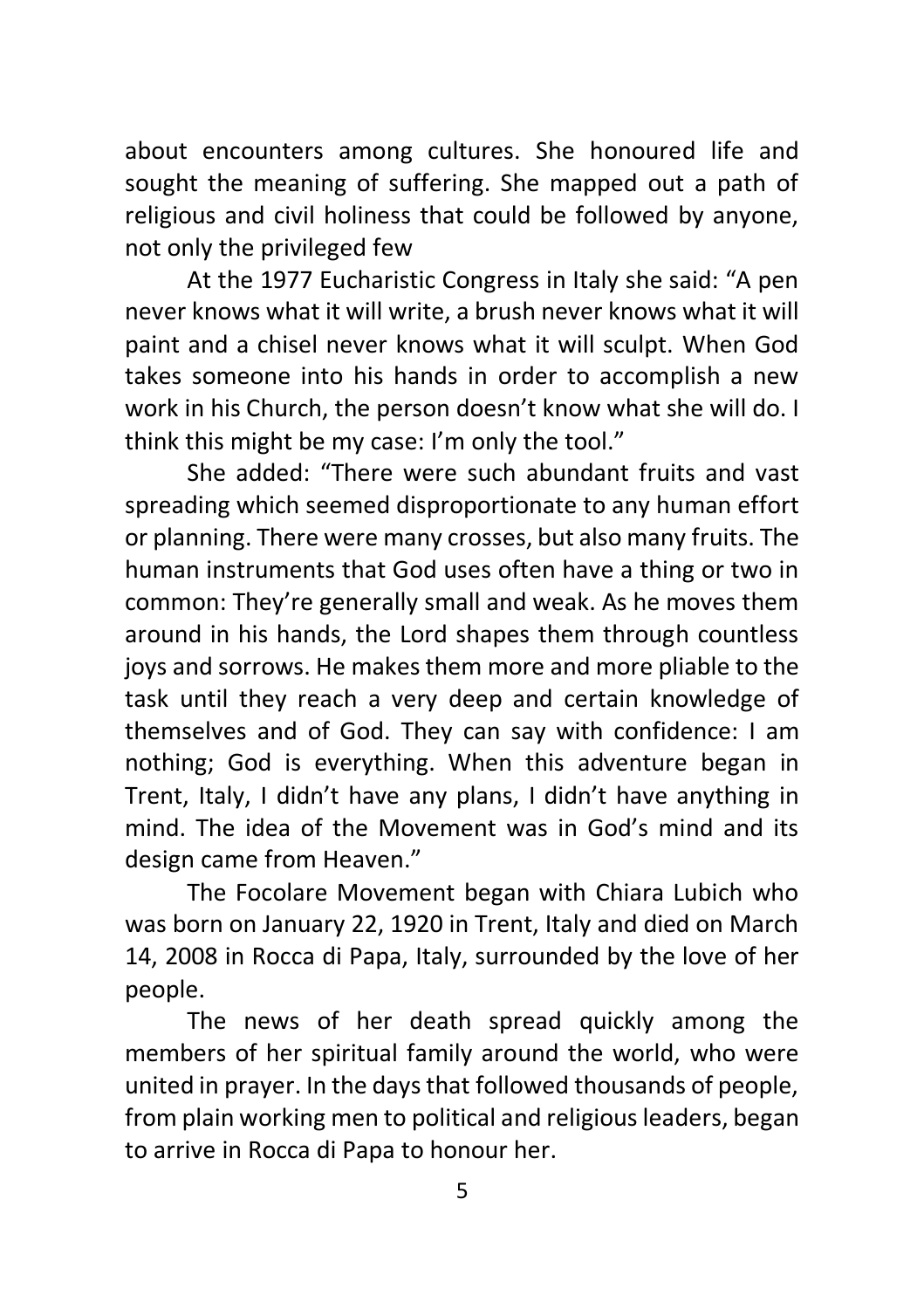about encounters among cultures. She honoured life and sought the meaning of suffering. She mapped out a path of religious and civil holiness that could be followed by anyone, not only the privileged few

At the 1977 Eucharistic Congress in Italy she said: "A pen never knows what it will write, a brush never knows what it will paint and a chisel never knows what it will sculpt. When God takes someone into his hands in order to accomplish a new work in his Church, the person doesn't know what she will do. I think this might be my case: I'm only the tool."

She added: "There were such abundant fruits and vast spreading which seemed disproportionate to any human effort or planning. There were many crosses, but also many fruits. The human instruments that God uses often have a thing or two in common: They're generally small and weak. As he moves them around in his hands, the Lord shapes them through countless joys and sorrows. He makes them more and more pliable to the task until they reach a very deep and certain knowledge of themselves and of God. They can say with confidence: I am nothing; God is everything. When this adventure began in Trent, Italy, I didn't have any plans, I didn't have anything in mind. The idea of the Movement was in God's mind and its design came from Heaven."

The Focolare Movement began with Chiara Lubich who was born on January 22, 1920 in Trent, Italy and died on March 14, 2008 in Rocca di Papa, Italy, surrounded by the love of her people.

The news of her death spread quickly among the members of her spiritual family around the world, who were united in prayer. In the days that followed thousands of people, from plain working men to political and religious leaders, began to arrive in Rocca di Papa to honour her.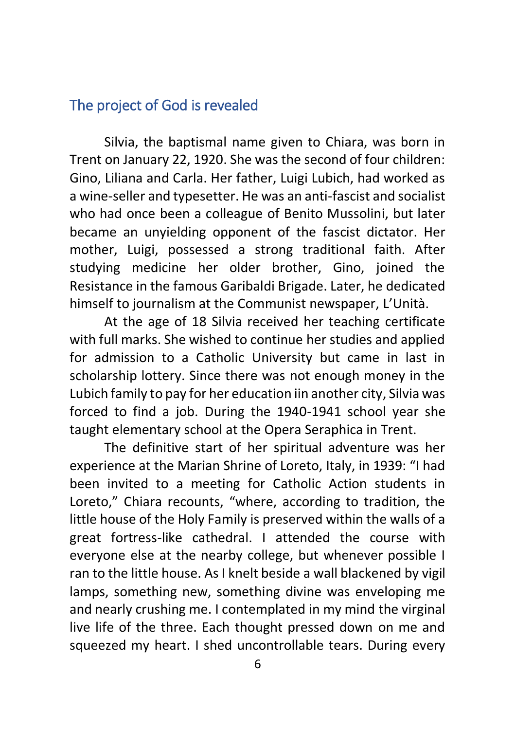## The project of God is revealed

Silvia, the baptismal name given to Chiara, was born in Trent on January 22, 1920. She was the second of four children: Gino, Liliana and Carla. Her father, Luigi Lubich, had worked as a wine-seller and typesetter. He was an anti-fascist and socialist who had once been a colleague of Benito Mussolini, but later became an unyielding opponent of the fascist dictator. Her mother, Luigi, possessed a strong traditional faith. After studying medicine her older brother, Gino, joined the Resistance in the famous Garibaldi Brigade. Later, he dedicated himself to journalism at the Communist newspaper, L'Unità.

At the age of 18 Silvia received her teaching certificate with full marks. She wished to continue her studies and applied for admission to a Catholic University but came in last in scholarship lottery. Since there was not enough money in the Lubich family to pay for her education iin another city, Silvia was forced to find a job. During the 1940-1941 school year she taught elementary school at the Opera Seraphica in Trent.

The definitive start of her spiritual adventure was her experience at the Marian Shrine of Loreto, Italy, in 1939: "I had been invited to a meeting for Catholic Action students in Loreto," Chiara recounts, "where, according to tradition, the little house of the Holy Family is preserved within the walls of a great fortress-like cathedral. I attended the course with everyone else at the nearby college, but whenever possible I ran to the little house. As I knelt beside a wall blackened by vigil lamps, something new, something divine was enveloping me and nearly crushing me. I contemplated in my mind the virginal live life of the three. Each thought pressed down on me and squeezed my heart. I shed uncontrollable tears. During every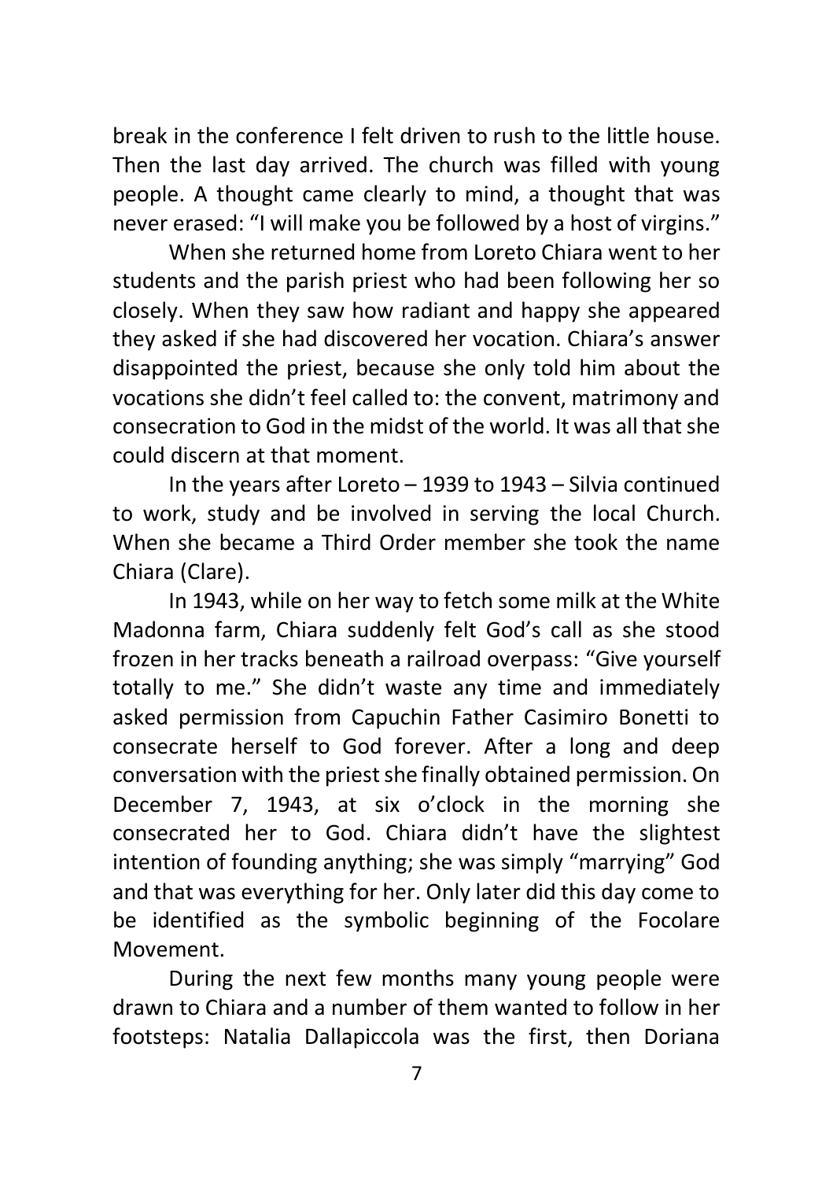break in the conference I felt driven to rush to the little house. Then the last day arrived. The church was filled with young people. A thought came clearly to mind, a thought that was never erased: "I will make you be followed by a host of virgins."

When she returned home from Loreto Chiara went to her students and the parish priest who had been following her so closely. When they saw how radiant and happy she appeared they asked if she had discovered her vocation. Chiara's answer disappointed the priest, because she only told him about the vocations she didn't feel called to: the convent, matrimony and consecration to God in the midst of the world. It was all that she could discern at that moment.

In the years after Loreto – 1939 to 1943 – Silvia continued to work, study and be involved in serving the local Church. When she became a Third Order member she took the name Chiara (Clare).

In 1943, while on her way to fetch some milk at the White Madonna farm, Chiara suddenly felt God's call as she stood frozen in her tracks beneath a railroad overpass: "Give yourself totally to me." She didn't waste any time and immediately asked permission from Capuchin Father Casimiro Bonetti to consecrate herself to God forever. After a long and deep conversation with the priest she finally obtained permission. On December 7, 1943, at six o'clock in the morning she consecrated her to God. Chiara didn't have the slightest intention of founding anything; she was simply "marrying" God and that was everything for her. Only later did this day come to be identified as the symbolic beginning of the Focolare Movement.

During the next few months many young people were drawn to Chiara and a number of them wanted to follow in her footsteps: Natalia Dallapiccola was the first, then Doriana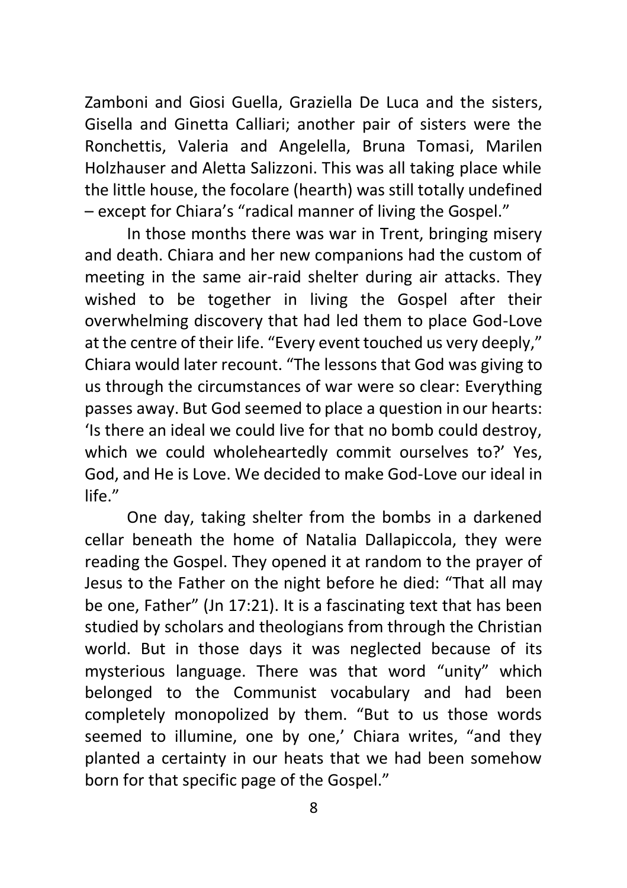Zamboni and Giosi Guella, Graziella De Luca and the sisters, Gisella and Ginetta Calliari; another pair of sisters were the Ronchettis, Valeria and Angelella, Bruna Tomasi, Marilen Holzhauser and Aletta Salizzoni. This was all taking place while the little house, the focolare (hearth) was still totally undefined – except for Chiara's "radical manner of living the Gospel."

In those months there was war in Trent, bringing misery and death. Chiara and her new companions had the custom of meeting in the same air-raid shelter during air attacks. They wished to be together in living the Gospel after their overwhelming discovery that had led them to place God-Love at the centre of their life. "Every event touched us very deeply," Chiara would later recount. "The lessons that God was giving to us through the circumstances of war were so clear: Everything passes away. But God seemed to place a question in our hearts: 'Is there an ideal we could live for that no bomb could destroy, which we could wholeheartedly commit ourselves to?' Yes, God, and He is Love. We decided to make God-Love our ideal in life."

One day, taking shelter from the bombs in a darkened cellar beneath the home of Natalia Dallapiccola, they were reading the Gospel. They opened it at random to the prayer of Jesus to the Father on the night before he died: "That all may be one, Father" (Jn 17:21). It is a fascinating text that has been studied by scholars and theologians from through the Christian world. But in those days it was neglected because of its mysterious language. There was that word "unity" which belonged to the Communist vocabulary and had been completely monopolized by them. "But to us those words seemed to illumine, one by one,' Chiara writes, "and they planted a certainty in our heats that we had been somehow born for that specific page of the Gospel."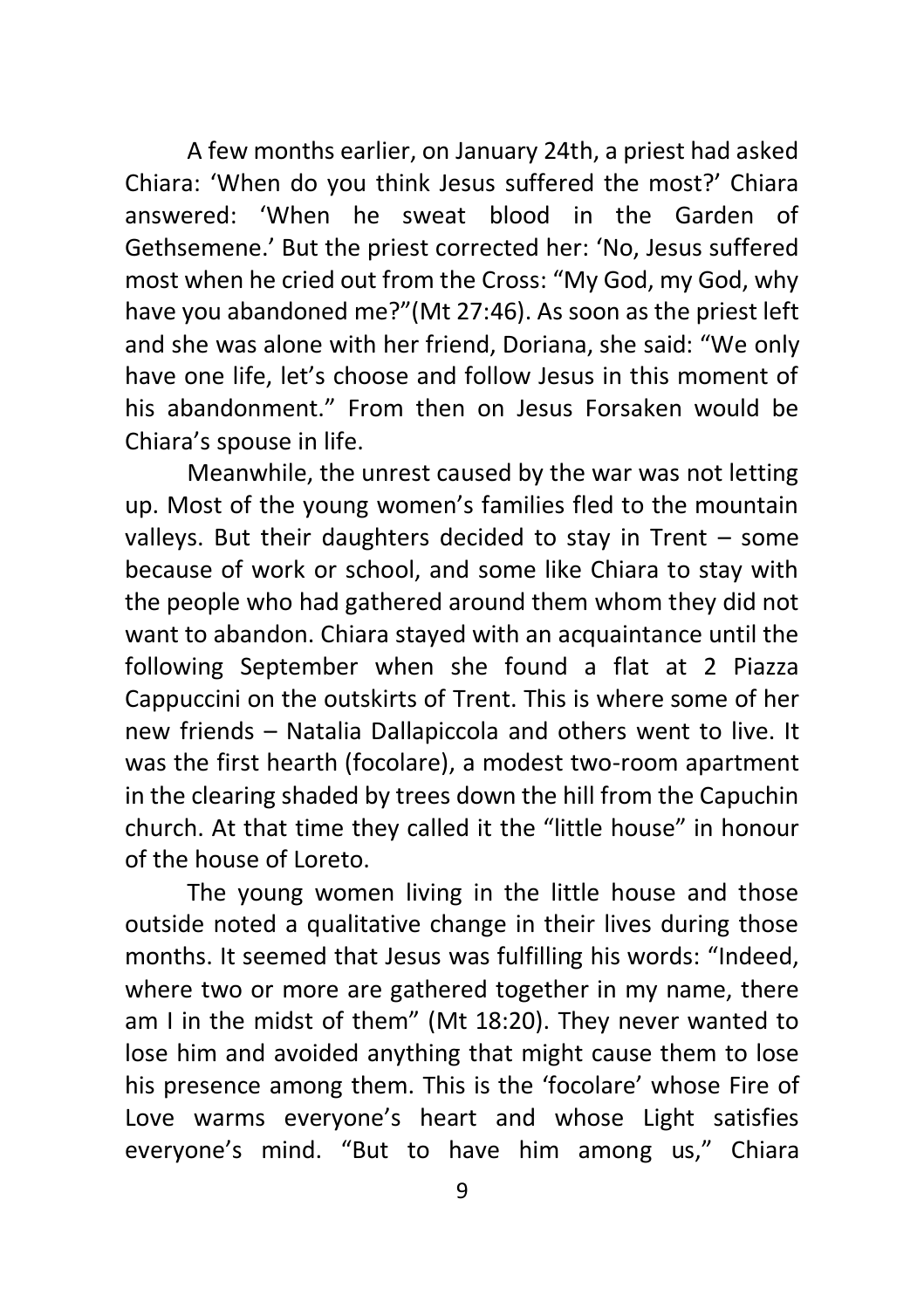A few months earlier, on January 24th, a priest had asked Chiara: 'When do you think Jesus suffered the most?' Chiara answered: 'When he sweat blood in the Garden of Gethsemene.' But the priest corrected her: 'No, Jesus suffered most when he cried out from the Cross: "My God, my God, why have you abandoned me?"(Mt 27:46). As soon as the priest left and she was alone with her friend, Doriana, she said: "We only have one life, let's choose and follow Jesus in this moment of his abandonment." From then on Jesus Forsaken would be Chiara's spouse in life.

Meanwhile, the unrest caused by the war was not letting up. Most of the young women's families fled to the mountain valleys. But their daughters decided to stay in Trent – some because of work or school, and some like Chiara to stay with the people who had gathered around them whom they did not want to abandon. Chiara stayed with an acquaintance until the following September when she found a flat at 2 Piazza Cappuccini on the outskirts of Trent. This is where some of her new friends – Natalia Dallapiccola and others went to live. It was the first hearth (focolare), a modest two-room apartment in the clearing shaded by trees down the hill from the Capuchin church. At that time they called it the "little house" in honour of the house of Loreto.

The young women living in the little house and those outside noted a qualitative change in their lives during those months. It seemed that Jesus was fulfilling his words: "Indeed, where two or more are gathered together in my name, there am I in the midst of them" (Mt 18:20). They never wanted to lose him and avoided anything that might cause them to lose his presence among them. This is the 'focolare' whose Fire of Love warms everyone's heart and whose Light satisfies everyone's mind. "But to have him among us," Chiara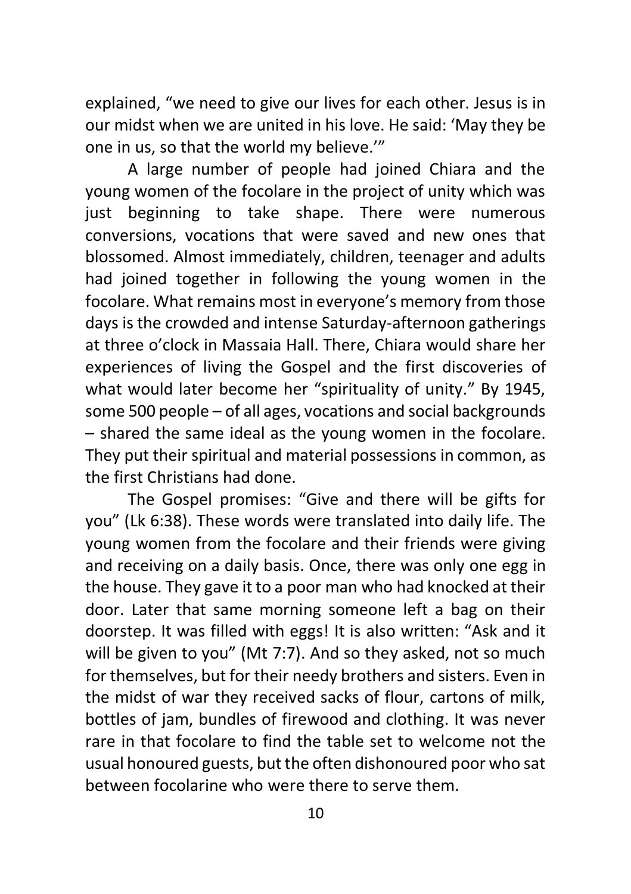explained, "we need to give our lives for each other. Jesus is in our midst when we are united in his love. He said: 'May they be one in us, so that the world my believe.'"

A large number of people had joined Chiara and the young women of the focolare in the project of unity which was just beginning to take shape. There were numerous conversions, vocations that were saved and new ones that blossomed. Almost immediately, children, teenager and adults had joined together in following the young women in the focolare. What remains most in everyone's memory from those days is the crowded and intense Saturday-afternoon gatherings at three o'clock in Massaia Hall. There, Chiara would share her experiences of living the Gospel and the first discoveries of what would later become her "spirituality of unity." By 1945, some 500 people – of all ages, vocations and social backgrounds – shared the same ideal as the young women in the focolare. They put their spiritual and material possessions in common, as the first Christians had done.

The Gospel promises: "Give and there will be gifts for you" (Lk 6:38). These words were translated into daily life. The young women from the focolare and their friends were giving and receiving on a daily basis. Once, there was only one egg in the house. They gave it to a poor man who had knocked at their door. Later that same morning someone left a bag on their doorstep. It was filled with eggs! It is also written: "Ask and it will be given to you" (Mt 7:7). And so they asked, not so much for themselves, but for their needy brothers and sisters. Even in the midst of war they received sacks of flour, cartons of milk, bottles of jam, bundles of firewood and clothing. It was never rare in that focolare to find the table set to welcome not the usual honoured guests, but the often dishonoured poor who sat between focolarine who were there to serve them.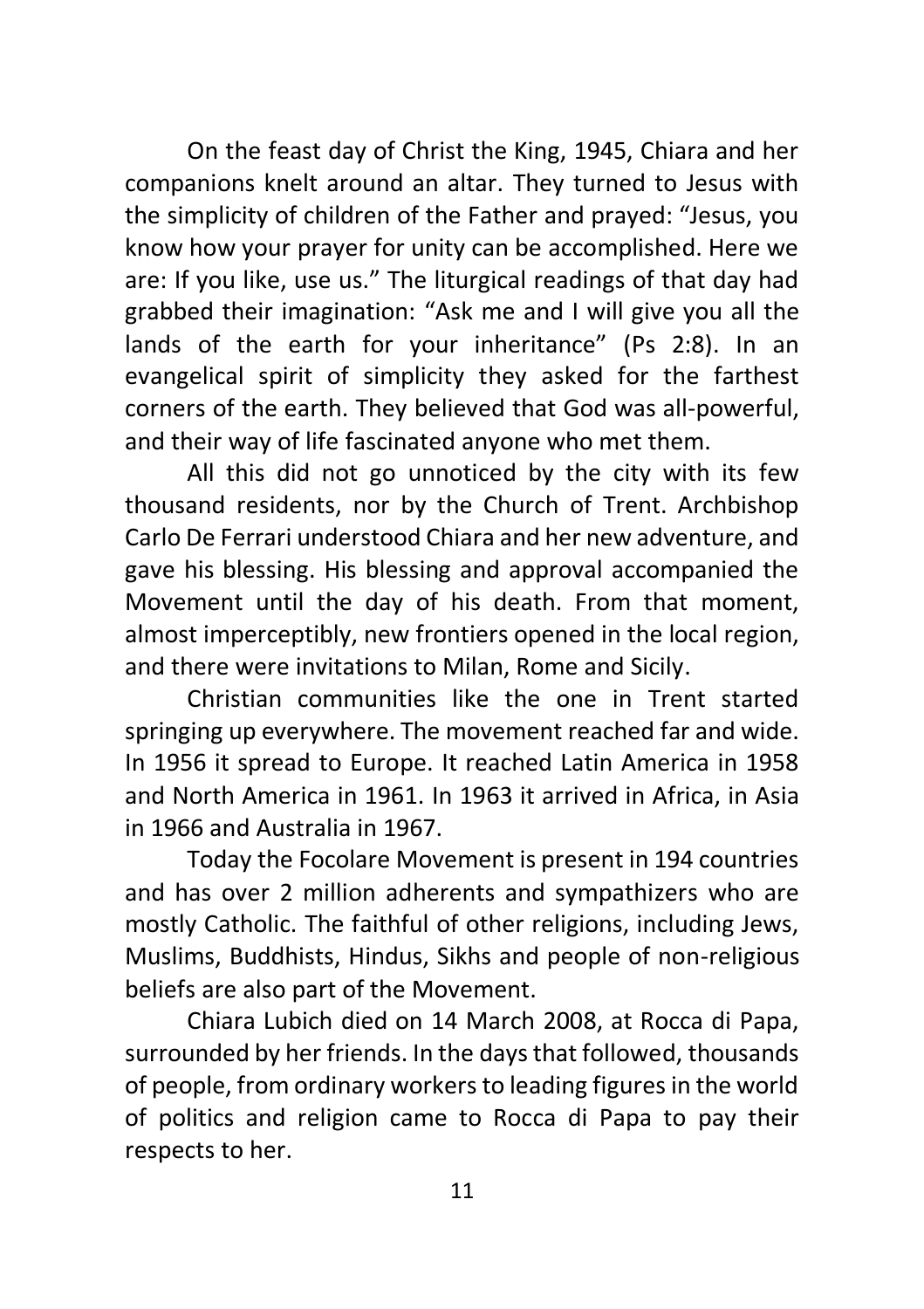On the feast day of Christ the King, 1945, Chiara and her companions knelt around an altar. They turned to Jesus with the simplicity of children of the Father and prayed: "Jesus, you know how your prayer for unity can be accomplished. Here we are: If you like, use us." The liturgical readings of that day had grabbed their imagination: "Ask me and I will give you all the lands of the earth for your inheritance" (Ps 2:8). In an evangelical spirit of simplicity they asked for the farthest corners of the earth. They believed that God was all-powerful, and their way of life fascinated anyone who met them.

All this did not go unnoticed by the city with its few thousand residents, nor by the Church of Trent. Archbishop Carlo De Ferrari understood Chiara and her new adventure, and gave his blessing. His blessing and approval accompanied the Movement until the day of his death. From that moment, almost imperceptibly, new frontiers opened in the local region, and there were invitations to Milan, Rome and Sicily.

Christian communities like the one in Trent started springing up everywhere. The movement reached far and wide. In 1956 it spread to Europe. It reached Latin America in 1958 and North America in 1961. In 1963 it arrived in Africa, in Asia in 1966 and Australia in 1967.

Today the Focolare Movement is present in 194 countries and has over 2 million adherents and sympathizers who are mostly Catholic. The faithful of other religions, including Jews, Muslims, Buddhists, Hindus, Sikhs and people of non-religious beliefs are also part of the Movement.

Chiara Lubich died on 14 March 2008, at Rocca di Papa, surrounded by her friends. In the days that followed, thousands of people, from ordinary workers to leading figures in the world of politics and religion came to Rocca di Papa to pay their respects to her.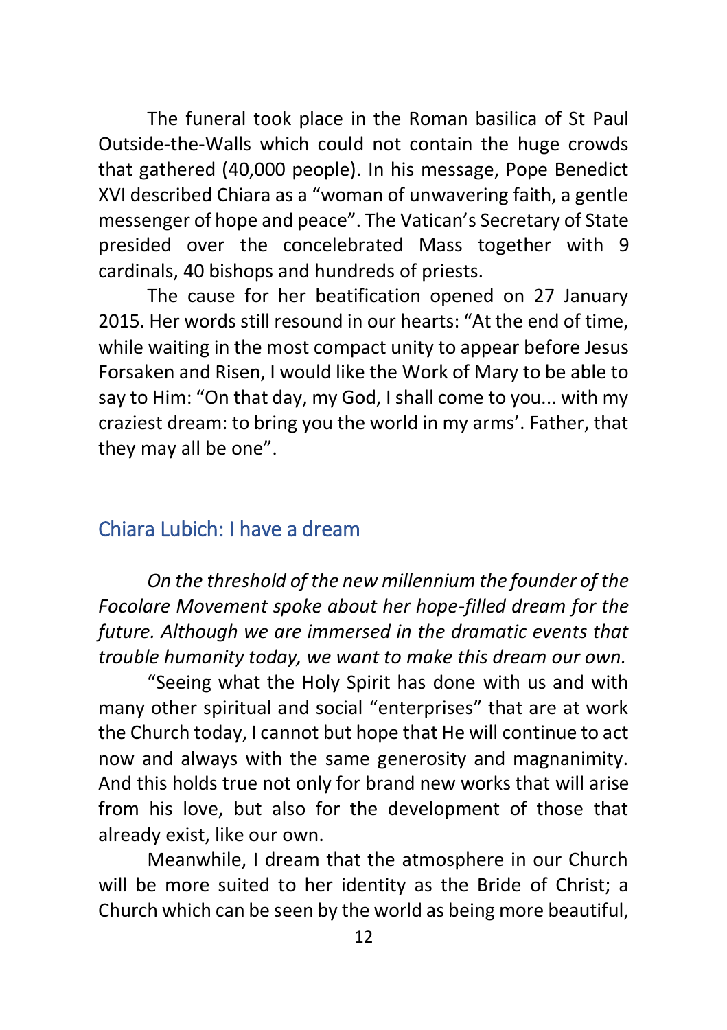The funeral took place in the Roman basilica of St Paul Outside-the-Walls which could not contain the huge crowds that gathered (40,000 people). In his message, Pope Benedict XVI described Chiara as a "woman of unwavering faith, a gentle messenger of hope and peace". The Vatican's Secretary of State presided over the concelebrated Mass together with 9 cardinals, 40 bishops and hundreds of priests.

The cause for her beatification opened on 27 January 2015. Her words still resound in our hearts: "At the end of time, while waiting in the most compact unity to appear before Jesus Forsaken and Risen, I would like the Work of Mary to be able to say to Him: "On that day, my God, I shall come to you... with my craziest dream: to bring you the world in my arms'. Father, that they may all be one".

## Chiara Lubich: I have a dream

*On the threshold of the new millennium the founder of the Focolare Movement spoke about her hope-filled dream for the future. Although we are immersed in the dramatic events that trouble humanity today, we want to make this dream our own.*

"Seeing what the Holy Spirit has done with us and with many other spiritual and social "enterprises" that are at work the Church today, I cannot but hope that He will continue to act now and always with the same generosity and magnanimity. And this holds true not only for brand new works that will arise from his love, but also for the development of those that already exist, like our own.

Meanwhile, I dream that the atmosphere in our Church will be more suited to her identity as the Bride of Christ; a Church which can be seen by the world as being more beautiful,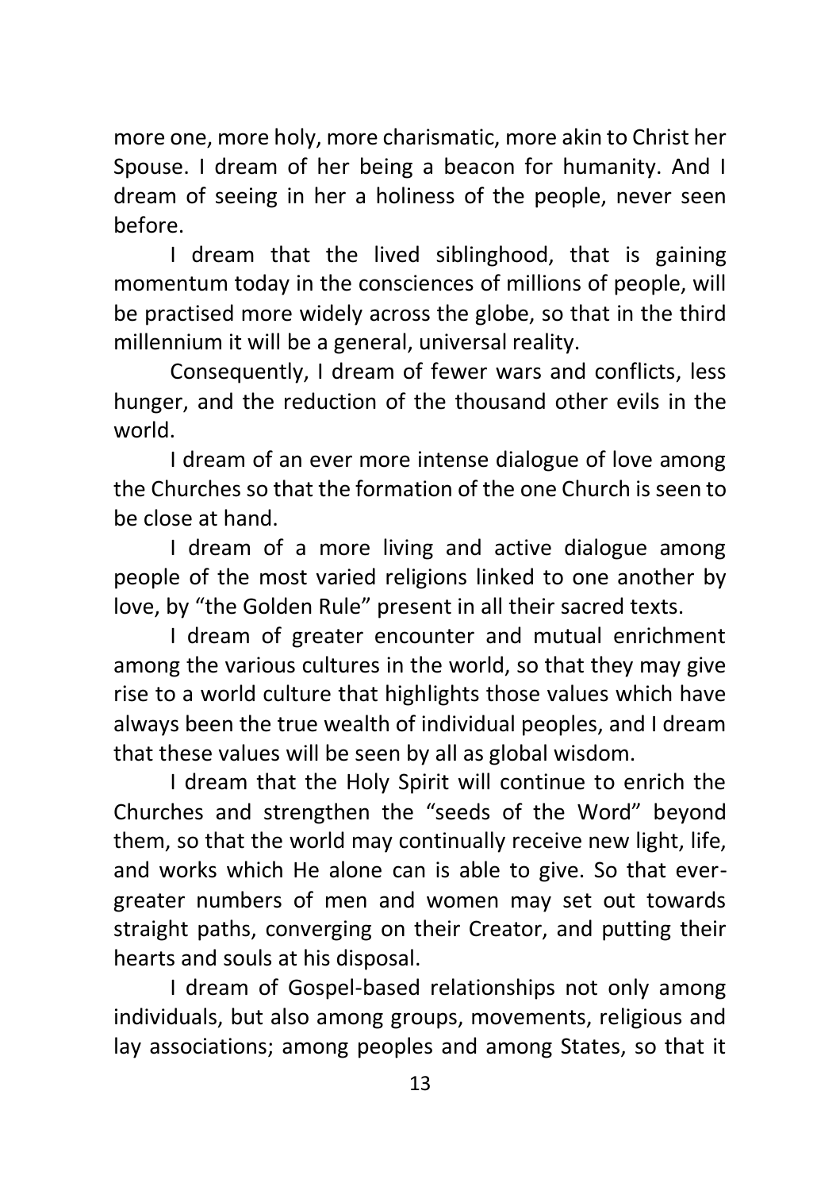more one, more holy, more charismatic, more akin to Christ her Spouse. I dream of her being a beacon for humanity. And I dream of seeing in her a holiness of the people, never seen before.

I dream that the lived siblinghood, that is gaining momentum today in the consciences of millions of people, will be practised more widely across the globe, so that in the third millennium it will be a general, universal reality.

Consequently, I dream of fewer wars and conflicts, less hunger, and the reduction of the thousand other evils in the world.

I dream of an ever more intense dialogue of love among the Churches so that the formation of the one Church is seen to be close at hand.

I dream of a more living and active dialogue among people of the most varied religions linked to one another by love, by "the Golden Rule" present in all their sacred texts.

I dream of greater encounter and mutual enrichment among the various cultures in the world, so that they may give rise to a world culture that highlights those values which have always been the true wealth of individual peoples, and I dream that these values will be seen by all as global wisdom.

I dream that the Holy Spirit will continue to enrich the Churches and strengthen the "seeds of the Word" beyond them, so that the world may continually receive new light, life, and works which He alone can is able to give. So that ever-greater numbers of men and women may set out towards straight paths, converging on their Creator, and putting their hearts and souls at his disposal.

I dream of Gospel-based relationships not only among individuals, but also among groups, movements, religious and lay associations; among peoples and among States, so that it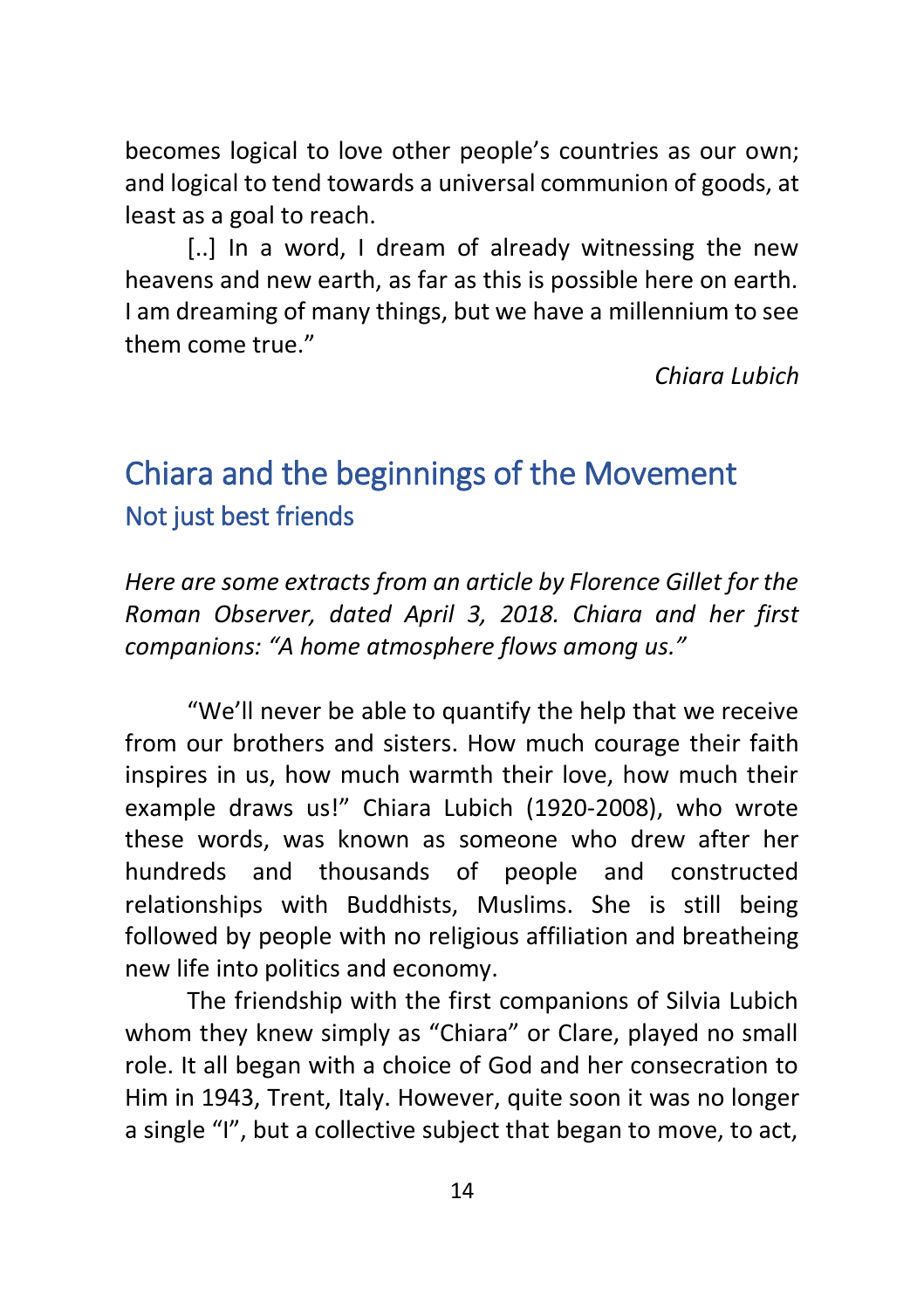becomes logical to love other people's countries as our own; and logical to tend towards a universal communion of goods, at least as a goal to reach.

[..] In a word, I dream of already witnessing the new heavens and new earth, as far as this is possible here on earth. I am dreaming of many things, but we have a millennium to see them come true."

*Chiara Lubich*

## Chiara and the beginnings of the Movement

### Not just best friends

*Here are some extracts from an article by Florence Gillet for the Roman Observer, dated April 3, 2018. Chiara and her first companions: "A home atmosphere flows among us."*

"We'll never be able to quantify the help that we receive from our brothers and sisters. How much courage their faith inspires in us, how much warmth their love, how much their example draws us!" Chiara Lubich (1920-2008), who wrote these words, was known as someone who drew after her hundreds and thousands of people and constructed relationships with Buddhists, Muslims. She is still being followed by people with no religious affiliation and breatheing new life into politics and economy.

The friendship with the first companions of Silvia Lubich whom they knew simply as "Chiara" or Clare, played no small role. It all began with a choice of God and her consecration to Him in 1943, Trent, Italy. However, quite soon it was no longer a single "I", but a collective subject that began to move, to act,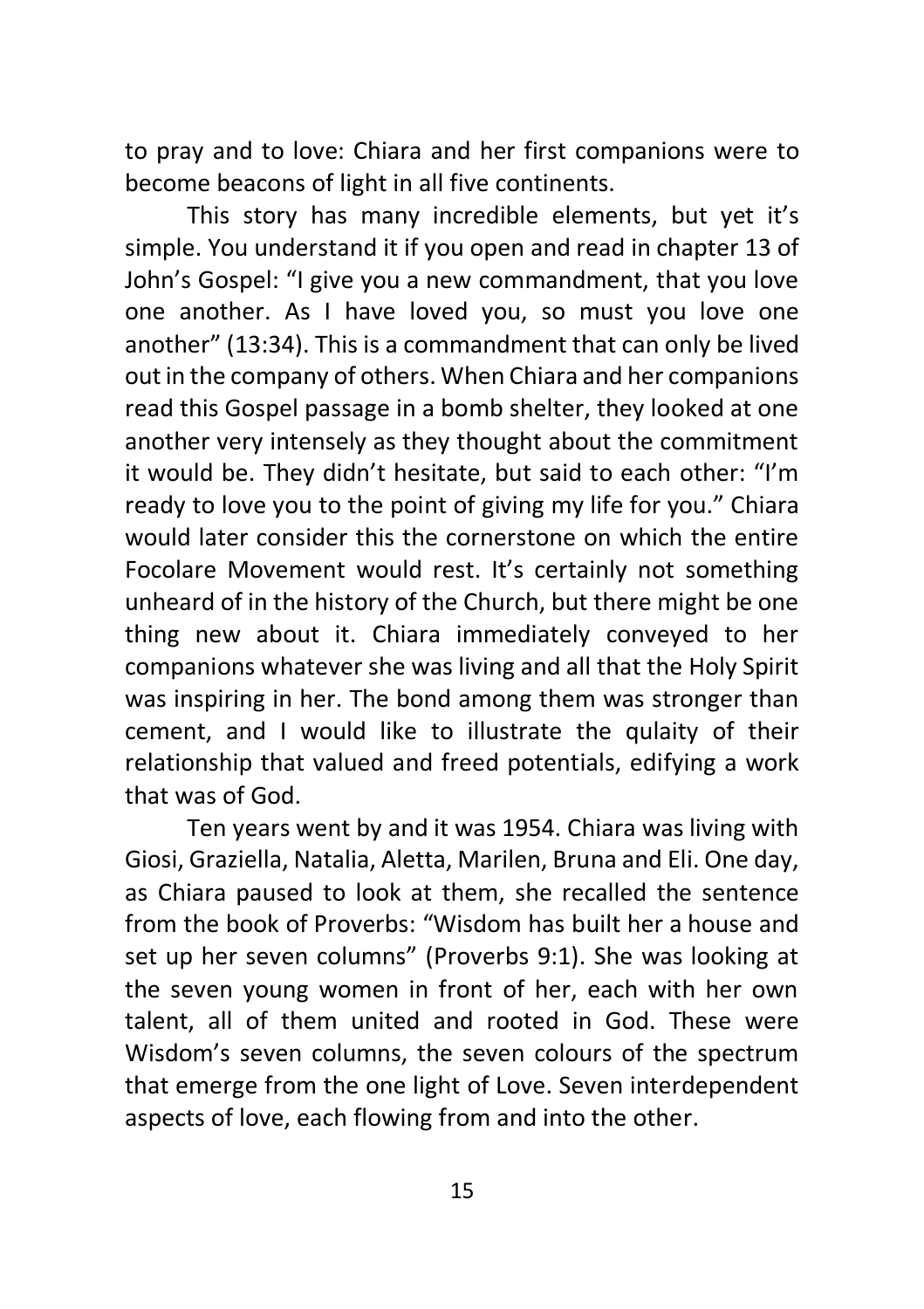to pray and to love: Chiara and her first companions were to become beacons of light in all five continents.

This story has many incredible elements, but yet it's simple. You understand it if you open and read in chapter 13 of John's Gospel: "I give you a new commandment, that you love one another. As I have loved you, so must you love one another" (13:34). This is a commandment that can only be lived out in the company of others. When Chiara and her companions read this Gospel passage in a bomb shelter, they looked at one another very intensely as they thought about the commitment it would be. They didn't hesitate, but said to each other: "I'm ready to love you to the point of giving my life for you." Chiara would later consider this the cornerstone on which the entire Focolare Movement would rest. It's certainly not something unheard of in the history of the Church, but there might be one thing new about it. Chiara immediately conveyed to her companions whatever she was living and all that the Holy Spirit was inspiring in her. The bond among them was stronger than cement, and I would like to illustrate the qulaity of their relationship that valued and freed potentials, edifying a work that was of God.

Ten years went by and it was 1954. Chiara was living with Giosi, Graziella, Natalia, Aletta, Marilen, Bruna and Eli. One day, as Chiara paused to look at them, she recalled the sentence from the book of Proverbs: "Wisdom has built her a house and set up her seven columns" (Proverbs 9:1). She was looking at the seven young women in front of her, each with her own talent, all of them united and rooted in God. These were Wisdom's seven columns, the seven colours of the spectrum that emerge from the one light of Love. Seven interdependent aspects of love, each flowing from and into the other.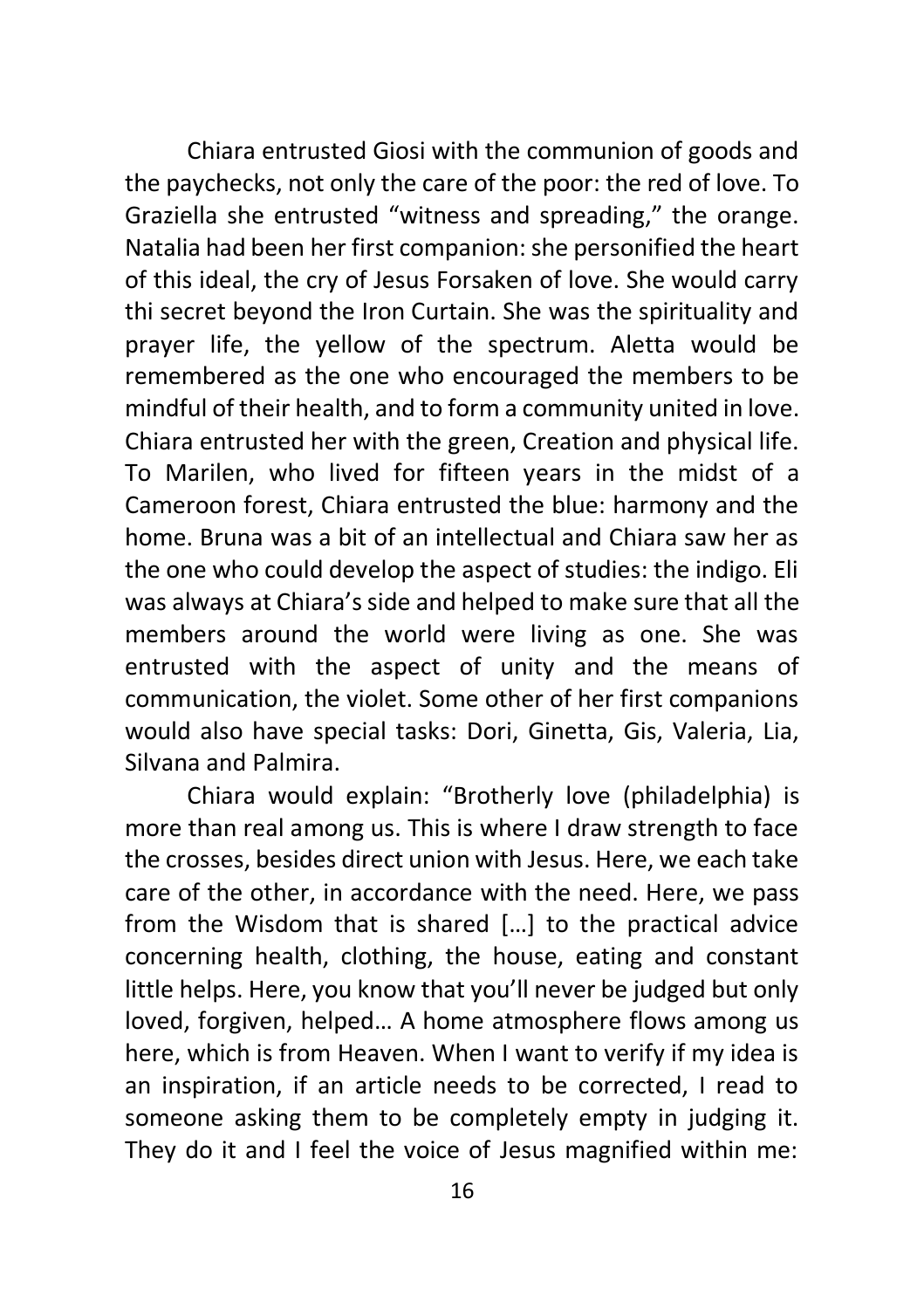Chiara entrusted Giosi with the communion of goods and the paychecks, not only the care of the poor: the red of love. To Graziella she entrusted "witness and spreading," the orange. Natalia had been her first companion: she personified the heart of this ideal, the cry of Jesus Forsaken of love. She would carry thi secret beyond the Iron Curtain. She was the spirituality and prayer life, the yellow of the spectrum. Aletta would be remembered as the one who encouraged the members to be mindful of their health, and to form a community united in love. Chiara entrusted her with the green, Creation and physical life. To Marilen, who lived for fifteen years in the midst of a Cameroon forest, Chiara entrusted the blue: harmony and the home. Bruna was a bit of an intellectual and Chiara saw her as the one who could develop the aspect of studies: the indigo. Eli was always at Chiara's side and helped to make sure that all the members around the world were living as one. She was entrusted with the aspect of unity and the means of communication, the violet. Some other of her first companions would also have special tasks: Dori, Ginetta, Gis, Valeria, Lia, Silvana and Palmira.

Chiara would explain: "Brotherly love (philadelphia) is more than real among us. This is where I draw strength to face the crosses, besides direct union with Jesus. Here, we each take care of the other, in accordance with the need. Here, we pass from the Wisdom that is shared […] to the practical advice concerning health, clothing, the house, eating and constant little helps. Here, you know that you'll never be judged but only loved, forgiven, helped… A home atmosphere flows among us here, which is from Heaven. When I want to verify if my idea is an inspiration, if an article needs to be corrected, I read to someone asking them to be completely empty in judging it. They do it and I feel the voice of Jesus magnified within me: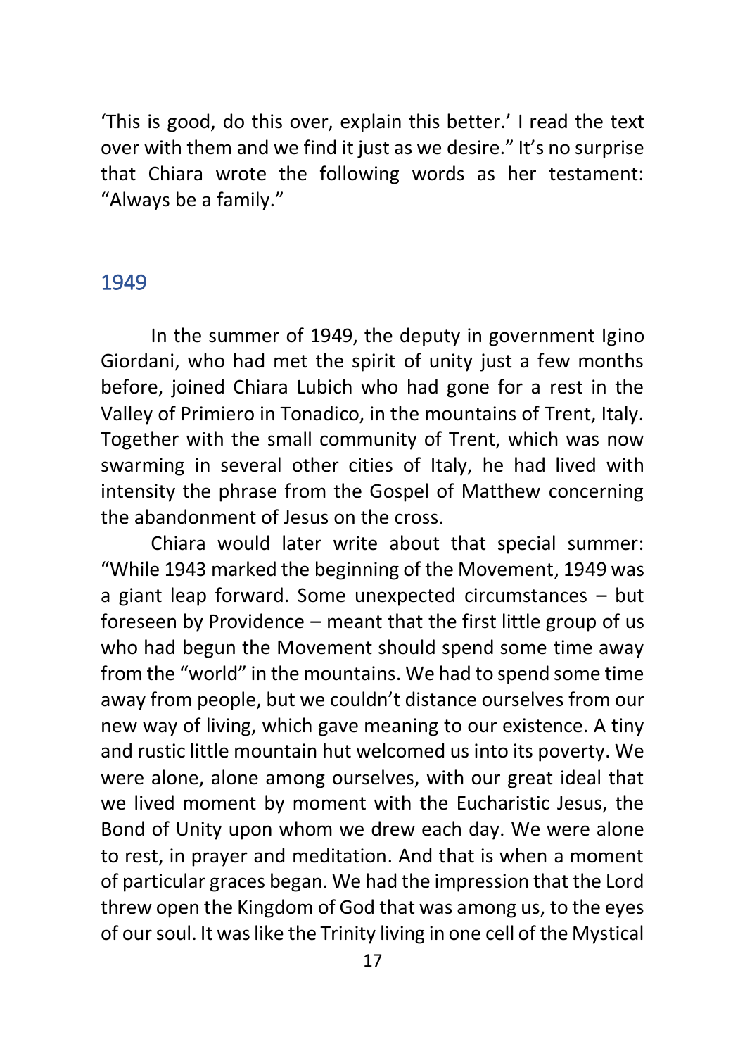'This is good, do this over, explain this better.' I read the text over with them and we find it just as we desire." It's no surprise that Chiara wrote the following words as her testament: "Always be a family."

## 1949

In the summer of 1949, the deputy in government Igino Giordani, who had met the spirit of unity just a few months before, joined Chiara Lubich who had gone for a rest in the Valley of Primiero in Tonadico, in the mountains of Trent, Italy. Together with the small community of Trent, which was now swarming in several other cities of Italy, he had lived with intensity the phrase from the Gospel of Matthew concerning the abandonment of Jesus on the cross.

Chiara would later write about that special summer: "While 1943 marked the beginning of the Movement, 1949 was a giant leap forward. Some unexpected circumstances – but foreseen by Providence – meant that the first little group of us who had begun the Movement should spend some time away from the "world" in the mountains. We had to spend some time away from people, but we couldn't distance ourselves from our new way of living, which gave meaning to our existence. A tiny and rustic little mountain hut welcomed us into its poverty. We were alone, alone among ourselves, with our great ideal that we lived moment by moment with the Eucharistic Jesus, the Bond of Unity upon whom we drew each day. We were alone to rest, in prayer and meditation. And that is when a moment of particular graces began. We had the impression that the Lord threw open the Kingdom of God that was among us, to the eyes of our soul. It was like the Trinity living in one cell of the Mystical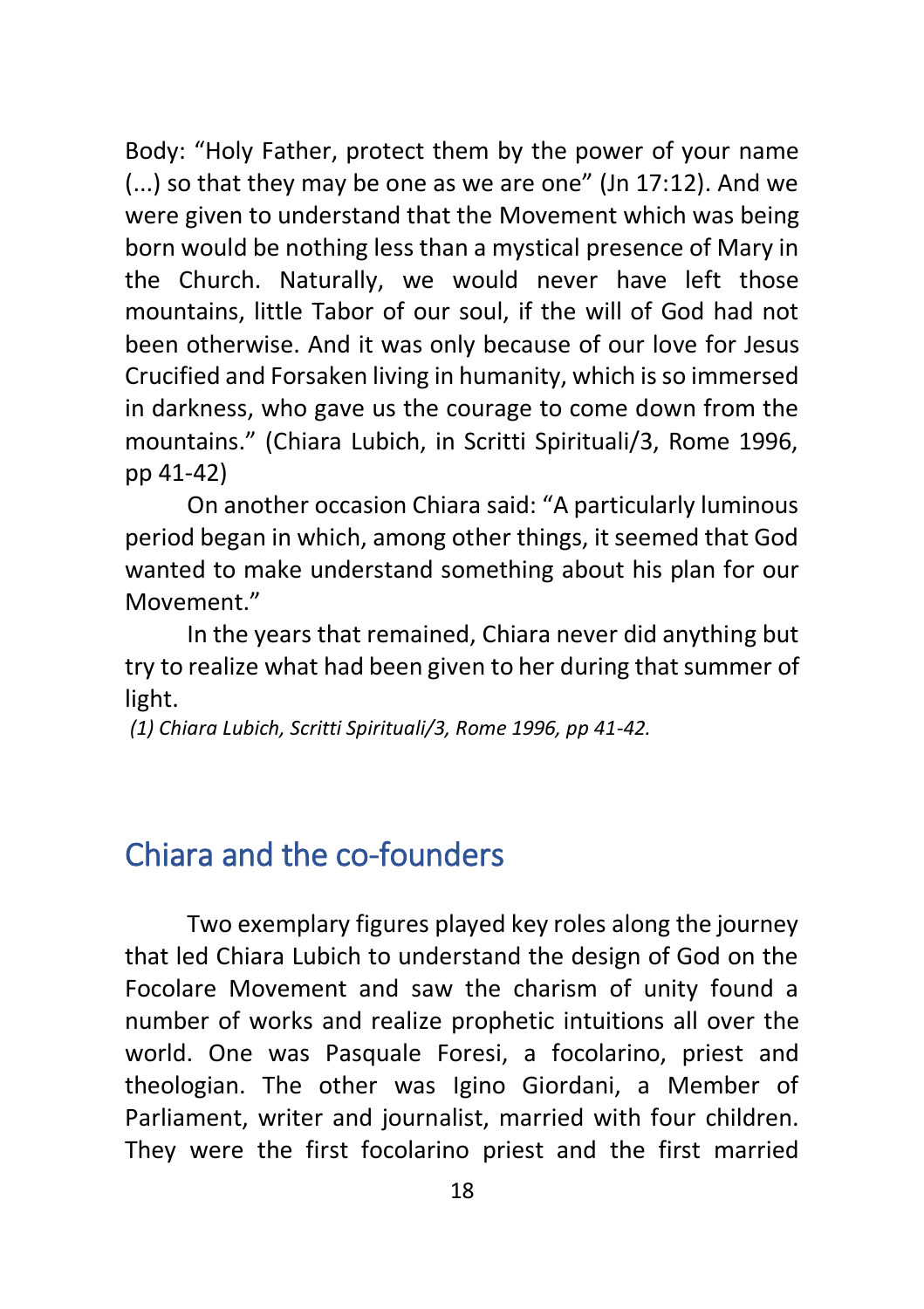Body: “Holy Father, protect them by the power of your name (...) so that they may be one as we are one” (Jn 17:12). And we were given to understand that the Movement which was being born would be nothing less than a mystical presence of Mary in the Church. Naturally, we would never have left those mountains, little Tabor of our soul, if the will of God had not been otherwise. And it was only because of our love for Jesus Crucified and Forsaken living in humanity, which is so immersed in darkness, who gave us the courage to come down from the mountains.” (Chiara Lubich, in Scritti Spirituali/3, Rome 1996, pp 41-42)

On another occasion Chiara said: “A particularly luminous period began in which, among other things, it seemed that God wanted to make understand something about his plan for our Movement.”

In the years that remained, Chiara never did anything but try to realize what had been given to her during that summer of light.

*(1) Chiara Lubich, Scritti Spirituali/3, Rome 1996, pp 41-42.*

## Chiara and the co-founders

Two exemplary figures played key roles along the journey that led Chiara Lubich to understand the design of God on the Focolare Movement and saw the charism of unity found a number of works and realize prophetic intuitions all over the world. One was Pasquale Foresi, a focolarino, priest and theologian. The other was Igino Giordani, a Member of Parliament, writer and journalist, married with four children. They were the first focolarino priest and the first married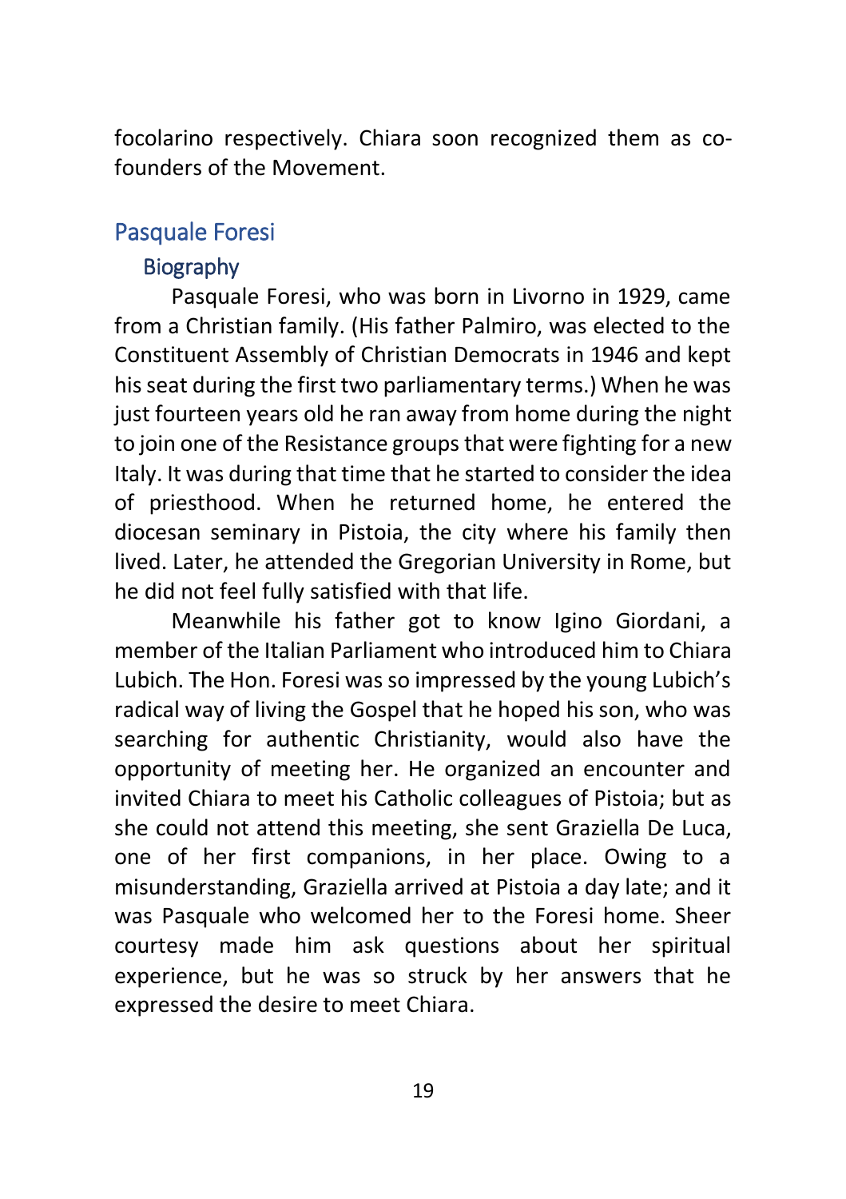focolarino respectively. Chiara soon recognized them as co-founders of the Movement.

## Pasquale Foresi

### Biography

Pasquale Foresi, who was born in Livorno in 1929, came from a Christian family. (His father Palmiro, was elected to the Constituent Assembly of Christian Democrats in 1946 and kept his seat during the first two parliamentary terms.) When he was just fourteen years old he ran away from home during the night to join one of the Resistance groups that were fighting for a new Italy. It was during that time that he started to consider the idea of priesthood. When he returned home, he entered the diocesan seminary in Pistoia, the city where his family then lived. Later, he attended the Gregorian University in Rome, but he did not feel fully satisfied with that life.

Meanwhile his father got to know Igino Giordani, a member of the Italian Parliament who introduced him to Chiara Lubich. The Hon. Foresi was so impressed by the young Lubich's radical way of living the Gospel that he hoped his son, who was searching for authentic Christianity, would also have the opportunity of meeting her. He organized an encounter and invited Chiara to meet his Catholic colleagues of Pistoia; but as she could not attend this meeting, she sent Graziella De Luca, one of her first companions, in her place. Owing to a misunderstanding, Graziella arrived at Pistoia a day late; and it was Pasquale who welcomed her to the Foresi home. Sheer courtesy made him ask questions about her spiritual experience, but he was so struck by her answers that he expressed the desire to meet Chiara.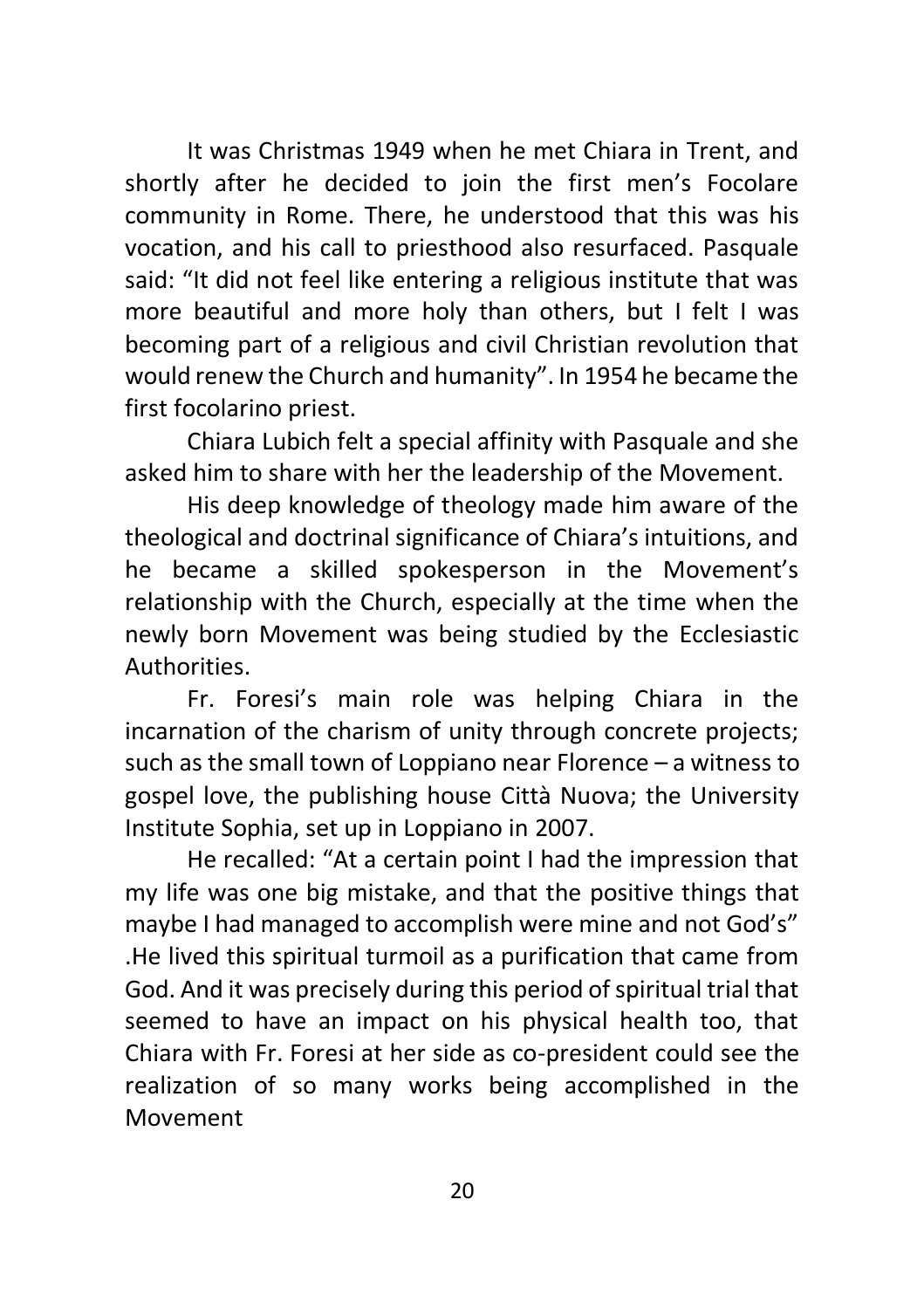It was Christmas 1949 when he met Chiara in Trent, and shortly after he decided to join the first men's Focolare community in Rome. There, he understood that this was his vocation, and his call to priesthood also resurfaced. Pasquale said: "It did not feel like entering a religious institute that was more beautiful and more holy than others, but I felt I was becoming part of a religious and civil Christian revolution that would renew the Church and humanity". In 1954 he became the first focolarino priest.

Chiara Lubich felt a special affinity with Pasquale and she asked him to share with her the leadership of the Movement.

His deep knowledge of theology made him aware of the theological and doctrinal significance of Chiara's intuitions, and he became a skilled spokesperson in the Movement's relationship with the Church, especially at the time when the newly born Movement was being studied by the Ecclesiastic Authorities.

Fr. Foresi's main role was helping Chiara in the incarnation of the charism of unity through concrete projects; such as the small town of Loppiano near Florence – a witness to gospel love, the publishing house Città Nuova; the University Institute Sophia, set up in Loppiano in 2007.

He recalled: "At a certain point I had the impression that my life was one big mistake, and that the positive things that maybe I had managed to accomplish were mine and not God's" .He lived this spiritual turmoil as a purification that came from God. And it was precisely during this period of spiritual trial that seemed to have an impact on his physical health too, that Chiara with Fr. Foresi at her side as co-president could see the realization of so many works being accomplished in the Movement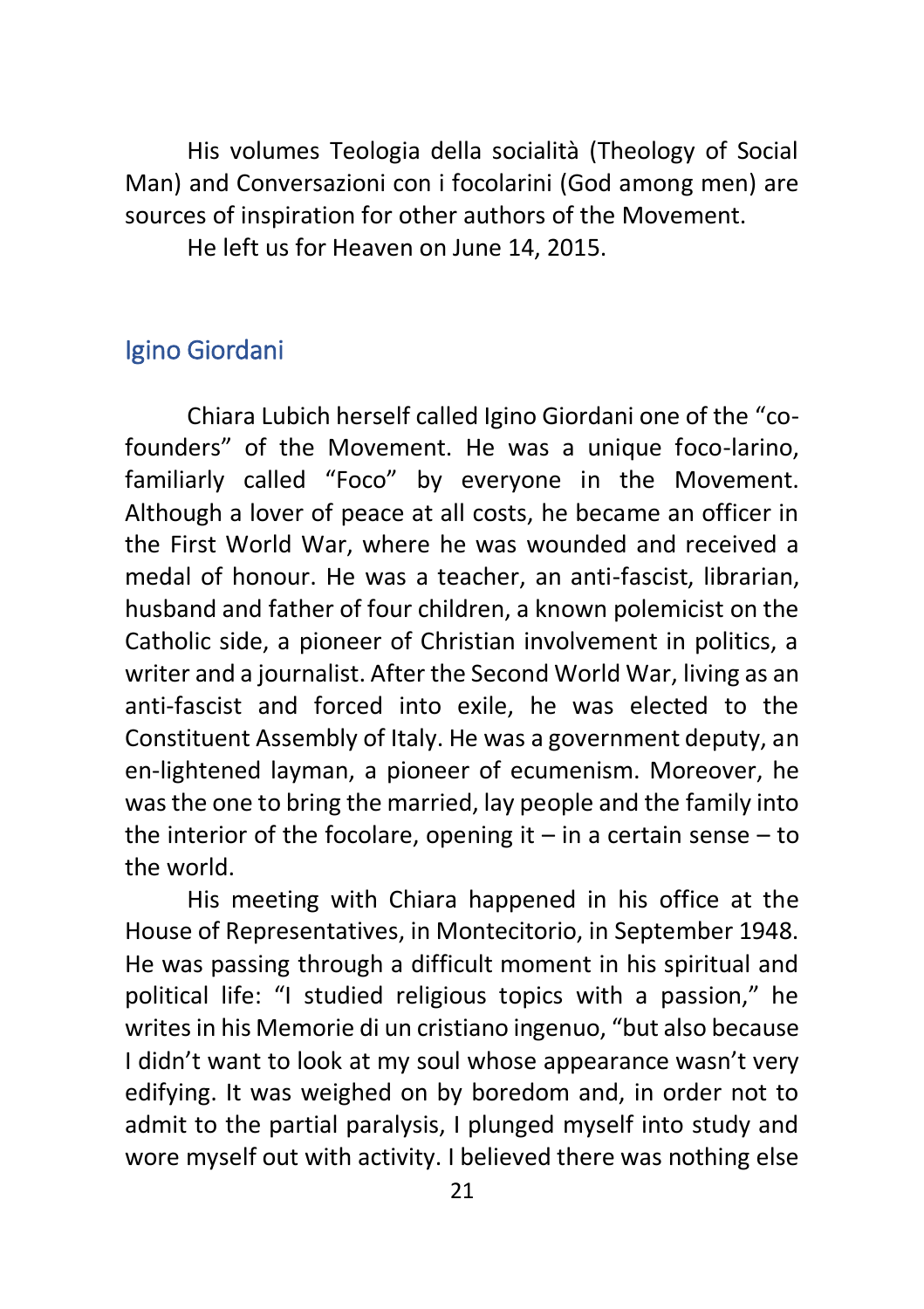His volumes Teologia della socialità (Theology of Social Man) and Conversazioni con i focolarini (God among men) are sources of inspiration for other authors of the Movement.

He left us for Heaven on June 14, 2015.

## Igino Giordani

Chiara Lubich herself called Igino Giordani one of the "co-founders" of the Movement. He was a unique foco-larino, familiarly called "Foco" by everyone in the Movement. Although a lover of peace at all costs, he became an officer in the First World War, where he was wounded and received a medal of honour. He was a teacher, an anti-fascist, librarian, husband and father of four children, a known polemicist on the Catholic side, a pioneer of Christian involvement in politics, a writer and a journalist. After the Second World War, living as an anti-fascist and forced into exile, he was elected to the Constituent Assembly of Italy. He was a government deputy, an en-lightened layman, a pioneer of ecumenism. Moreover, he was the one to bring the married, lay people and the family into the interior of the focolare, opening it – in a certain sense – to the world.

His meeting with Chiara happened in his office at the House of Representatives, in Montecitorio, in September 1948. He was passing through a difficult moment in his spiritual and political life: "I studied religious topics with a passion," he writes in his Memorie di un cristiano ingenuo, "but also because I didn't want to look at my soul whose appearance wasn't very edifying. It was weighed on by boredom and, in order not to admit to the partial paralysis, I plunged myself into study and wore myself out with activity. I believed there was nothing else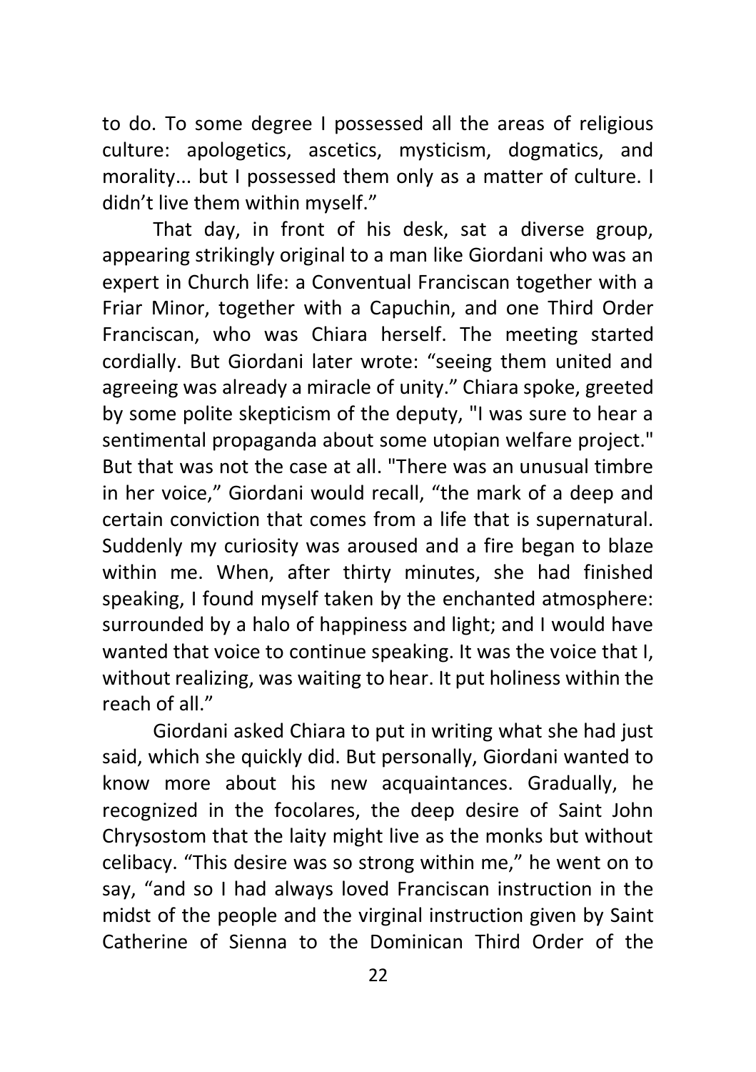to do. To some degree I possessed all the areas of religious culture: apologetics, ascetics, mysticism, dogmatics, and morality... but I possessed them only as a matter of culture. I didn't live them within myself."

That day, in front of his desk, sat a diverse group, appearing strikingly original to a man like Giordani who was an expert in Church life: a Conventual Franciscan together with a Friar Minor, together with a Capuchin, and one Third Order Franciscan, who was Chiara herself. The meeting started cordially. But Giordani later wrote: "seeing them united and agreeing was already a miracle of unity." Chiara spoke, greeted by some polite skepticism of the deputy, "I was sure to hear a sentimental propaganda about some utopian welfare project." But that was not the case at all. "There was an unusual timbre in her voice," Giordani would recall, "the mark of a deep and certain conviction that comes from a life that is supernatural. Suddenly my curiosity was aroused and a fire began to blaze within me. When, after thirty minutes, she had finished speaking, I found myself taken by the enchanted atmosphere: surrounded by a halo of happiness and light; and I would have wanted that voice to continue speaking. It was the voice that I, without realizing, was waiting to hear. It put holiness within the reach of all."

Giordani asked Chiara to put in writing what she had just said, which she quickly did. But personally, Giordani wanted to know more about his new acquaintances. Gradually, he recognized in the focolares, the deep desire of Saint John Chrysostom that the laity might live as the monks but without celibacy. "This desire was so strong within me," he went on to say, "and so I had always loved Franciscan instruction in the midst of the people and the virginal instruction given by Saint Catherine of Sienna to the Dominican Third Order of the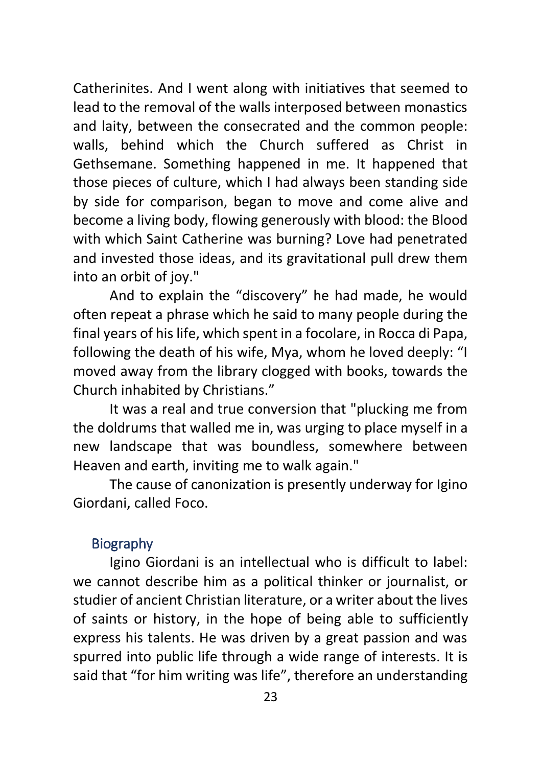Catherinites. And I went along with initiatives that seemed to lead to the removal of the walls interposed between monastics and laity, between the consecrated and the common people: walls, behind which the Church suffered as Christ in Gethsemane. Something happened in me. It happened that those pieces of culture, which I had always been standing side by side for comparison, began to move and come alive and become a living body, flowing generously with blood: the Blood with which Saint Catherine was burning? Love had penetrated and invested those ideas, and its gravitational pull drew them into an orbit of joy."

And to explain the "discovery" he had made, he would often repeat a phrase which he said to many people during the final years of his life, which spent in a focolare, in Rocca di Papa, following the death of his wife, Mya, whom he loved deeply: "I moved away from the library clogged with books, towards the Church inhabited by Christians."

It was a real and true conversion that "plucking me from the doldrums that walled me in, was urging to place myself in a new landscape that was boundless, somewhere between Heaven and earth, inviting me to walk again."

The cause of canonization is presently underway for Igino Giordani, called Foco.

## Biography

Igino Giordani is an intellectual who is difficult to label: we cannot describe him as a political thinker or journalist, or studier of ancient Christian literature, or a writer about the lives of saints or history, in the hope of being able to sufficiently express his talents. He was driven by a great passion and was spurred into public life through a wide range of interests. It is said that "for him writing was life", therefore an understanding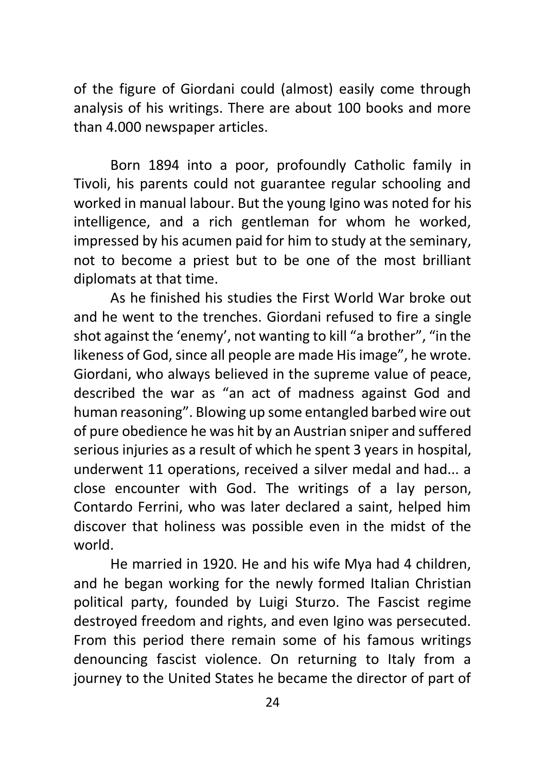of the figure of Giordani could (almost) easily come through analysis of his writings. There are about 100 books and more than 4.000 newspaper articles.

Born 1894 into a poor, profoundly Catholic family in Tivoli, his parents could not guarantee regular schooling and worked in manual labour. But the young Igino was noted for his intelligence, and a rich gentleman for whom he worked, impressed by his acumen paid for him to study at the seminary, not to become a priest but to be one of the most brilliant diplomats at that time.

As he finished his studies the First World War broke out and he went to the trenches. Giordani refused to fire a single shot against the 'enemy', not wanting to kill "a brother", "in the likeness of God, since all people are made His image", he wrote. Giordani, who always believed in the supreme value of peace, described the war as "an act of madness against God and human reasoning". Blowing up some entangled barbed wire out of pure obedience he was hit by an Austrian sniper and suffered serious injuries as a result of which he spent 3 years in hospital, underwent 11 operations, received a silver medal and had... a close encounter with God. The writings of a lay person, Contardo Ferrini, who was later declared a saint, helped him discover that holiness was possible even in the midst of the world.

He married in 1920. He and his wife Mya had 4 children, and he began working for the newly formed Italian Christian political party, founded by Luigi Sturzo. The Fascist regime destroyed freedom and rights, and even Igino was persecuted. From this period there remain some of his famous writings denouncing fascist violence. On returning to Italy from a journey to the United States he became the director of part of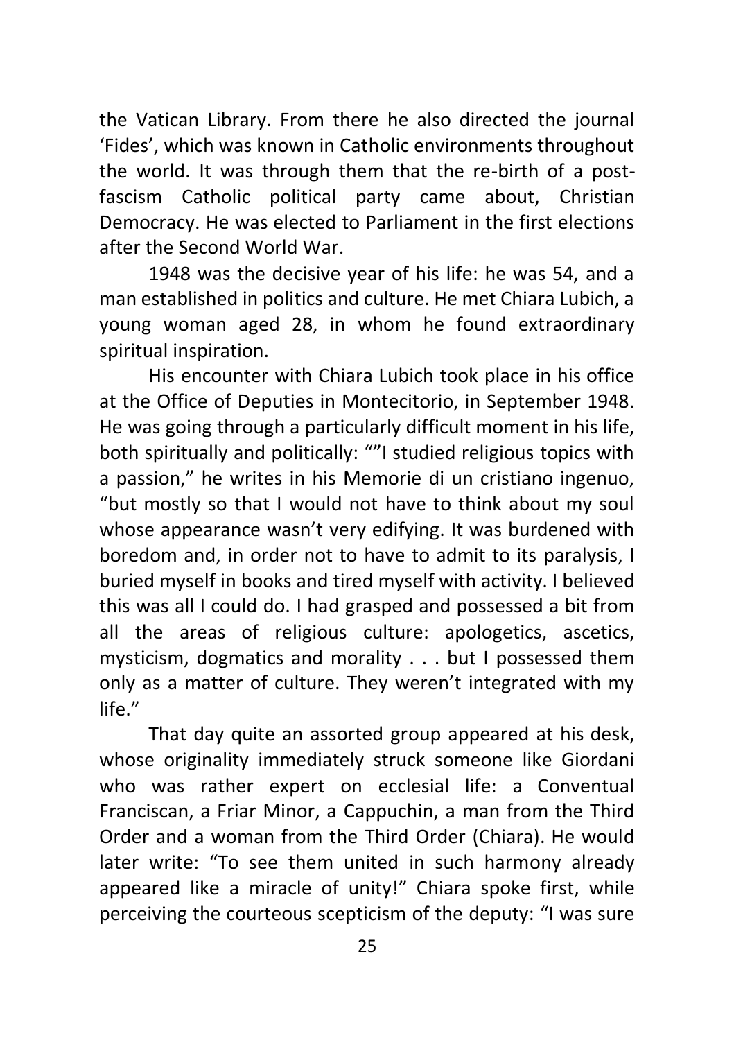the Vatican Library. From there he also directed the journal 'Fides', which was known in Catholic environments throughout the world. It was through them that the re-birth of a post-fascism Catholic political party came about, Christian Democracy. He was elected to Parliament in the first elections after the Second World War.

1948 was the decisive year of his life: he was 54, and a man established in politics and culture. He met Chiara Lubich, a young woman aged 28, in whom he found extraordinary spiritual inspiration.

His encounter with Chiara Lubich took place in his office at the Office of Deputies in Montecitorio, in September 1948. He was going through a particularly difficult moment in his life, both spiritually and politically: ""I studied religious topics with a passion," he writes in his Memorie di un cristiano ingenuo, "but mostly so that I would not have to think about my soul whose appearance wasn't very edifying. It was burdened with boredom and, in order not to have to admit to its paralysis, I buried myself in books and tired myself with activity. I believed this was all I could do. I had grasped and possessed a bit from all the areas of religious culture: apologetics, ascetics, mysticism, dogmatics and morality . . . but I possessed them only as a matter of culture. They weren't integrated with my life."

That day quite an assorted group appeared at his desk, whose originality immediately struck someone like Giordani who was rather expert on ecclesial life: a Conventual Franciscan, a Friar Minor, a Cappuchin, a man from the Third Order and a woman from the Third Order (Chiara). He would later write: "To see them united in such harmony already appeared like a miracle of unity!" Chiara spoke first, while perceiving the courteous scepticism of the deputy: "I was sure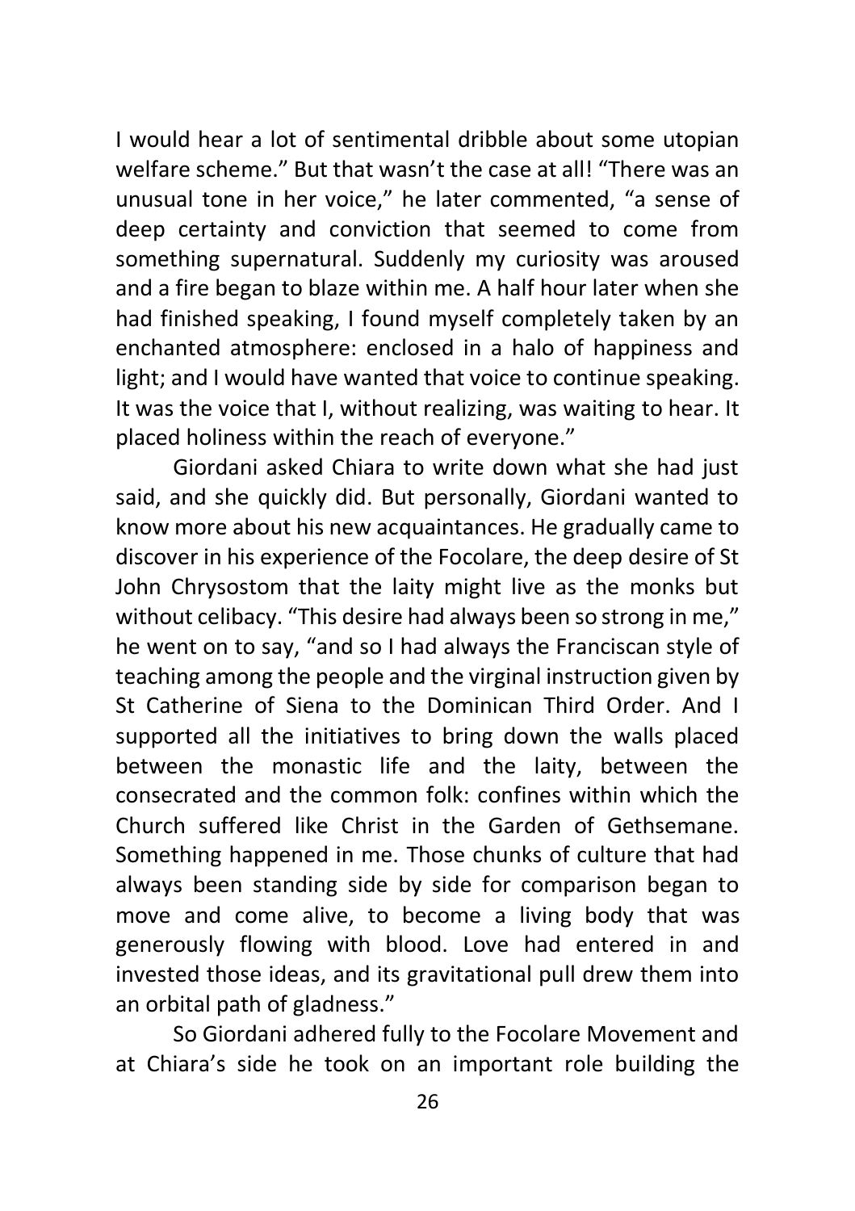I would hear a lot of sentimental dribble about some utopian welfare scheme." But that wasn't the case at all! "There was an unusual tone in her voice," he later commented, "a sense of deep certainty and conviction that seemed to come from something supernatural. Suddenly my curiosity was aroused and a fire began to blaze within me. A half hour later when she had finished speaking, I found myself completely taken by an enchanted atmosphere: enclosed in a halo of happiness and light; and I would have wanted that voice to continue speaking. It was the voice that I, without realizing, was waiting to hear. It placed holiness within the reach of everyone."

Giordani asked Chiara to write down what she had just said, and she quickly did. But personally, Giordani wanted to know more about his new acquaintances. He gradually came to discover in his experience of the Focolare, the deep desire of St John Chrysostom that the laity might live as the monks but without celibacy. "This desire had always been so strong in me," he went on to say, "and so I had always the Franciscan style of teaching among the people and the virginal instruction given by St Catherine of Siena to the Dominican Third Order. And I supported all the initiatives to bring down the walls placed between the monastic life and the laity, between the consecrated and the common folk: confines within which the Church suffered like Christ in the Garden of Gethsemane. Something happened in me. Those chunks of culture that had always been standing side by side for comparison began to move and come alive, to become a living body that was generously flowing with blood. Love had entered in and invested those ideas, and its gravitational pull drew them into an orbital path of gladness."

So Giordani adhered fully to the Focolare Movement and at Chiara's side he took on an important role building the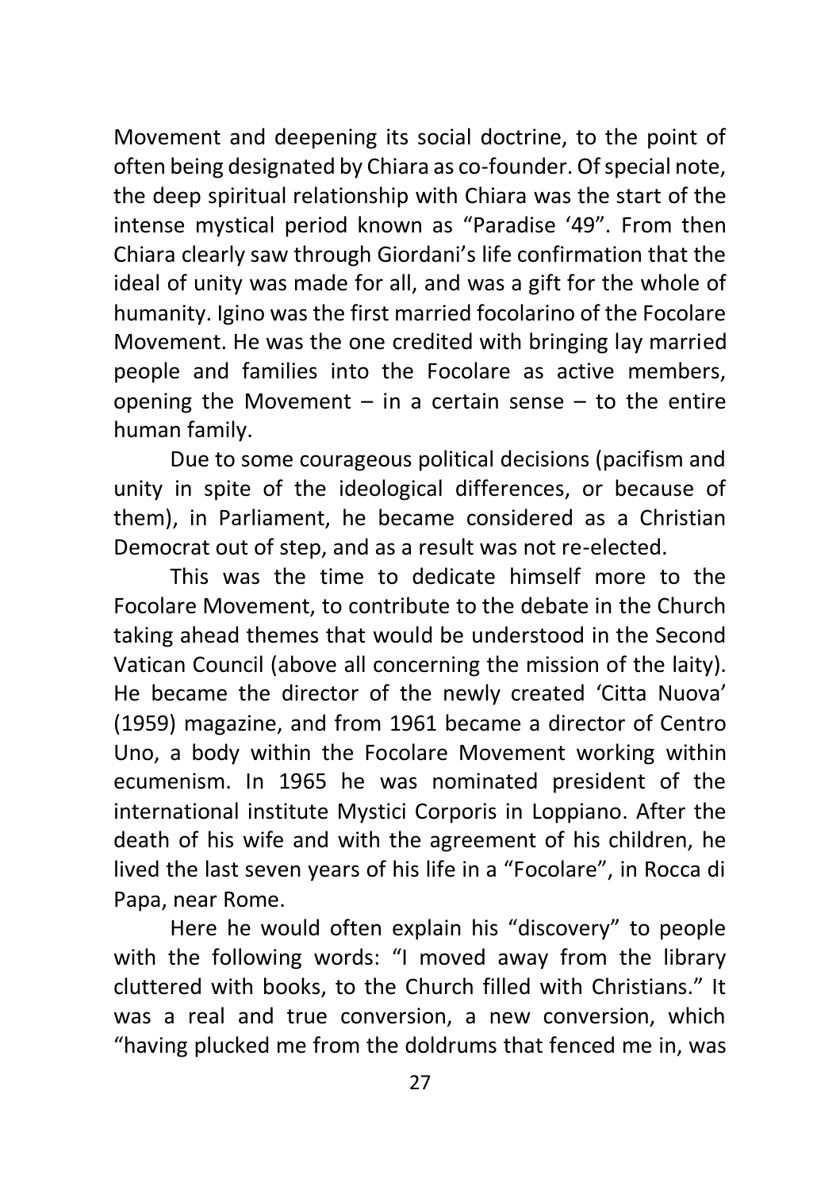Movement and deepening its social doctrine, to the point of often being designated by Chiara as co-founder. Of special note, the deep spiritual relationship with Chiara was the start of the intense mystical period known as "Paradise '49". From then Chiara clearly saw through Giordani's life confirmation that the ideal of unity was made for all, and was a gift for the whole of humanity. Igino was the first married focolarino of the Focolare Movement. He was the one credited with bringing lay married people and families into the Focolare as active members, opening the Movement – in a certain sense – to the entire human family.

Due to some courageous political decisions (pacifism and unity in spite of the ideological differences, or because of them), in Parliament, he became considered as a Christian Democrat out of step, and as a result was not re-elected.

This was the time to dedicate himself more to the Focolare Movement, to contribute to the debate in the Church taking ahead themes that would be understood in the Second Vatican Council (above all concerning the mission of the laity). He became the director of the newly created 'Citta Nuova' (1959) magazine, and from 1961 became a director of Centro Uno, a body within the Focolare Movement working within ecumenism. In 1965 he was nominated president of the international institute Mystici Corporis in Loppiano. After the death of his wife and with the agreement of his children, he lived the last seven years of his life in a "Focolare", in Rocca di Papa, near Rome.

Here he would often explain his "discovery" to people with the following words: "I moved away from the library cluttered with books, to the Church filled with Christians." It was a real and true conversion, a new conversion, which "having plucked me from the doldrums that fenced me in, was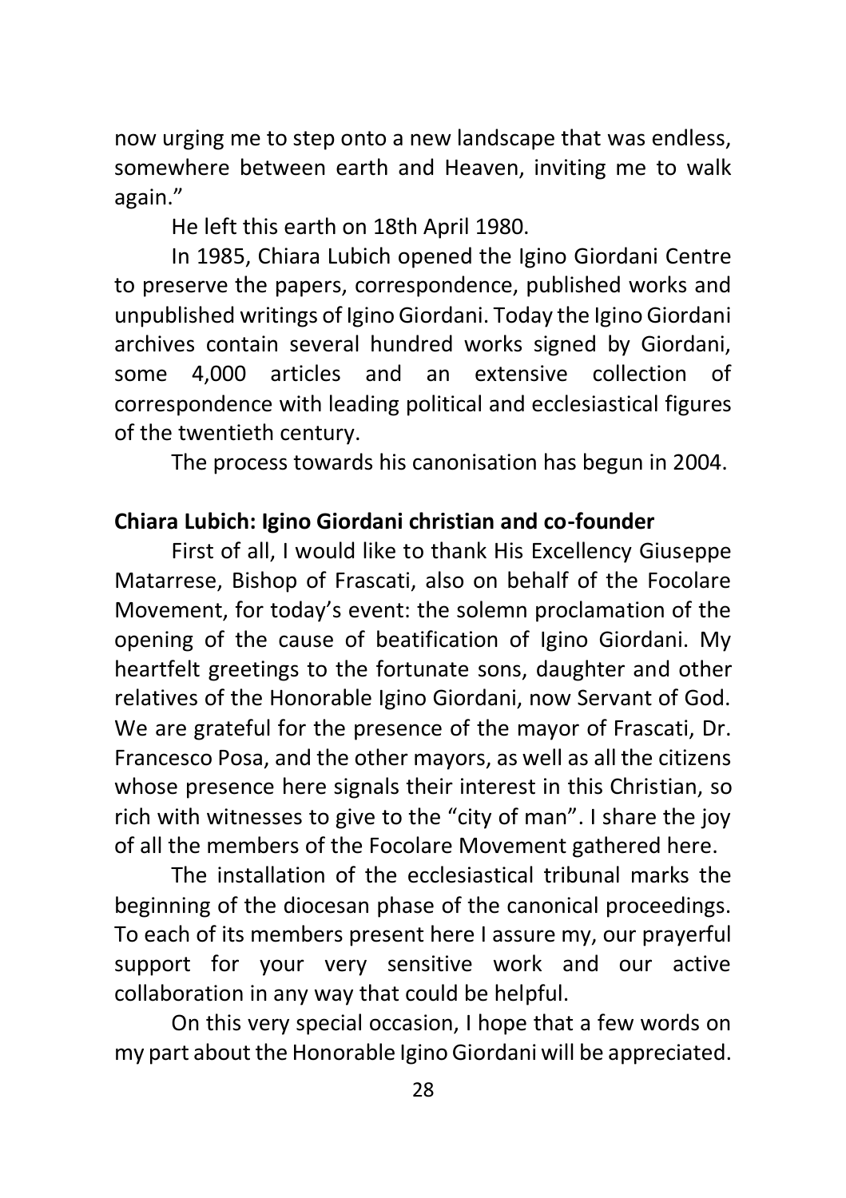now urging me to step onto a new landscape that was endless, somewhere between earth and Heaven, inviting me to walk again."

He left this earth on 18th April 1980.

In 1985, Chiara Lubich opened the Igino Giordani Centre to preserve the papers, correspondence, published works and unpublished writings of Igino Giordani. Today the Igino Giordani archives contain several hundred works signed by Giordani, some 4,000 articles and an extensive collection of correspondence with leading political and ecclesiastical figures of the twentieth century.

The process towards his canonisation has begun in 2004.

**Chiara Lubich: Igino Giordani christian and co-founder**

First of all, I would like to thank His Excellency Giuseppe Matarrese, Bishop of Frascati, also on behalf of the Focolare Movement, for today's event: the solemn proclamation of the opening of the cause of beatification of Igino Giordani. My heartfelt greetings to the fortunate sons, daughter and other relatives of the Honorable Igino Giordani, now Servant of God. We are grateful for the presence of the mayor of Frascati, Dr. Francesco Posa, and the other mayors, as well as all the citizens whose presence here signals their interest in this Christian, so rich with witnesses to give to the "city of man". I share the joy of all the members of the Focolare Movement gathered here.

The installation of the ecclesiastical tribunal marks the beginning of the diocesan phase of the canonical proceedings. To each of its members present here I assure my, our prayerful support for your very sensitive work and our active collaboration in any way that could be helpful.

On this very special occasion, I hope that a few words on my part about the Honorable Igino Giordani will be appreciated.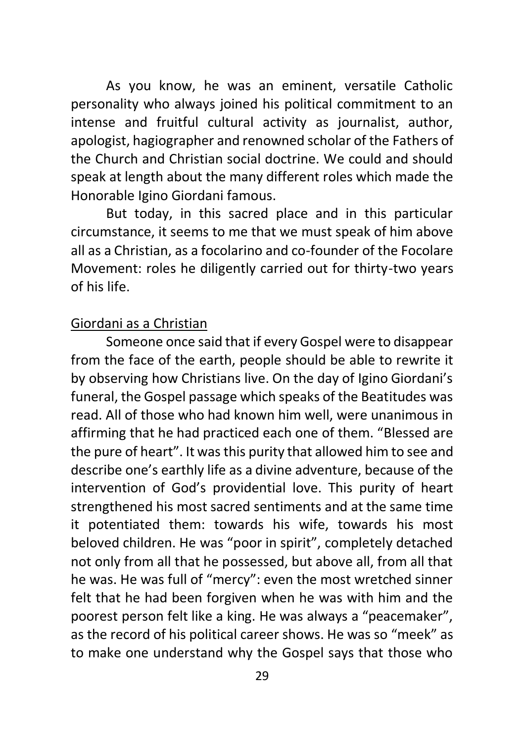As you know, he was an eminent, versatile Catholic personality who always joined his political commitment to an intense and fruitful cultural activity as journalist, author, apologist, hagiographer and renowned scholar of the Fathers of the Church and Christian social doctrine. We could and should speak at length about the many different roles which made the Honorable Igino Giordani famous.

But today, in this sacred place and in this particular circumstance, it seems to me that we must speak of him above all as a Christian, as a focolarino and co-founder of the Focolare Movement: roles he diligently carried out for thirty-two years of his life.

## Giordani as a Christian

Someone once said that if every Gospel were to disappear from the face of the earth, people should be able to rewrite it by observing how Christians live. On the day of Igino Giordani's funeral, the Gospel passage which speaks of the Beatitudes was read. All of those who had known him well, were unanimous in affirming that he had practiced each one of them. "Blessed are the pure of heart". It was this purity that allowed him to see and describe one's earthly life as a divine adventure, because of the intervention of God's providential love. This purity of heart strengthened his most sacred sentiments and at the same time it potentiated them: towards his wife, towards his most beloved children. He was "poor in spirit", completely detached not only from all that he possessed, but above all, from all that he was. He was full of "mercy": even the most wretched sinner felt that he had been forgiven when he was with him and the poorest person felt like a king. He was always a "peacemaker", as the record of his political career shows. He was so "meek" as to make one understand why the Gospel says that those who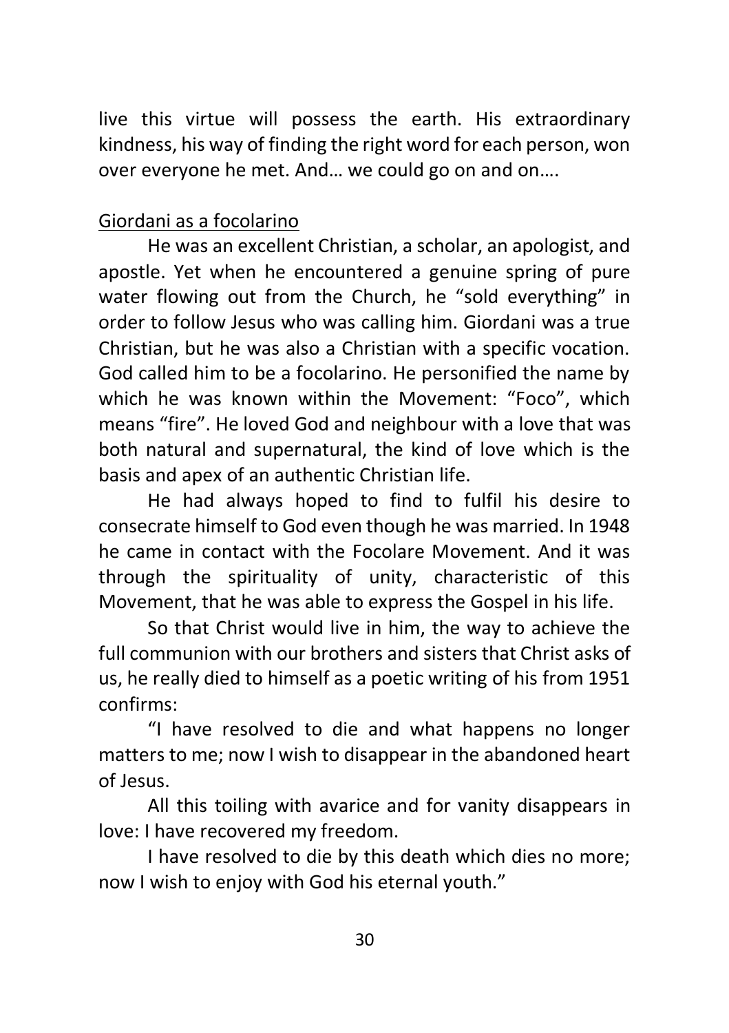live this virtue will possess the earth. His extraordinary kindness, his way of finding the right word for each person, won over everyone he met. And… we could go on and on….

Giordani as a focolarino

He was an excellent Christian, a scholar, an apologist, and apostle. Yet when he encountered a genuine spring of pure water flowing out from the Church, he "sold everything" in order to follow Jesus who was calling him. Giordani was a true Christian, but he was also a Christian with a specific vocation. God called him to be a focolarino. He personified the name by which he was known within the Movement: "Foco", which means "fire". He loved God and neighbour with a love that was both natural and supernatural, the kind of love which is the basis and apex of an authentic Christian life.

He had always hoped to find to fulfil his desire to consecrate himself to God even though he was married. In 1948 he came in contact with the Focolare Movement. And it was through the spirituality of unity, characteristic of this Movement, that he was able to express the Gospel in his life.

So that Christ would live in him, the way to achieve the full communion with our brothers and sisters that Christ asks of us, he really died to himself as a poetic writing of his from 1951 confirms:

"I have resolved to die and what happens no longer matters to me; now I wish to disappear in the abandoned heart of Jesus.

All this toiling with avarice and for vanity disappears in love: I have recovered my freedom.

I have resolved to die by this death which dies no more; now I wish to enjoy with God his eternal youth."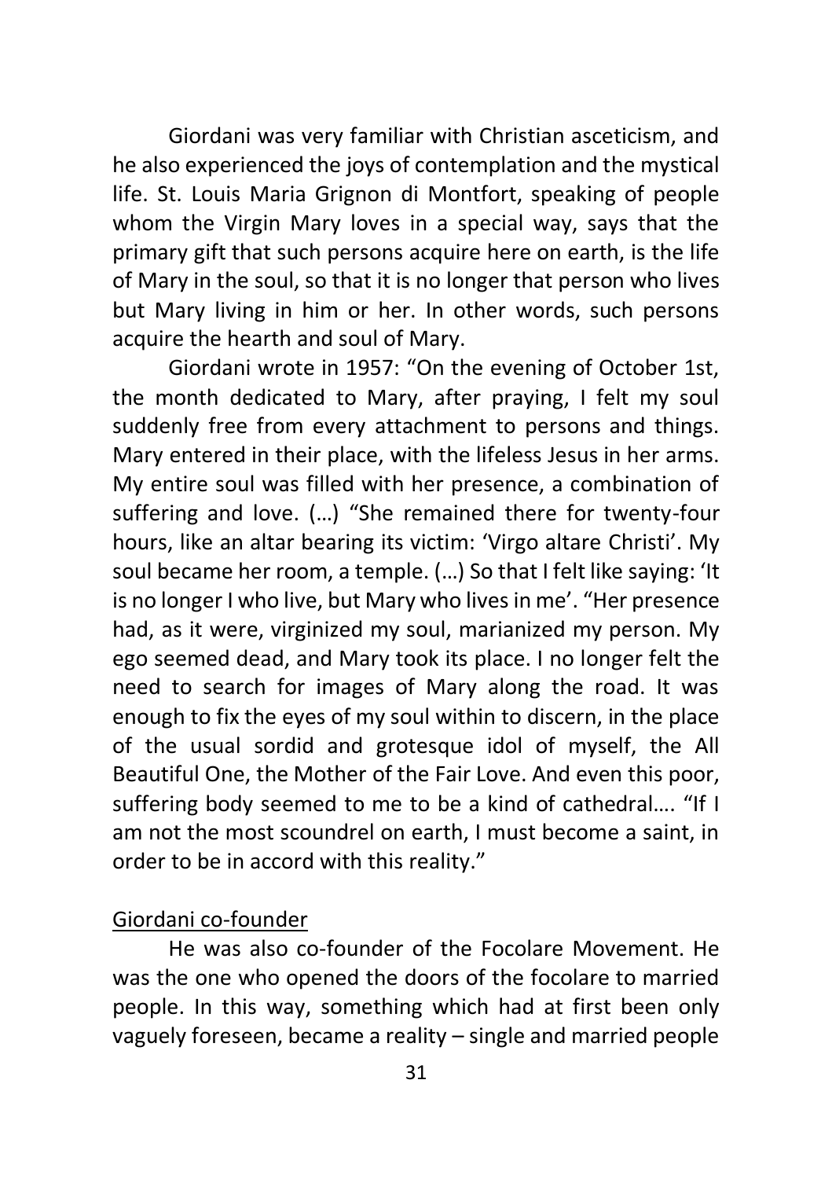Giordani was very familiar with Christian asceticism, and he also experienced the joys of contemplation and the mystical life. St. Louis Maria Grignon di Montfort, speaking of people whom the Virgin Mary loves in a special way, says that the primary gift that such persons acquire here on earth, is the life of Mary in the soul, so that it is no longer that person who lives but Mary living in him or her. In other words, such persons acquire the hearth and soul of Mary.

Giordani wrote in 1957: "On the evening of October 1st, the month dedicated to Mary, after praying, I felt my soul suddenly free from every attachment to persons and things. Mary entered in their place, with the lifeless Jesus in her arms. My entire soul was filled with her presence, a combination of suffering and love. (…) "She remained there for twenty-four hours, like an altar bearing its victim: 'Virgo altare Christi'. My soul became her room, a temple. (…) So that I felt like saying: 'It is no longer I who live, but Mary who lives in me'. "Her presence had, as it were, virginized my soul, marianized my person. My ego seemed dead, and Mary took its place. I no longer felt the need to search for images of Mary along the road. It was enough to fix the eyes of my soul within to discern, in the place of the usual sordid and grotesque idol of myself, the All Beautiful One, the Mother of the Fair Love. And even this poor, suffering body seemed to me to be a kind of cathedral…. "If I am not the most scoundrel on earth, I must become a saint, in order to be in accord with this reality."

## Giordani co-founder

He was also co-founder of the Focolare Movement. He was the one who opened the doors of the focolare to married people. In this way, something which had at first been only vaguely foreseen, became a reality – single and married people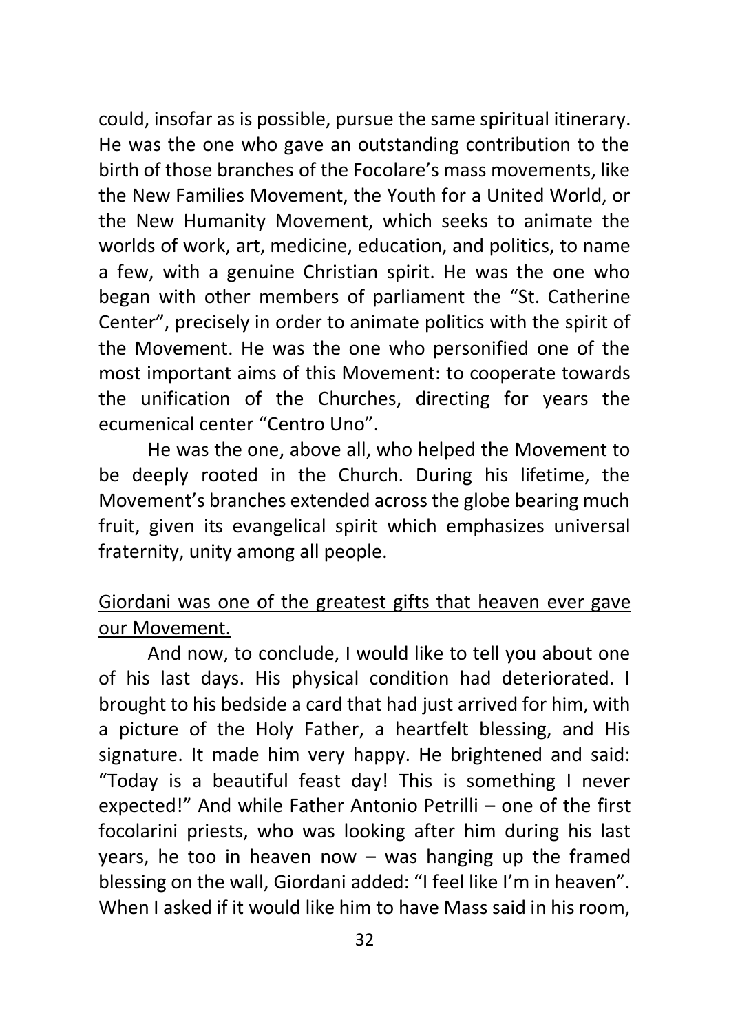could, insofar as is possible, pursue the same spiritual itinerary. He was the one who gave an outstanding contribution to the birth of those branches of the Focolare's mass movements, like the New Families Movement, the Youth for a United World, or the New Humanity Movement, which seeks to animate the worlds of work, art, medicine, education, and politics, to name a few, with a genuine Christian spirit. He was the one who began with other members of parliament the "St. Catherine Center", precisely in order to animate politics with the spirit of the Movement. He was the one who personified one of the most important aims of this Movement: to cooperate towards the unification of the Churches, directing for years the ecumenical center "Centro Uno".

He was the one, above all, who helped the Movement to be deeply rooted in the Church. During his lifetime, the Movement's branches extended across the globe bearing much fruit, given its evangelical spirit which emphasizes universal fraternity, unity among all people.

<u>Giordani was one of the greatest gifts that heaven ever gave our Movement.</u>

And now, to conclude, I would like to tell you about one of his last days. His physical condition had deteriorated. I brought to his bedside a card that had just arrived for him, with a picture of the Holy Father, a heartfelt blessing, and His signature. It made him very happy. He brightened and said: "Today is a beautiful feast day! This is something I never expected!" And while Father Antonio Petrilli – one of the first focolarini priests, who was looking after him during his last years, he too in heaven now – was hanging up the framed blessing on the wall, Giordani added: "I feel like I'm in heaven". When I asked if it would like him to have Mass said in his room,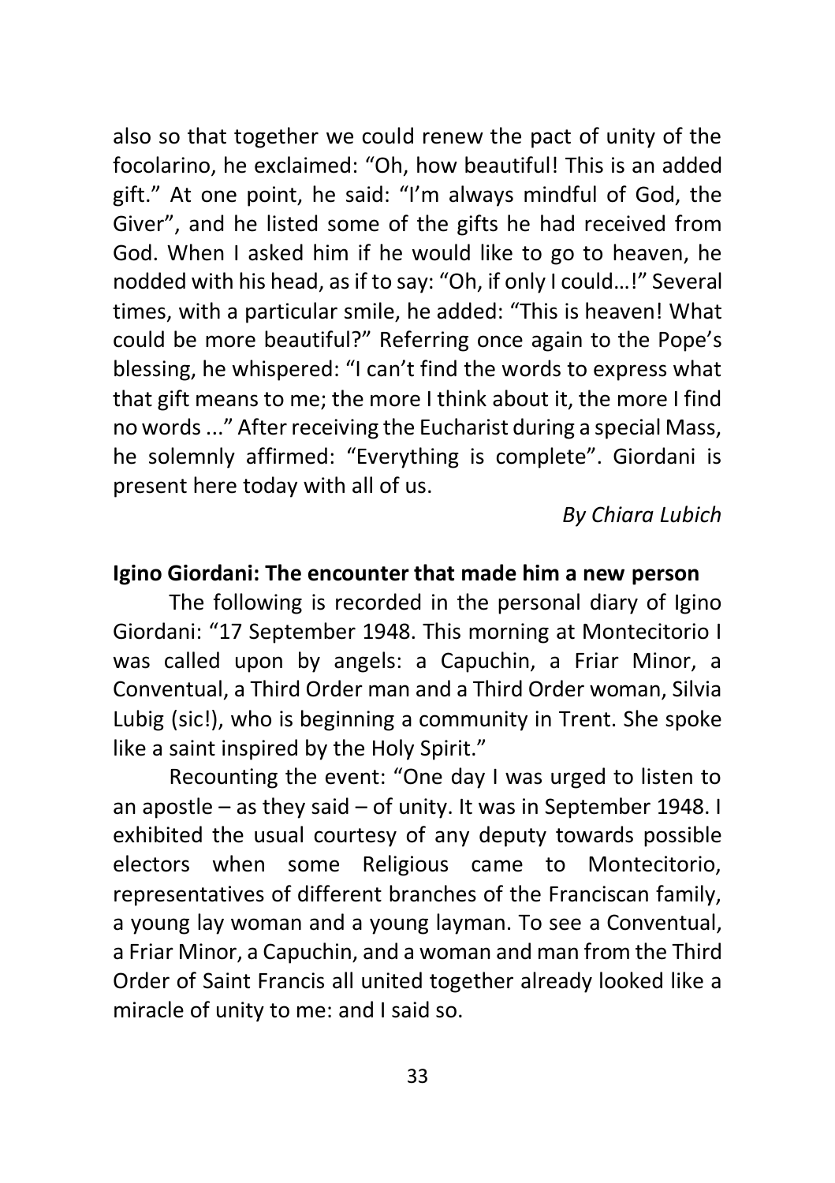also so that together we could renew the pact of unity of the focolarino, he exclaimed: "Oh, how beautiful! This is an added gift." At one point, he said: "I'm always mindful of God, the Giver", and he listed some of the gifts he had received from God. When I asked him if he would like to go to heaven, he nodded with his head, as if to say: "Oh, if only I could…!" Several times, with a particular smile, he added: "This is heaven! What could be more beautiful?" Referring once again to the Pope's blessing, he whispered: "I can't find the words to express what that gift means to me; the more I think about it, the more I find no words ..." After receiving the Eucharist during a special Mass, he solemnly affirmed: "Everything is complete". Giordani is present here today with all of us.

*By Chiara Lubich*

**Igino Giordani: The encounter that made him a new person**

The following is recorded in the personal diary of Igino Giordani: "17 September 1948. This morning at Montecitorio I was called upon by angels: a Capuchin, a Friar Minor, a Conventual, a Third Order man and a Third Order woman, Silvia Lubig (sic!), who is beginning a community in Trent. She spoke like a saint inspired by the Holy Spirit."

Recounting the event: "One day I was urged to listen to an apostle – as they said – of unity. It was in September 1948. I exhibited the usual courtesy of any deputy towards possible electors when some Religious came to Montecitorio, representatives of different branches of the Franciscan family, a young lay woman and a young layman. To see a Conventual, a Friar Minor, a Capuchin, and a woman and man from the Third Order of Saint Francis all united together already looked like a miracle of unity to me: and I said so.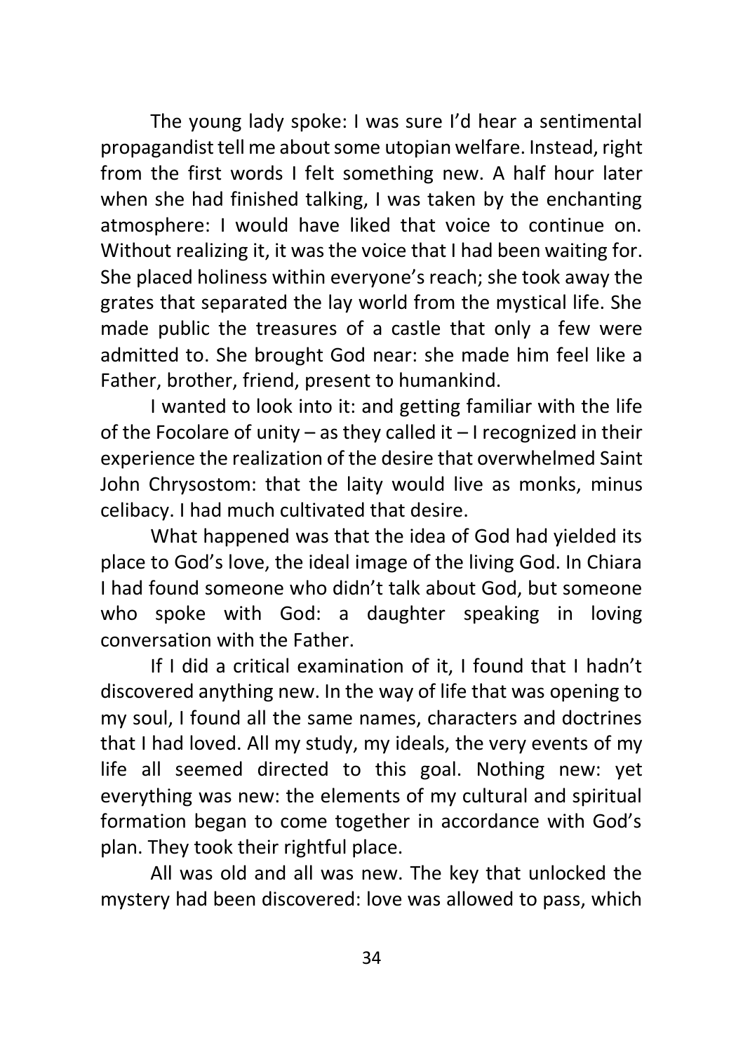The young lady spoke: I was sure I'd hear a sentimental propagandist tell me about some utopian welfare. Instead, right from the first words I felt something new. A half hour later when she had finished talking, I was taken by the enchanting atmosphere: I would have liked that voice to continue on. Without realizing it, it was the voice that I had been waiting for. She placed holiness within everyone's reach; she took away the grates that separated the lay world from the mystical life. She made public the treasures of a castle that only a few were admitted to. She brought God near: she made him feel like a Father, brother, friend, present to humankind.

I wanted to look into it: and getting familiar with the life of the Focolare of unity – as they called it – I recognized in their experience the realization of the desire that overwhelmed Saint John Chrysostom: that the laity would live as monks, minus celibacy. I had much cultivated that desire.

What happened was that the idea of God had yielded its place to God's love, the ideal image of the living God. In Chiara I had found someone who didn't talk about God, but someone who spoke with God: a daughter speaking in loving conversation with the Father.

If I did a critical examination of it, I found that I hadn't discovered anything new. In the way of life that was opening to my soul, I found all the same names, characters and doctrines that I had loved. All my study, my ideals, the very events of my life all seemed directed to this goal. Nothing new: yet everything was new: the elements of my cultural and spiritual formation began to come together in accordance with God's plan. They took their rightful place.

All was old and all was new. The key that unlocked the mystery had been discovered: love was allowed to pass, which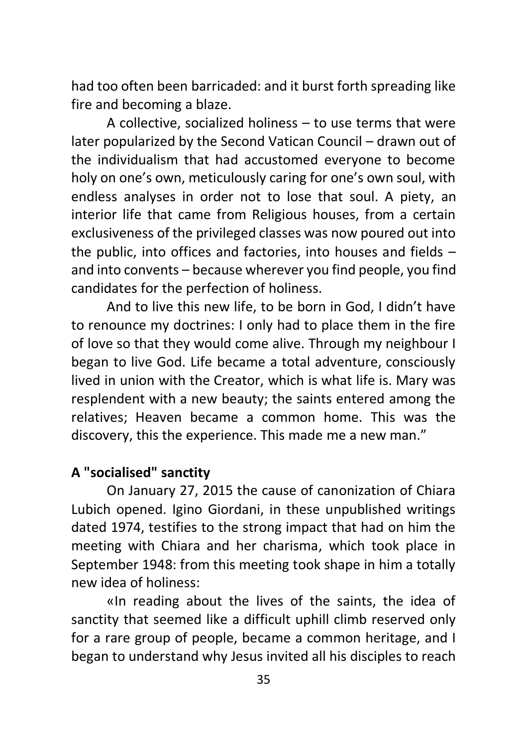had too often been barricaded: and it burst forth spreading like fire and becoming a blaze.

A collective, socialized holiness – to use terms that were later popularized by the Second Vatican Council – drawn out of the individualism that had accustomed everyone to become holy on one's own, meticulously caring for one's own soul, with endless analyses in order not to lose that soul. A piety, an interior life that came from Religious houses, from a certain exclusiveness of the privileged classes was now poured out into the public, into offices and factories, into houses and fields – and into convents – because wherever you find people, you find candidates for the perfection of holiness.

And to live this new life, to be born in God, I didn't have to renounce my doctrines: I only had to place them in the fire of love so that they would come alive. Through my neighbour I began to live God. Life became a total adventure, consciously lived in union with the Creator, which is what life is. Mary was resplendent with a new beauty; the saints entered among the relatives; Heaven became a common home. This was the discovery, this the experience. This made me a new man."

**A "socialised" sanctity**

On January 27, 2015 the cause of canonization of Chiara Lubich opened. Igino Giordani, in these unpublished writings dated 1974, testifies to the strong impact that had on him the meeting with Chiara and her charisma, which took place in September 1948: from this meeting took shape in him a totally new idea of holiness:

«In reading about the lives of the saints, the idea of sanctity that seemed like a difficult uphill climb reserved only for a rare group of people, became a common heritage, and I began to understand why Jesus invited all his disciples to reach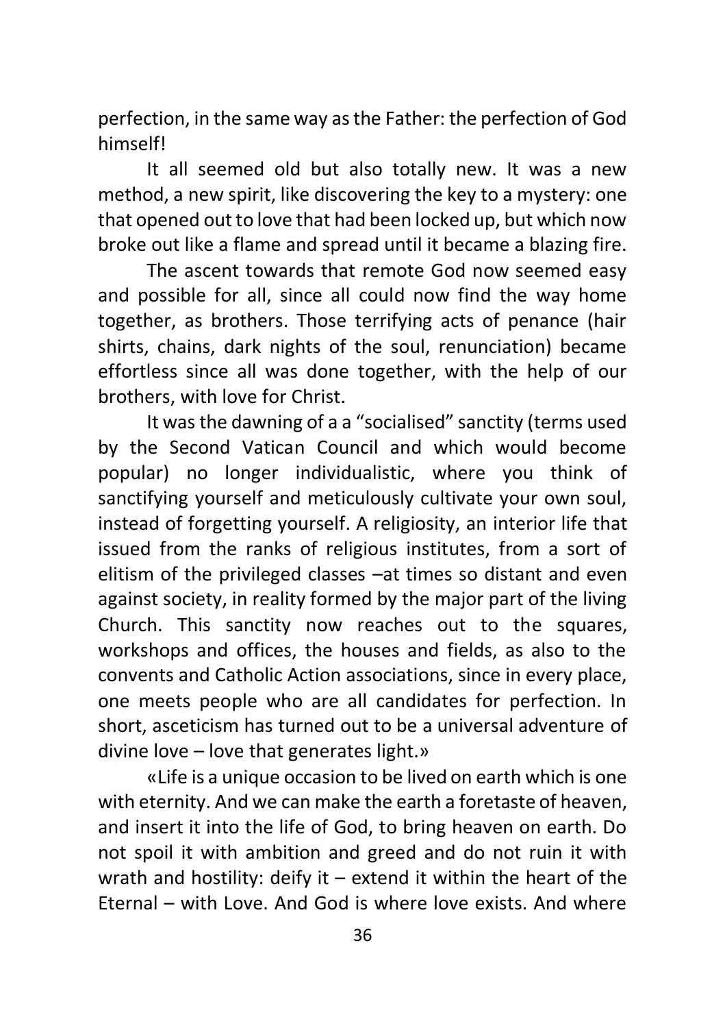perfection, in the same way as the Father: the perfection of God himself!

It all seemed old but also totally new. It was a new method, a new spirit, like discovering the key to a mystery: one that opened out to love that had been locked up, but which now broke out like a flame and spread until it became a blazing fire.

The ascent towards that remote God now seemed easy and possible for all, since all could now find the way home together, as brothers. Those terrifying acts of penance (hair shirts, chains, dark nights of the soul, renunciation) became effortless since all was done together, with the help of our brothers, with love for Christ.

It was the dawning of a a "socialised" sanctity (terms used by the Second Vatican Council and which would become popular) no longer individualistic, where you think of sanctifying yourself and meticulously cultivate your own soul, instead of forgetting yourself. A religiosity, an interior life that issued from the ranks of religious institutes, from a sort of elitism of the privileged classes –at times so distant and even against society, in reality formed by the major part of the living Church. This sanctity now reaches out to the squares, workshops and offices, the houses and fields, as also to the convents and Catholic Action associations, since in every place, one meets people who are all candidates for perfection. In short, asceticism has turned out to be a universal adventure of divine love – love that generates light.»

«Life is a unique occasion to be lived on earth which is one with eternity. And we can make the earth a foretaste of heaven, and insert it into the life of God, to bring heaven on earth. Do not spoil it with ambition and greed and do not ruin it with wrath and hostility: deify it – extend it within the heart of the Eternal – with Love. And God is where love exists. And where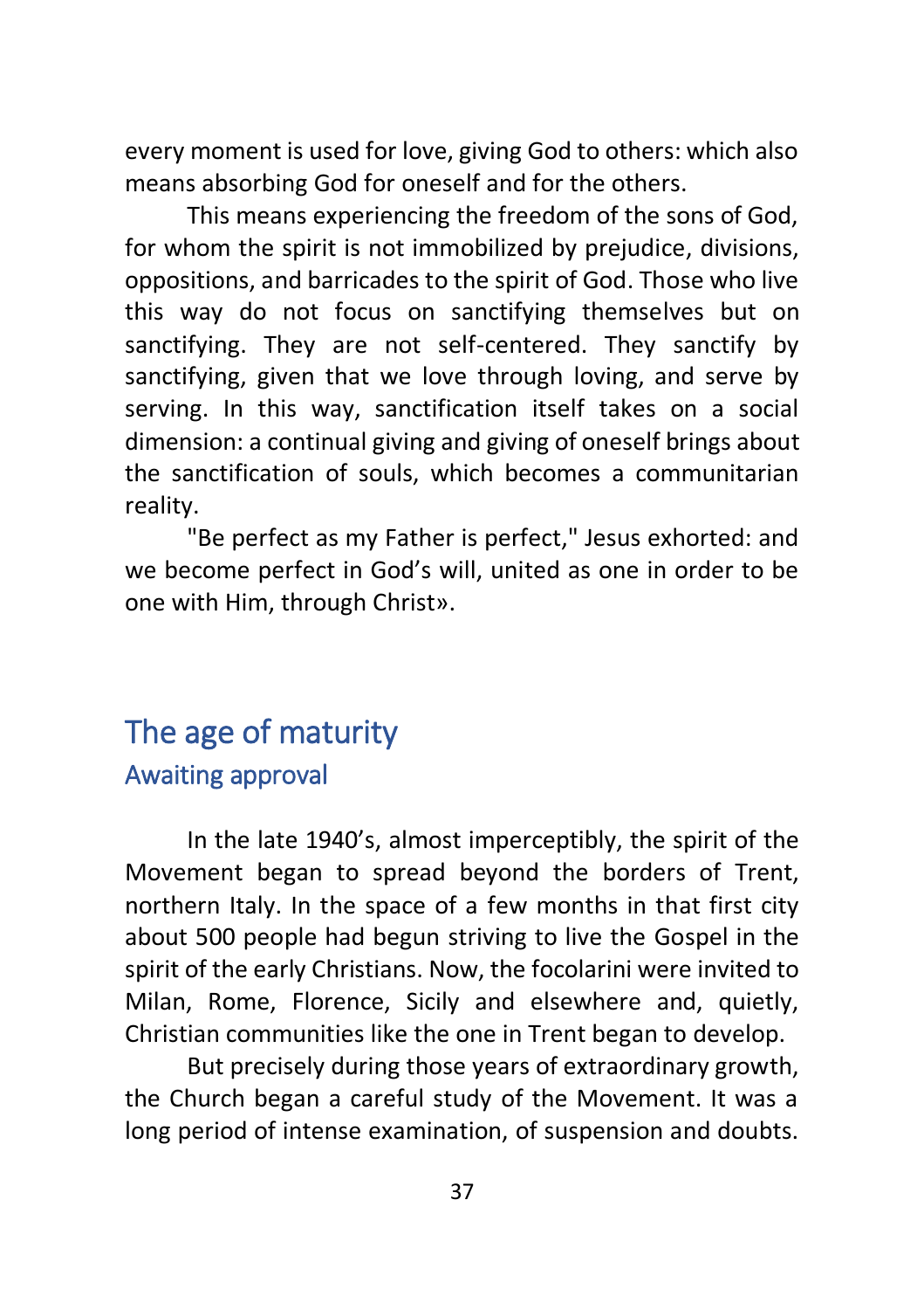every moment is used for love, giving God to others: which also means absorbing God for oneself and for the others.

This means experiencing the freedom of the sons of God, for whom the spirit is not immobilized by prejudice, divisions, oppositions, and barricades to the spirit of God. Those who live this way do not focus on sanctifying themselves but on sanctifying. They are not self-centered. They sanctify by sanctifying, given that we love through loving, and serve by serving. In this way, sanctification itself takes on a social dimension: a continual giving and giving of oneself brings about the sanctification of souls, which becomes a communitarian reality.

"Be perfect as my Father is perfect," Jesus exhorted: and we become perfect in God's will, united as one in order to be one with Him, through Christ».

## The age of maturity

### Awaiting approval

In the late 1940's, almost imperceptibly, the spirit of the Movement began to spread beyond the borders of Trent, northern Italy. In the space of a few months in that first city about 500 people had begun striving to live the Gospel in the spirit of the early Christians. Now, the focolarini were invited to Milan, Rome, Florence, Sicily and elsewhere and, quietly, Christian communities like the one in Trent began to develop.

But precisely during those years of extraordinary growth, the Church began a careful study of the Movement. It was a long period of intense examination, of suspension and doubts.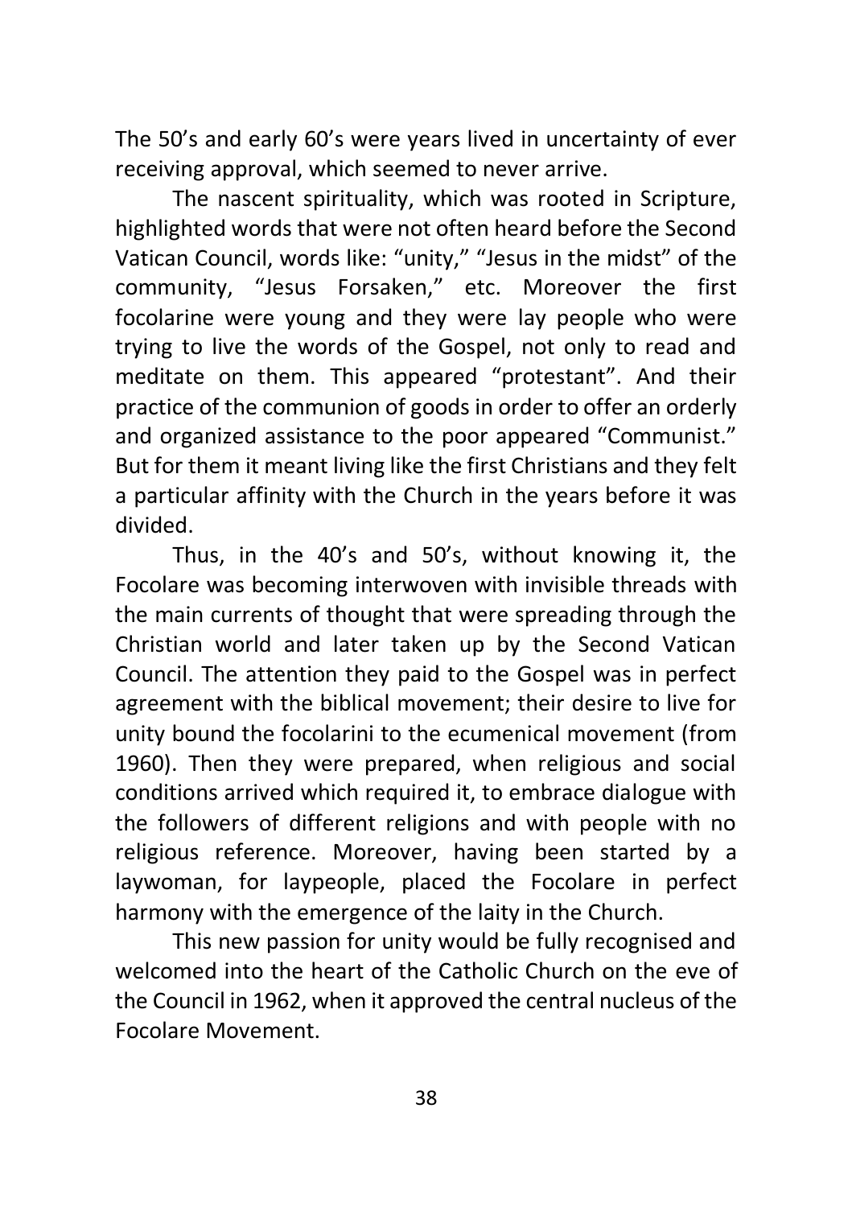The 50's and early 60's were years lived in uncertainty of ever receiving approval, which seemed to never arrive.

The nascent spirituality, which was rooted in Scripture, highlighted words that were not often heard before the Second Vatican Council, words like: "unity," "Jesus in the midst" of the community, "Jesus Forsaken," etc. Moreover the first focolarine were young and they were lay people who were trying to live the words of the Gospel, not only to read and meditate on them. This appeared "protestant". And their practice of the communion of goods in order to offer an orderly and organized assistance to the poor appeared "Communist." But for them it meant living like the first Christians and they felt a particular affinity with the Church in the years before it was divided.

Thus, in the 40's and 50's, without knowing it, the Focolare was becoming interwoven with invisible threads with the main currents of thought that were spreading through the Christian world and later taken up by the Second Vatican Council. The attention they paid to the Gospel was in perfect agreement with the biblical movement; their desire to live for unity bound the focolarini to the ecumenical movement (from 1960). Then they were prepared, when religious and social conditions arrived which required it, to embrace dialogue with the followers of different religions and with people with no religious reference. Moreover, having been started by a laywoman, for laypeople, placed the Focolare in perfect harmony with the emergence of the laity in the Church.

This new passion for unity would be fully recognised and welcomed into the heart of the Catholic Church on the eve of the Council in 1962, when it approved the central nucleus of the Focolare Movement.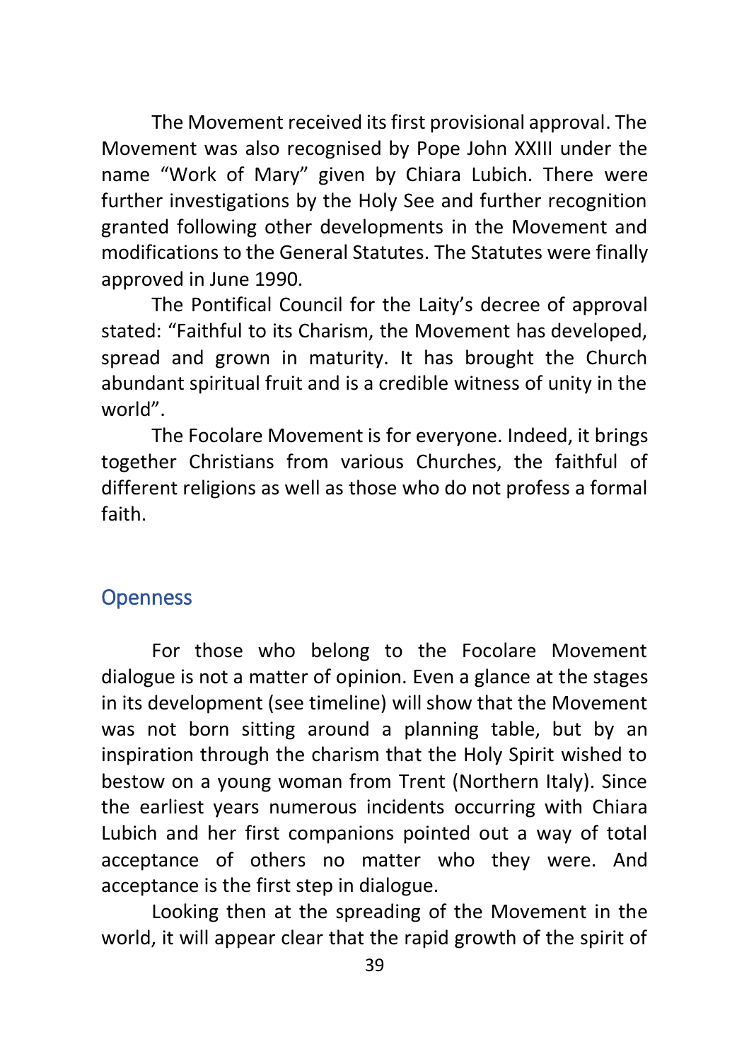The Movement received its first provisional approval. The Movement was also recognised by Pope John XXIII under the name "Work of Mary" given by Chiara Lubich. There were further investigations by the Holy See and further recognition granted following other developments in the Movement and modifications to the General Statutes. The Statutes were finally approved in June 1990.

The Pontifical Council for the Laity's decree of approval stated: "Faithful to its Charism, the Movement has developed, spread and grown in maturity. It has brought the Church abundant spiritual fruit and is a credible witness of unity in the world".

The Focolare Movement is for everyone. Indeed, it brings together Christians from various Churches, the faithful of different religions as well as those who do not profess a formal faith.

## Openness

For those who belong to the Focolare Movement dialogue is not a matter of opinion. Even a glance at the stages in its development (see timeline) will show that the Movement was not born sitting around a planning table, but by an inspiration through the charism that the Holy Spirit wished to bestow on a young woman from Trent (Northern Italy). Since the earliest years numerous incidents occurring with Chiara Lubich and her first companions pointed out a way of total acceptance of others no matter who they were. And acceptance is the first step in dialogue.

Looking then at the spreading of the Movement in the world, it will appear clear that the rapid growth of the spirit of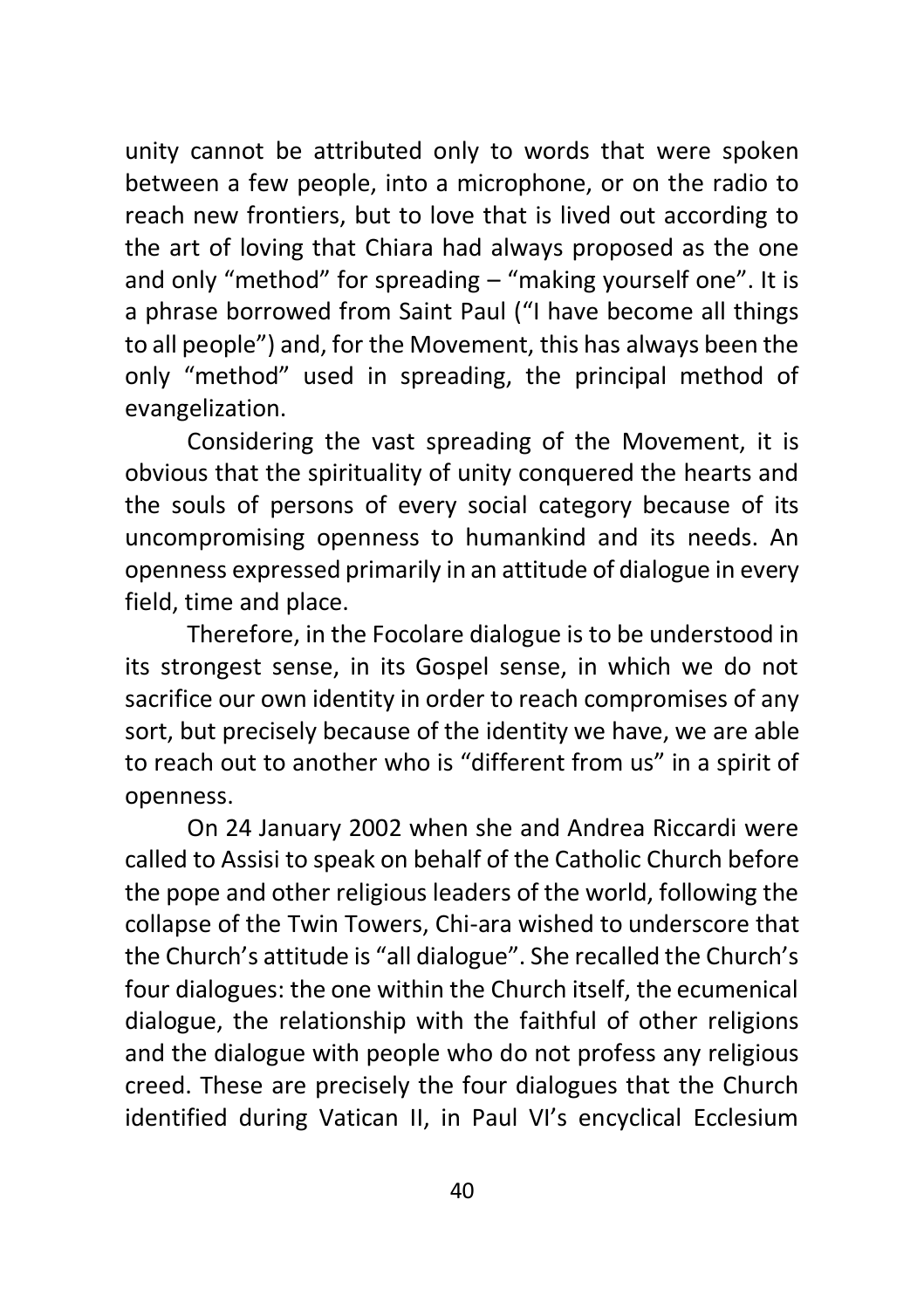unity cannot be attributed only to words that were spoken between a few people, into a microphone, or on the radio to reach new frontiers, but to love that is lived out according to the art of loving that Chiara had always proposed as the one and only "method" for spreading – "making yourself one". It is a phrase borrowed from Saint Paul ("I have become all things to all people") and, for the Movement, this has always been the only "method" used in spreading, the principal method of evangelization.

Considering the vast spreading of the Movement, it is obvious that the spirituality of unity conquered the hearts and the souls of persons of every social category because of its uncompromising openness to humankind and its needs. An openness expressed primarily in an attitude of dialogue in every field, time and place.

Therefore, in the Focolare dialogue is to be understood in its strongest sense, in its Gospel sense, in which we do not sacrifice our own identity in order to reach compromises of any sort, but precisely because of the identity we have, we are able to reach out to another who is "different from us" in a spirit of openness.

On 24 January 2002 when she and Andrea Riccardi were called to Assisi to speak on behalf of the Catholic Church before the pope and other religious leaders of the world, following the collapse of the Twin Towers, Chi-ara wished to underscore that the Church's attitude is "all dialogue". She recalled the Church's four dialogues: the one within the Church itself, the ecumenical dialogue, the relationship with the faithful of other religions and the dialogue with people who do not profess any religious creed. These are precisely the four dialogues that the Church identified during Vatican II, in Paul VI's encyclical Ecclesium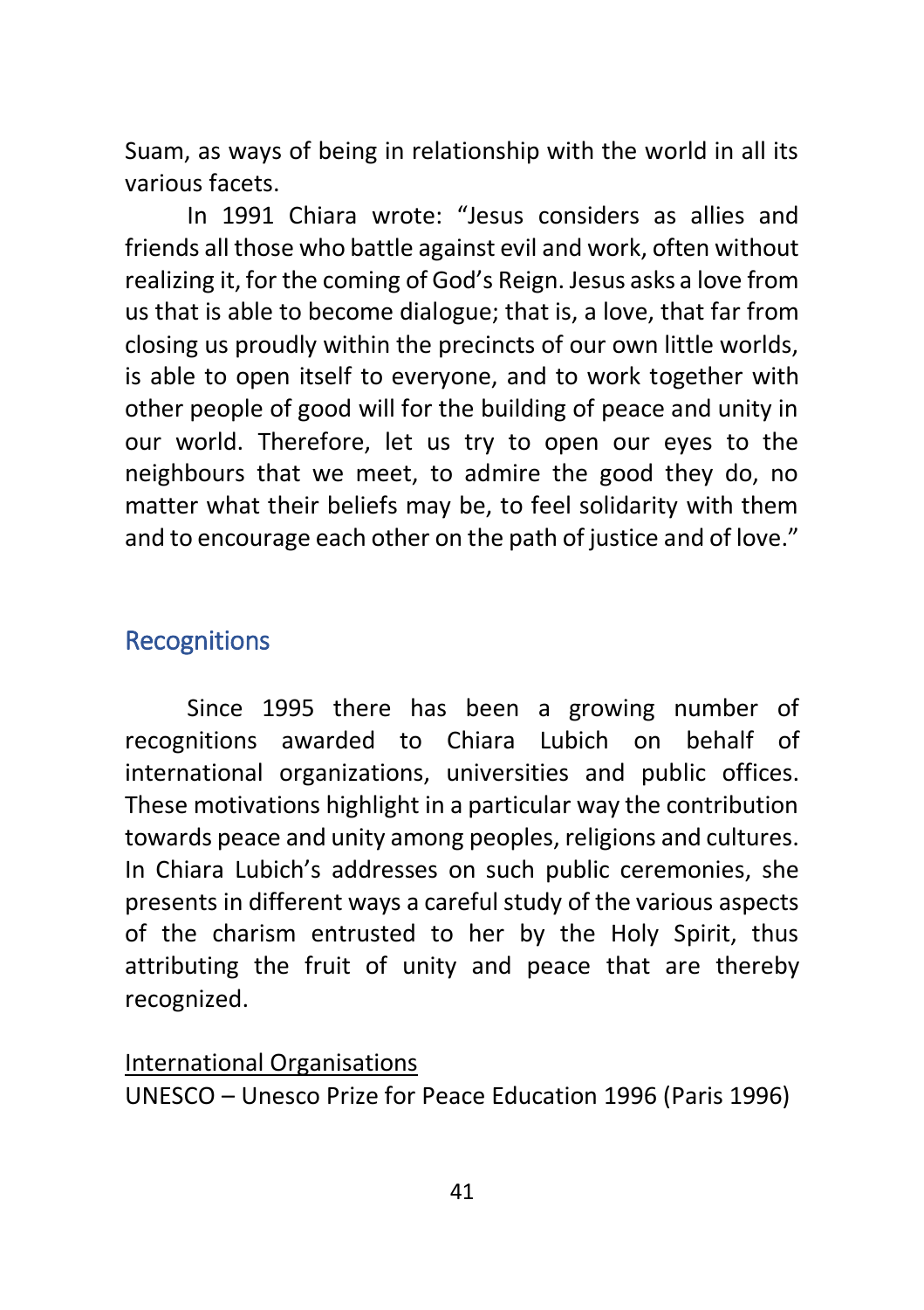Suam, as ways of being in relationship with the world in all its various facets.

In 1991 Chiara wrote: "Jesus considers as allies and friends all those who battle against evil and work, often without realizing it, for the coming of God's Reign. Jesus asks a love from us that is able to become dialogue; that is, a love, that far from closing us proudly within the precincts of our own little worlds, is able to open itself to everyone, and to work together with other people of good will for the building of peace and unity in our world. Therefore, let us try to open our eyes to the neighbours that we meet, to admire the good they do, no matter what their beliefs may be, to feel solidarity with them and to encourage each other on the path of justice and of love."

## Recognitions

Since 1995 there has been a growing number of recognitions awarded to Chiara Lubich on behalf of international organizations, universities and public offices. These motivations highlight in a particular way the contribution towards peace and unity among peoples, religions and cultures. In Chiara Lubich's addresses on such public ceremonies, she presents in different ways a careful study of the various aspects of the charism entrusted to her by the Holy Spirit, thus attributing the fruit of unity and peace that are thereby recognized.

<u>International Organisations</u>

UNESCO – Unesco Prize for Peace Education 1996 (Paris 1996)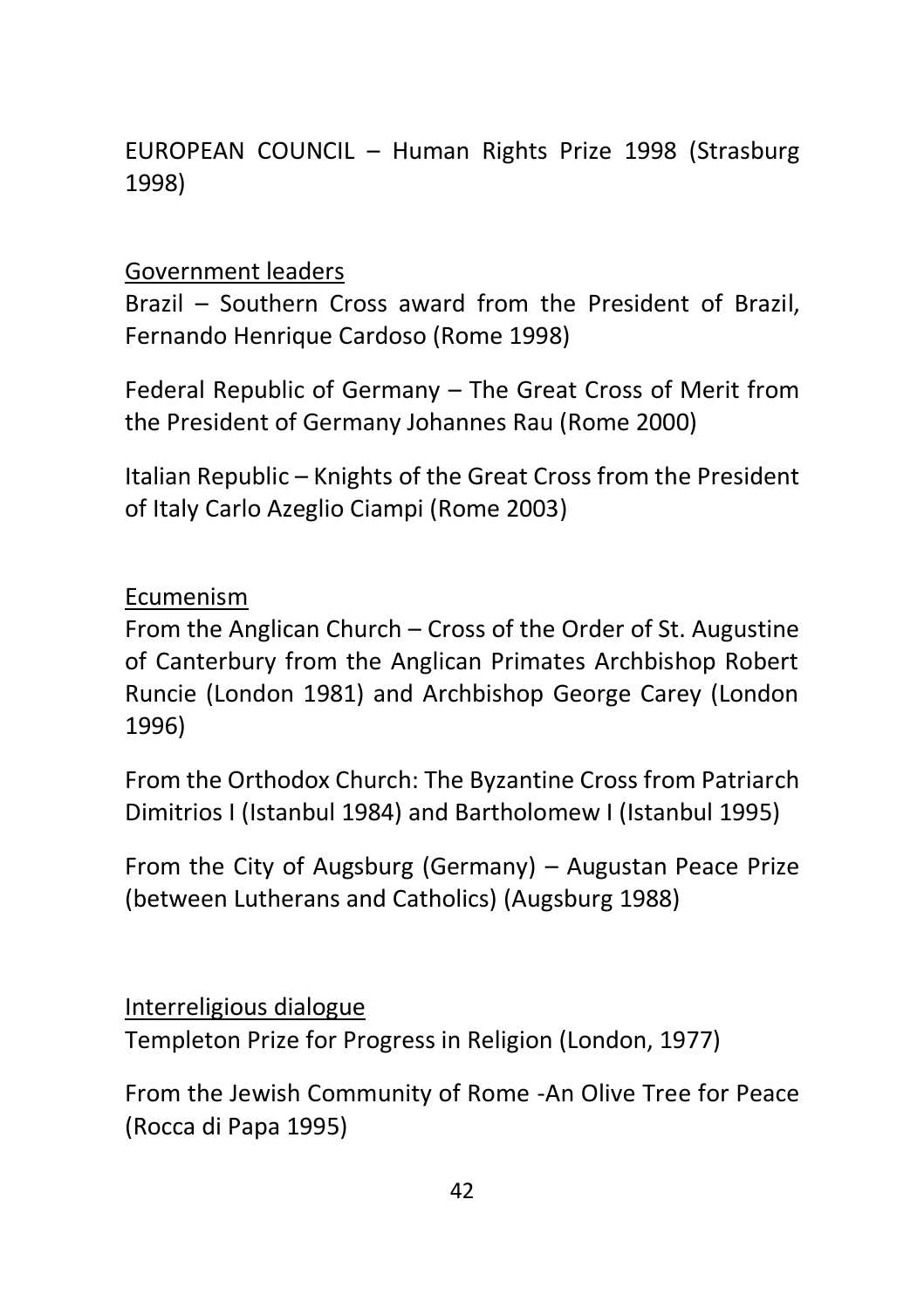EUROPEAN COUNCIL – Human Rights Prize 1998 (Strasburg 1998)

<u>Government leaders</u>

Brazil – Southern Cross award from the President of Brazil, Fernando Henrique Cardoso (Rome 1998)

Federal Republic of Germany – The Great Cross of Merit from the President of Germany Johannes Rau (Rome 2000)

Italian Republic – Knights of the Great Cross from the President of Italy Carlo Azeglio Ciampi (Rome 2003)

<u>Ecumenism</u>

From the Anglican Church – Cross of the Order of St. Augustine of Canterbury from the Anglican Primates Archbishop Robert Runcie (London 1981) and Archbishop George Carey (London 1996)

From the Orthodox Church: The Byzantine Cross from Patriarch Dimitrios I (Istanbul 1984) and Bartholomew I (Istanbul 1995)

From the City of Augsburg (Germany) – Augustan Peace Prize (between Lutherans and Catholics) (Augsburg 1988)

<u>Interreligious dialogue</u>

Templeton Prize for Progress in Religion (London, 1977)

From the Jewish Community of Rome -An Olive Tree for Peace (Rocca di Papa 1995)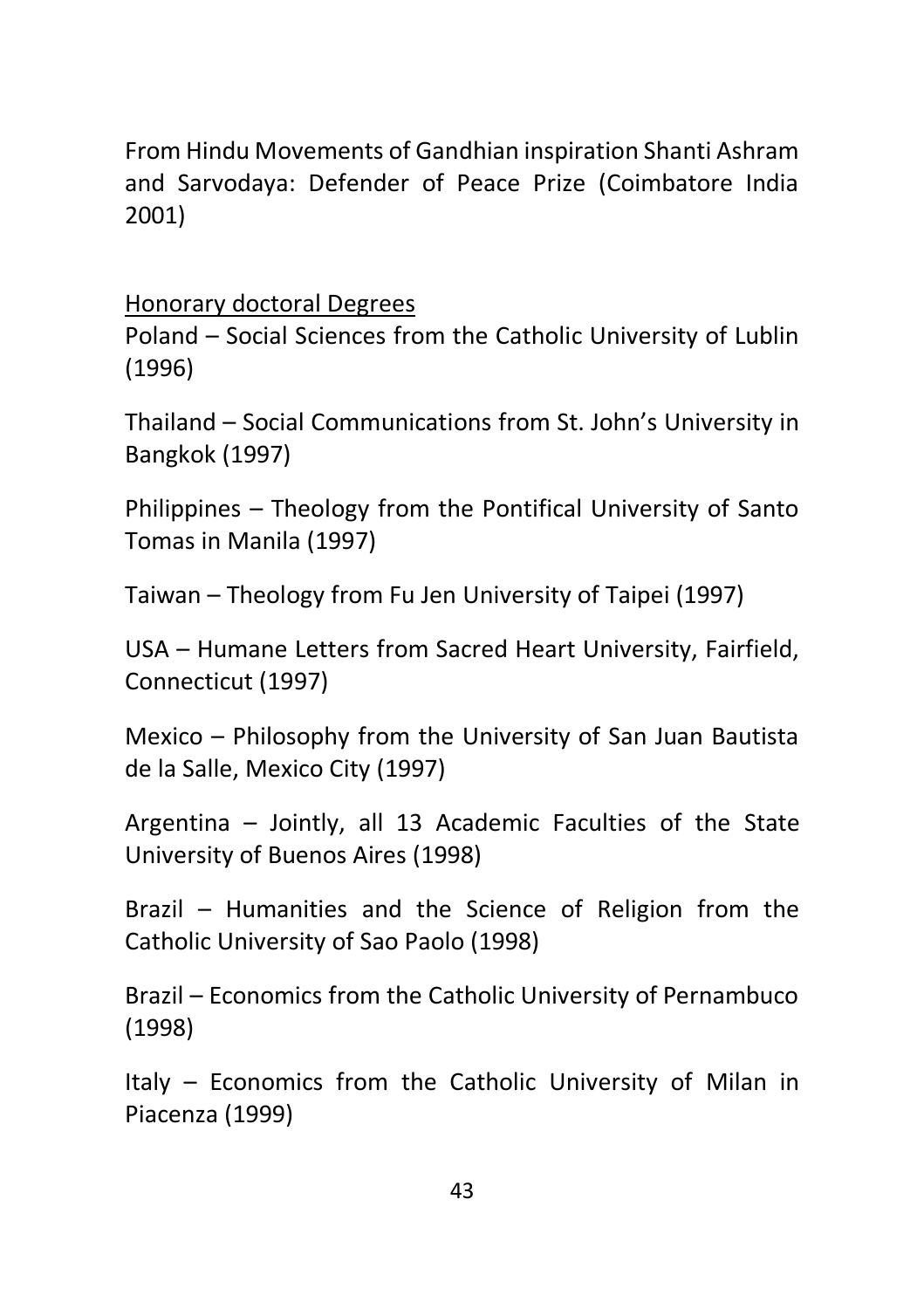From Hindu Movements of Gandhian inspiration Shanti Ashram and Sarvodaya: Defender of Peace Prize (Coimbatore India 2001)

<u>Honorary doctoral Degrees</u>

Poland – Social Sciences from the Catholic University of Lublin (1996)

Thailand – Social Communications from St. John's University in Bangkok (1997)

Philippines – Theology from the Pontifical University of Santo Tomas in Manila (1997)

Taiwan – Theology from Fu Jen University of Taipei (1997)

USA – Humane Letters from Sacred Heart University, Fairfield, Connecticut (1997)

Mexico – Philosophy from the University of San Juan Bautista de la Salle, Mexico City (1997)

Argentina – Jointly, all 13 Academic Faculties of the State University of Buenos Aires (1998)

Brazil – Humanities and the Science of Religion from the Catholic University of Sao Paolo (1998)

Brazil – Economics from the Catholic University of Pernambuco (1998)

Italy – Economics from the Catholic University of Milan in Piacenza (1999)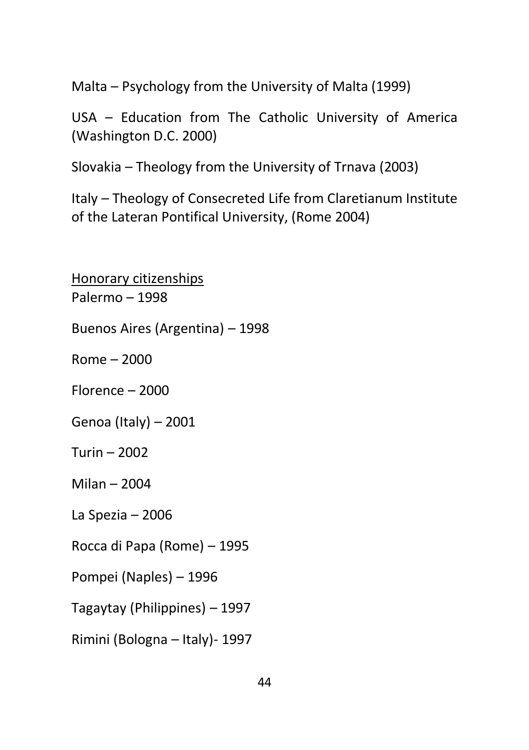Malta – Psychology from the University of Malta (1999)

USA – Education from The Catholic University of America (Washington D.C. 2000)

Slovakia – Theology from the University of Trnava (2003)

Italy – Theology of Consecreted Life from Claretianum Institute of the Lateran Pontifical University, (Rome 2004)

<u>Honorary citizenships</u>

Palermo – 1998

Buenos Aires (Argentina) – 1998

Rome – 2000

Florence – 2000

Genoa (Italy) – 2001

Turin – 2002

Milan – 2004

La Spezia – 2006

Rocca di Papa (Rome) – 1995

Pompei (Naples) – 1996

Tagaytay (Philippines) – 1997

Rimini (Bologna – Italy)- 1997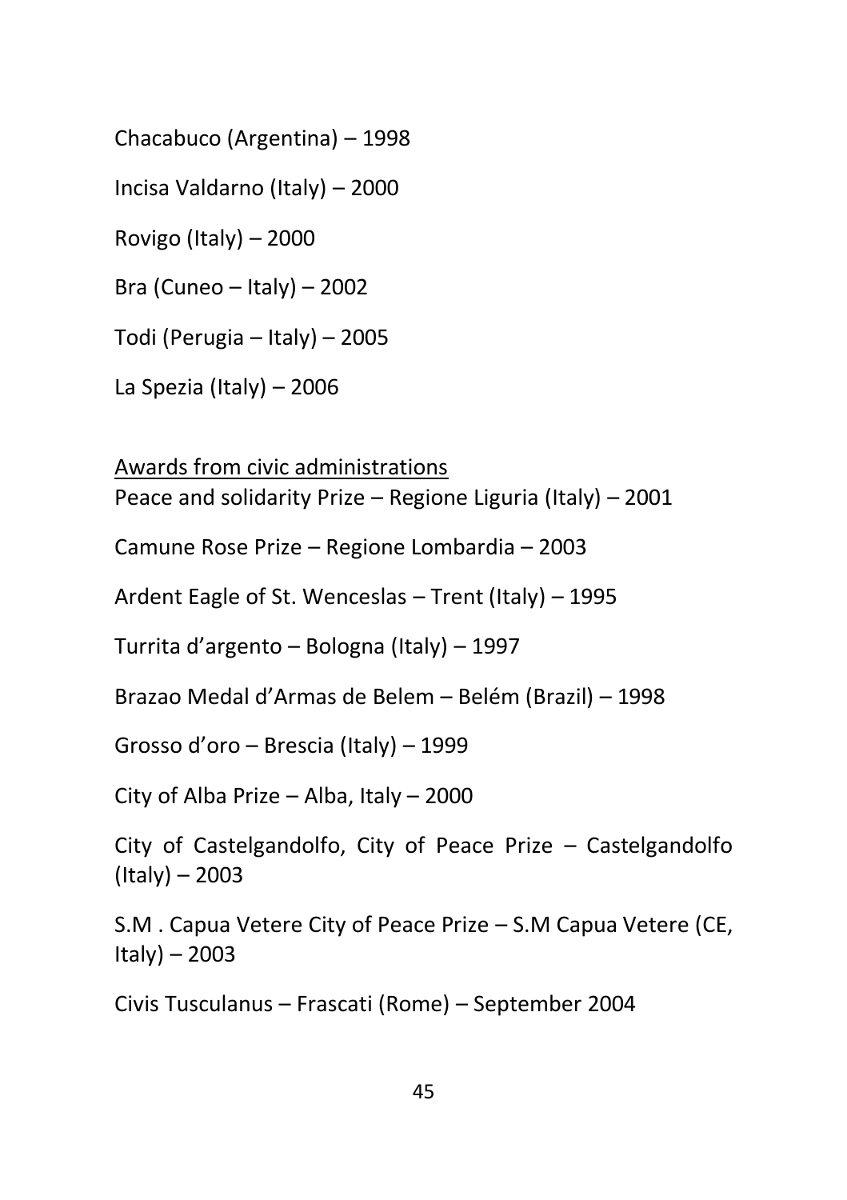Chacabuco (Argentina) – 1998

Incisa Valdarno (Italy) – 2000

Rovigo (Italy) – 2000

Bra (Cuneo – Italy) – 2002

Todi (Perugia – Italy) – 2005

La Spezia (Italy) – 2006

<u>Awards from civic administrations</u>

Peace and solidarity Prize – Regione Liguria (Italy) – 2001

Camune Rose Prize – Regione Lombardia – 2003

Ardent Eagle of St. Wenceslas – Trent (Italy) – 1995

Turrita d'argento – Bologna (Italy) – 1997

Brazao Medal d'Armas de Belem – Belém (Brazil) – 1998

Grosso d'oro – Brescia (Italy) – 1999

City of Alba Prize – Alba, Italy – 2000

City of Castelgandolfo, City of Peace Prize – Castelgandolfo (Italy) – 2003

S.M . Capua Vetere City of Peace Prize – S.M Capua Vetere (CE, Italy) – 2003

Civis Tusculanus – Frascati (Rome) – September 2004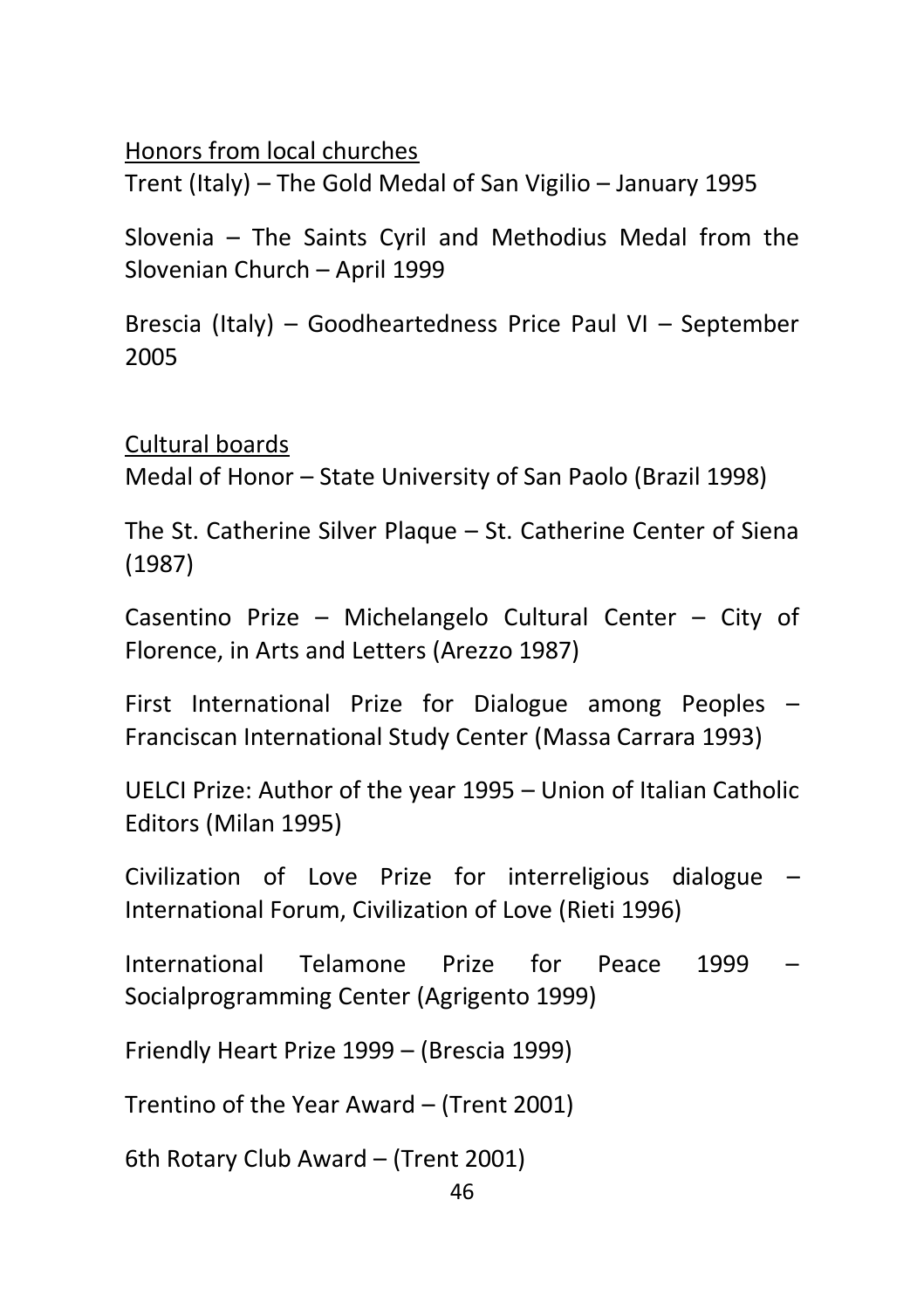Honors from local churches

Trent (Italy) – The Gold Medal of San Vigilio – January 1995

Slovenia – The Saints Cyril and Methodius Medal from the Slovenian Church – April 1999

Brescia (Italy) – Goodheartedness Price Paul VI – September 2005

Cultural boards

Medal of Honor – State University of San Paolo (Brazil 1998)

The St. Catherine Silver Plaque – St. Catherine Center of Siena (1987)

Casentino Prize – Michelangelo Cultural Center – City of Florence, in Arts and Letters (Arezzo 1987)

First International Prize for Dialogue among Peoples – Franciscan International Study Center (Massa Carrara 1993)

UELCI Prize: Author of the year 1995 – Union of Italian Catholic Editors (Milan 1995)

Civilization of Love Prize for interreligious dialogue – International Forum, Civilization of Love (Rieti 1996)

International Telamone Prize for Peace 1999 – Socialprogramming Center (Agrigento 1999)

Friendly Heart Prize 1999 – (Brescia 1999)

Trentino of the Year Award – (Trent 2001)

6th Rotary Club Award – (Trent 2001)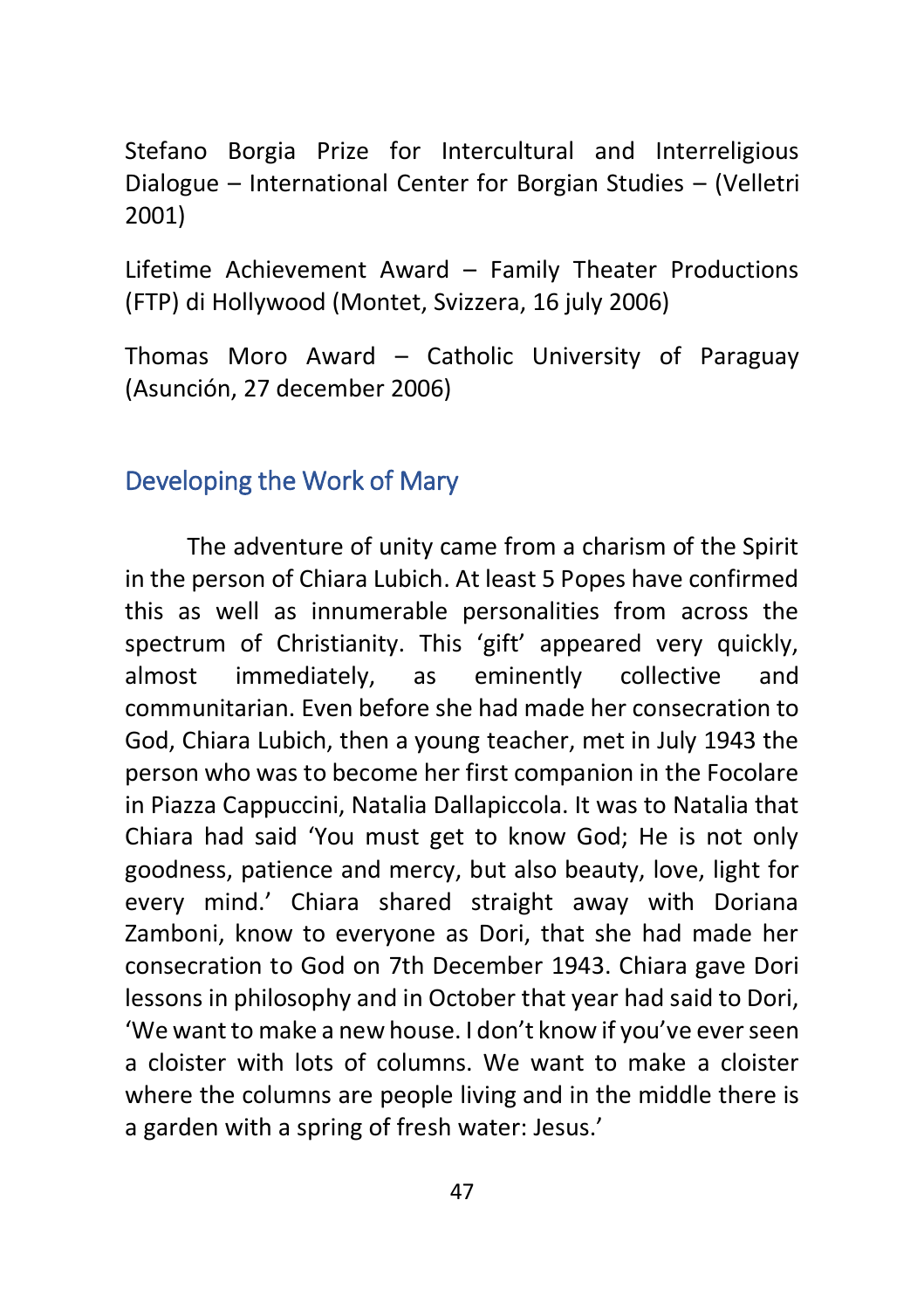Stefano Borgia Prize for Intercultural and Interreligious Dialogue – International Center for Borgian Studies – (Velletri 2001)

Lifetime Achievement Award – Family Theater Productions (FTP) di Hollywood (Montet, Svizzera, 16 july 2006)

Thomas Moro Award – Catholic University of Paraguay (Asunción, 27 december 2006)

## Developing the Work of Mary

The adventure of unity came from a charism of the Spirit in the person of Chiara Lubich. At least 5 Popes have confirmed this as well as innumerable personalities from across the spectrum of Christianity. This 'gift' appeared very quickly, almost immediately, as eminently collective and communitarian. Even before she had made her consecration to God, Chiara Lubich, then a young teacher, met in July 1943 the person who was to become her first companion in the Focolare in Piazza Cappuccini, Natalia Dallapiccola. It was to Natalia that Chiara had said 'You must get to know God; He is not only goodness, patience and mercy, but also beauty, love, light for every mind.' Chiara shared straight away with Doriana Zamboni, know to everyone as Dori, that she had made her consecration to God on 7th December 1943. Chiara gave Dori lessons in philosophy and in October that year had said to Dori, 'We want to make a new house. I don't know if you've ever seen a cloister with lots of columns. We want to make a cloister where the columns are people living and in the middle there is a garden with a spring of fresh water: Jesus.'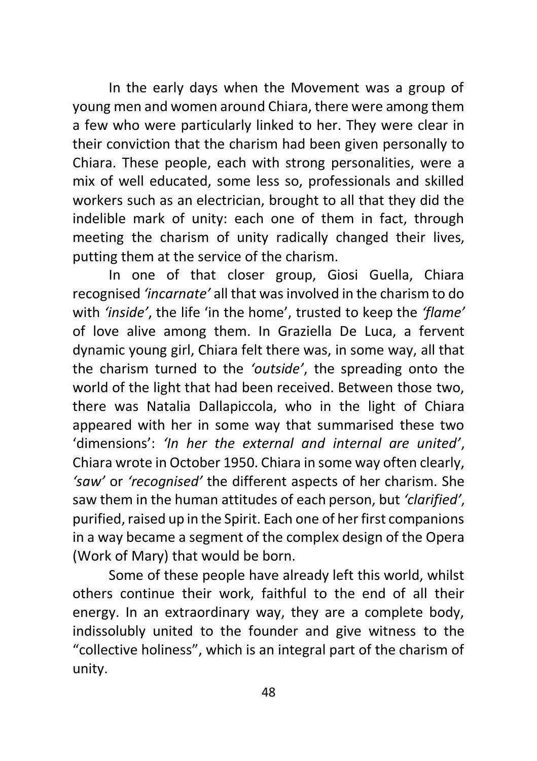In the early days when the Movement was a group of young men and women around Chiara, there were among them a few who were particularly linked to her. They were clear in their conviction that the charism had been given personally to Chiara. These people, each with strong personalities, were a mix of well educated, some less so, professionals and skilled workers such as an electrician, brought to all that they did the indelible mark of unity: each one of them in fact, through meeting the charism of unity radically changed their lives, putting them at the service of the charism.

In one of that closer group, Giosi Guella, Chiara recognised *'incarnate'* all that was involved in the charism to do with *'inside'*, the life 'in the home', trusted to keep the *'flame'* of love alive among them. In Graziella De Luca, a fervent dynamic young girl, Chiara felt there was, in some way, all that the charism turned to the *'outside'*, the spreading onto the world of the light that had been received. Between those two, there was Natalia Dallapiccola, who in the light of Chiara appeared with her in some way that summarised these two 'dimensions': *'In her the external and internal are united'*, Chiara wrote in October 1950. Chiara in some way often clearly, *'saw'* or *'recognised'* the different aspects of her charism. She saw them in the human attitudes of each person, but *'clarified'*, purified, raised up in the Spirit. Each one of her first companions in a way became a segment of the complex design of the Opera (Work of Mary) that would be born.

Some of these people have already left this world, whilst others continue their work, faithful to the end of all their energy. In an extraordinary way, they are a complete body, indissolubly united to the founder and give witness to the "collective holiness", which is an integral part of the charism of unity.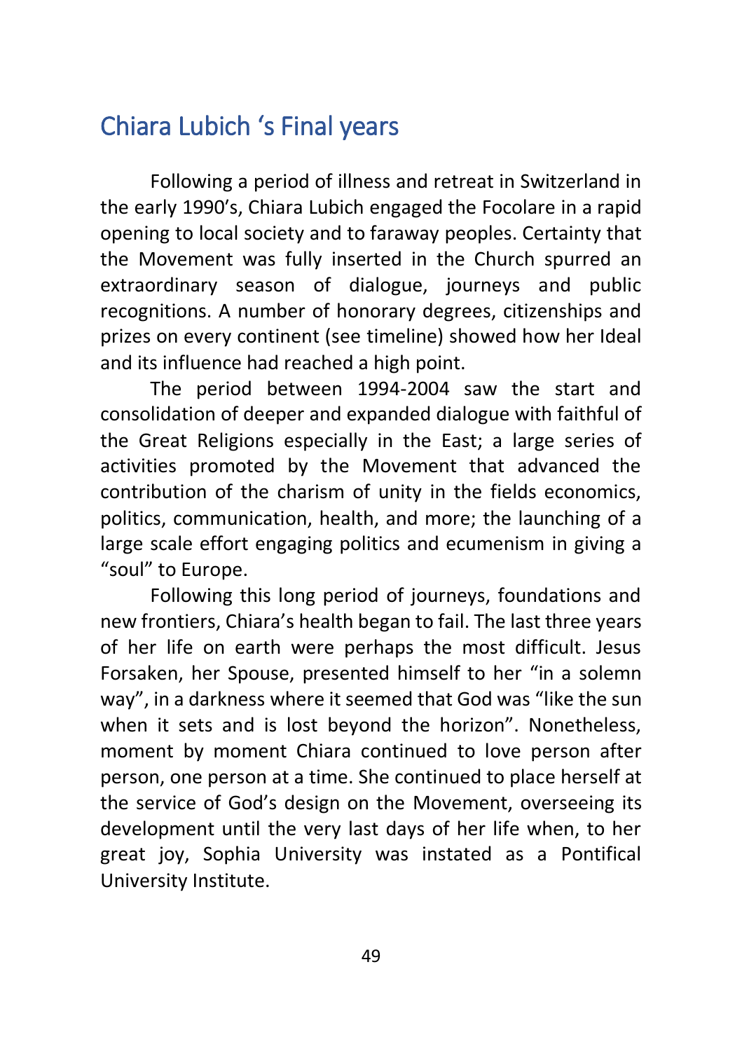## Chiara Lubich ‘s Final years

Following a period of illness and retreat in Switzerland in the early 1990’s, Chiara Lubich engaged the Focolare in a rapid opening to local society and to faraway peoples. Certainty that the Movement was fully inserted in the Church spurred an extraordinary season of dialogue, journeys and public recognitions. A number of honorary degrees, citizenships and prizes on every continent (see timeline) showed how her Ideal and its influence had reached a high point.

The period between 1994-2004 saw the start and consolidation of deeper and expanded dialogue with faithful of the Great Religions especially in the East; a large series of activities promoted by the Movement that advanced the contribution of the charism of unity in the fields economics, politics, communication, health, and more; the launching of a large scale effort engaging politics and ecumenism in giving a “soul” to Europe.

Following this long period of journeys, foundations and new frontiers, Chiara’s health began to fail. The last three years of her life on earth were perhaps the most difficult. Jesus Forsaken, her Spouse, presented himself to her “in a solemn way”, in a darkness where it seemed that God was “like the sun when it sets and is lost beyond the horizon”. Nonetheless, moment by moment Chiara continued to love person after person, one person at a time. She continued to place herself at the service of God’s design on the Movement, overseeing its development until the very last days of her life when, to her great joy, Sophia University was instated as a Pontifical University Institute.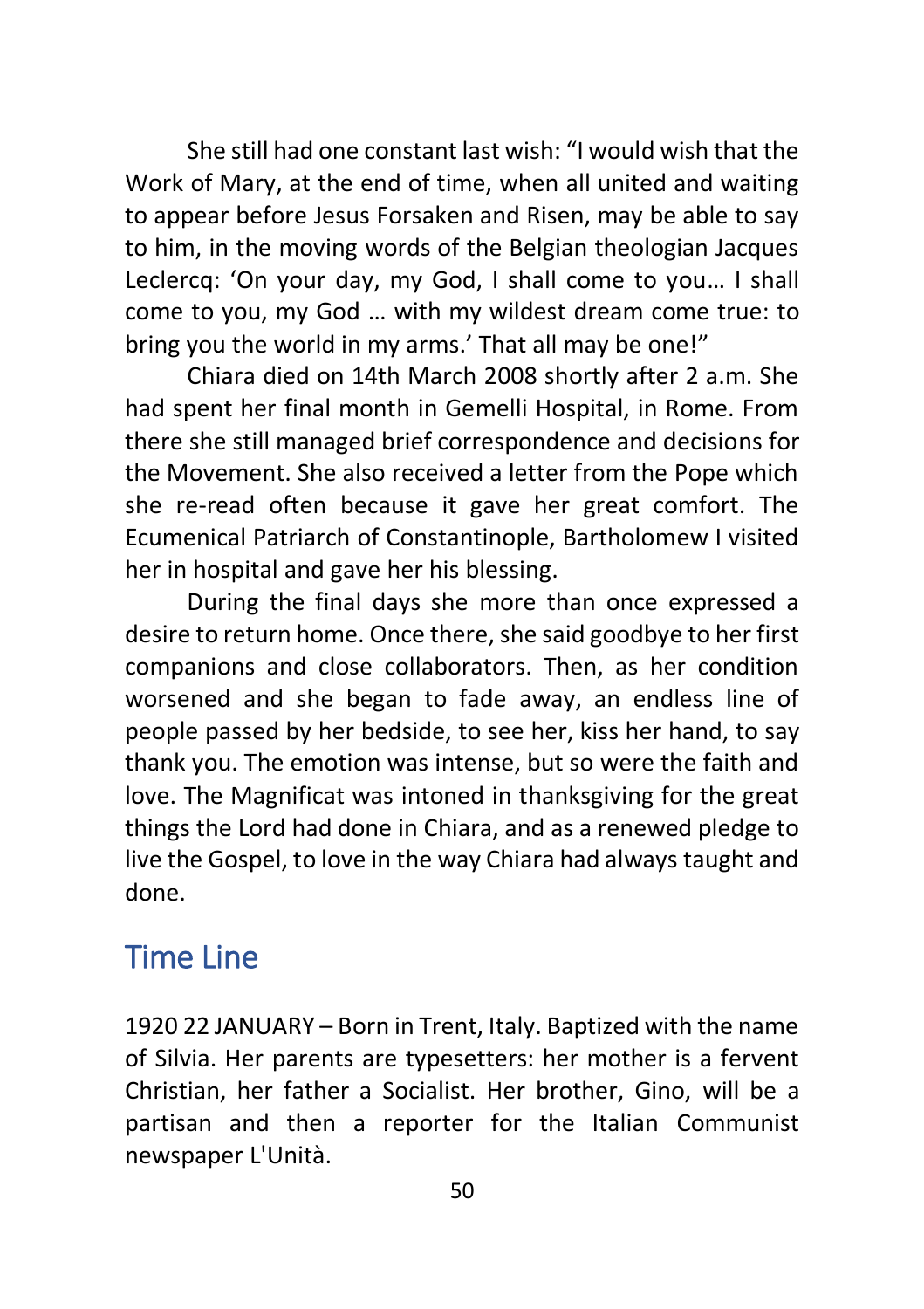She still had one constant last wish: "I would wish that the Work of Mary, at the end of time, when all united and waiting to appear before Jesus Forsaken and Risen, may be able to say to him, in the moving words of the Belgian theologian Jacques Leclercq: 'On your day, my God, I shall come to you… I shall come to you, my God … with my wildest dream come true: to bring you the world in my arms.' That all may be one!"

Chiara died on 14th March 2008 shortly after 2 a.m. She had spent her final month in Gemelli Hospital, in Rome. From there she still managed brief correspondence and decisions for the Movement. She also received a letter from the Pope which she re-read often because it gave her great comfort. The Ecumenical Patriarch of Constantinople, Bartholomew I visited her in hospital and gave her his blessing.

During the final days she more than once expressed a desire to return home. Once there, she said goodbye to her first companions and close collaborators. Then, as her condition worsened and she began to fade away, an endless line of people passed by her bedside, to see her, kiss her hand, to say thank you. The emotion was intense, but so were the faith and love. The Magnificat was intoned in thanksgiving for the great things the Lord had done in Chiara, and as a renewed pledge to live the Gospel, to love in the way Chiara had always taught and done.

## Time Line

1920 22 JANUARY – Born in Trent, Italy. Baptized with the name of Silvia. Her parents are typesetters: her mother is a fervent Christian, her father a Socialist. Her brother, Gino, will be a partisan and then a reporter for the Italian Communist newspaper L'Unità.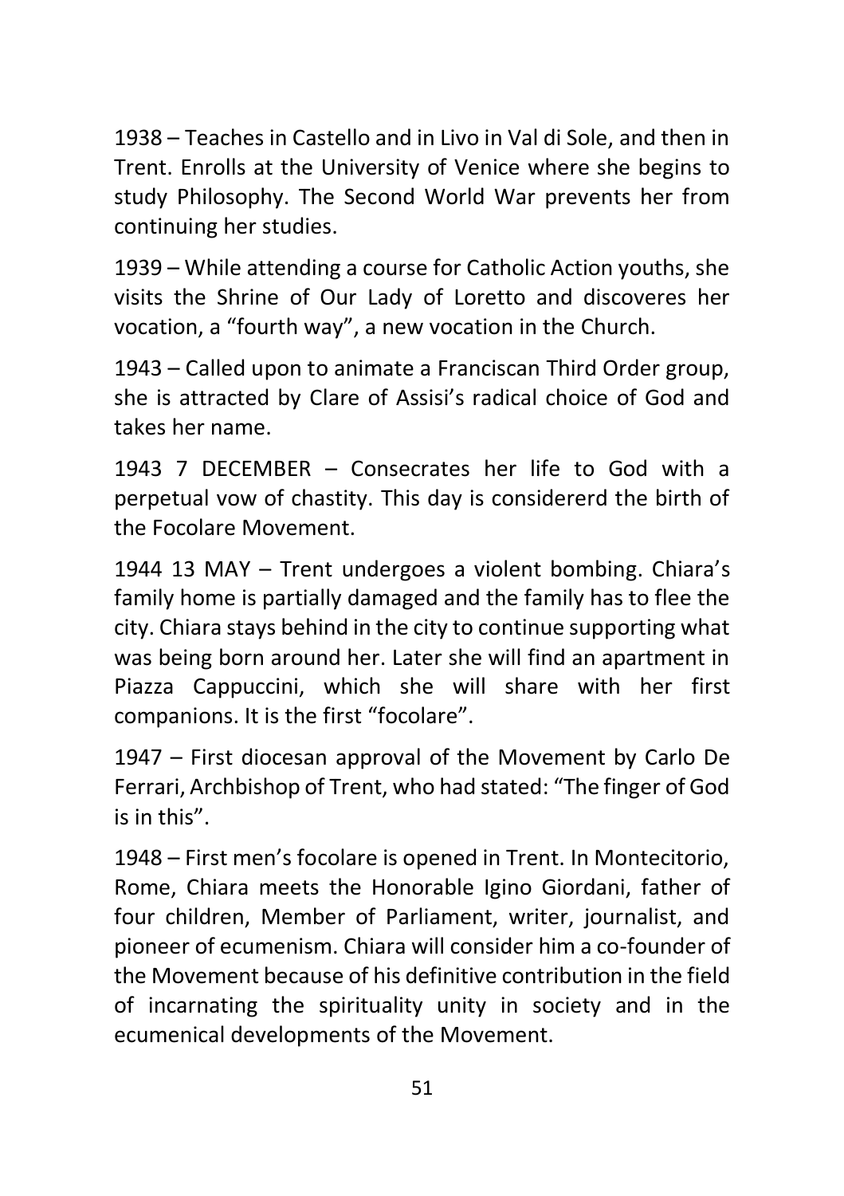1938 – Teaches in Castello and in Livo in Val di Sole, and then in Trent. Enrolls at the University of Venice where she begins to study Philosophy. The Second World War prevents her from continuing her studies.

1939 – While attending a course for Catholic Action youths, she visits the Shrine of Our Lady of Loretto and discoveres her vocation, a "fourth way", a new vocation in the Church.

1943 – Called upon to animate a Franciscan Third Order group, she is attracted by Clare of Assisi's radical choice of God and takes her name.

1943 7 DECEMBER – Consecrates her life to God with a perpetual vow of chastity. This day is considererd the birth of the Focolare Movement.

1944 13 MAY – Trent undergoes a violent bombing. Chiara's family home is partially damaged and the family has to flee the city. Chiara stays behind in the city to continue supporting what was being born around her. Later she will find an apartment in Piazza Cappuccini, which she will share with her first companions. It is the first "focolare".

1947 – First diocesan approval of the Movement by Carlo De Ferrari, Archbishop of Trent, who had stated: "The finger of God is in this".

1948 – First men's focolare is opened in Trent. In Montecitorio, Rome, Chiara meets the Honorable Igino Giordani, father of four children, Member of Parliament, writer, journalist, and pioneer of ecumenism. Chiara will consider him a co-founder of the Movement because of his definitive contribution in the field of incarnating the spirituality unity in society and in the ecumenical developments of the Movement.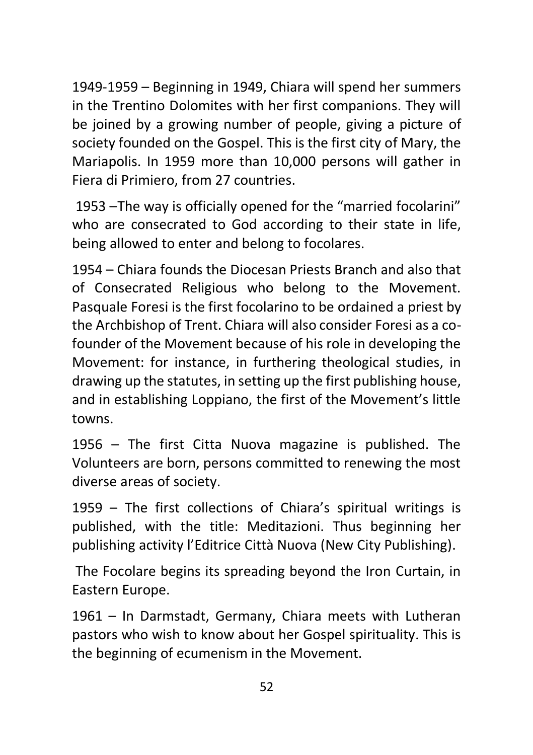1949-1959 – Beginning in 1949, Chiara will spend her summers in the Trentino Dolomites with her first companions. They will be joined by a growing number of people, giving a picture of society founded on the Gospel. This is the first city of Mary, the Mariapolis. In 1959 more than 10,000 persons will gather in Fiera di Primiero, from 27 countries.

1953 –The way is officially opened for the "married focolarini" who are consecrated to God according to their state in life, being allowed to enter and belong to focolares.

1954 – Chiara founds the Diocesan Priests Branch and also that of Consecrated Religious who belong to the Movement. Pasquale Foresi is the first focolarino to be ordained a priest by the Archbishop of Trent. Chiara will also consider Foresi as a co-founder of the Movement because of his role in developing the Movement: for instance, in furthering theological studies, in drawing up the statutes, in setting up the first publishing house, and in establishing Loppiano, the first of the Movement's little towns.

1956 – The first Citta Nuova magazine is published. The Volunteers are born, persons committed to renewing the most diverse areas of society.

1959 – The first collections of Chiara's spiritual writings is published, with the title: Meditazioni. Thus beginning her publishing activity l'Editrice Città Nuova (New City Publishing).

The Focolare begins its spreading beyond the Iron Curtain, in Eastern Europe.

1961 – In Darmstadt, Germany, Chiara meets with Lutheran pastors who wish to know about her Gospel spirituality. This is the beginning of ecumenism in the Movement.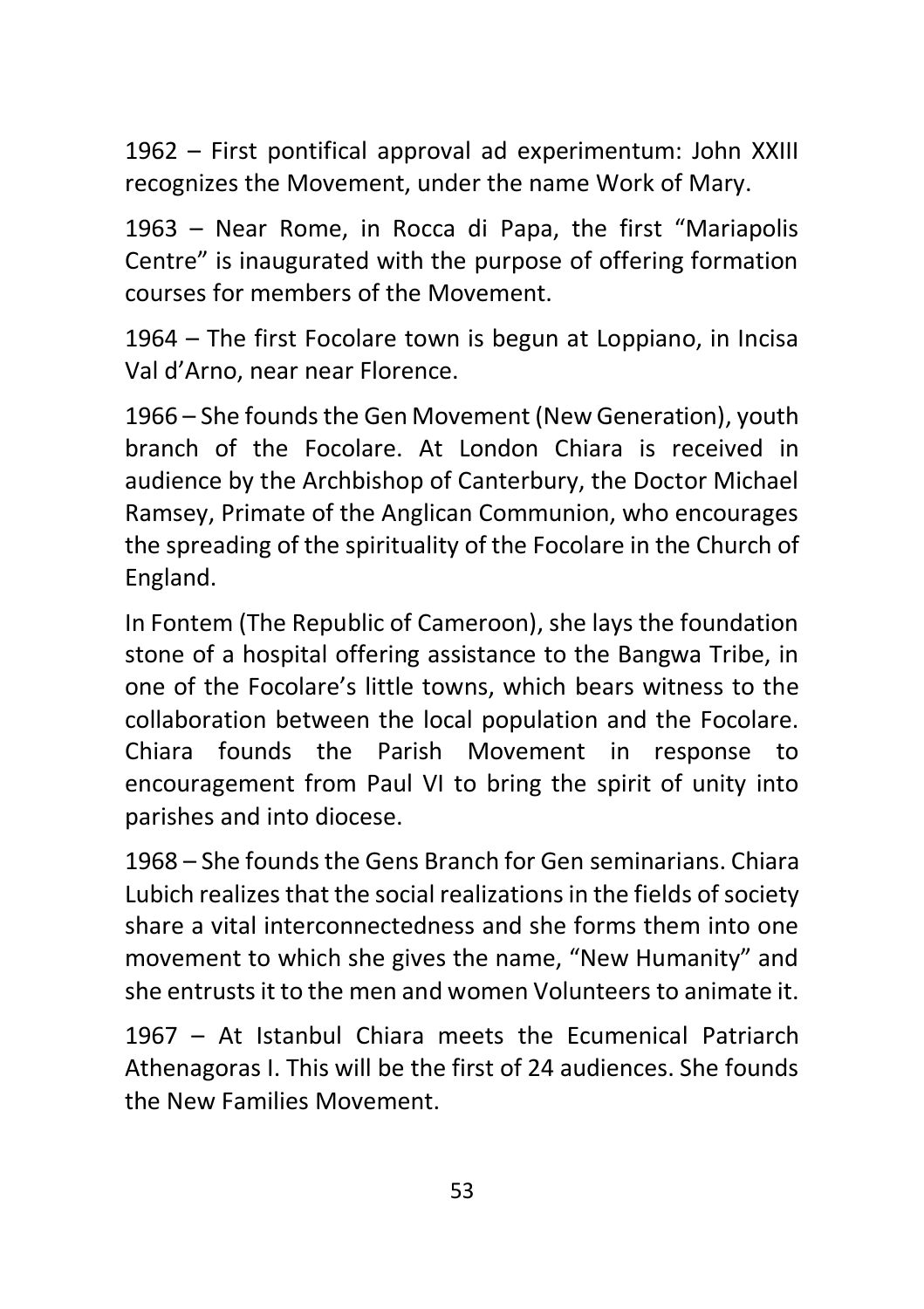1962 – First pontifical approval ad experimentum: John XXIII recognizes the Movement, under the name Work of Mary.

1963 – Near Rome, in Rocca di Papa, the first "Mariapolis Centre" is inaugurated with the purpose of offering formation courses for members of the Movement.

1964 – The first Focolare town is begun at Loppiano, in Incisa Val d'Arno, near near Florence.

1966 – She founds the Gen Movement (New Generation), youth branch of the Focolare. At London Chiara is received in audience by the Archbishop of Canterbury, the Doctor Michael Ramsey, Primate of the Anglican Communion, who encourages the spreading of the spirituality of the Focolare in the Church of England.

In Fontem (The Republic of Cameroon), she lays the foundation stone of a hospital offering assistance to the Bangwa Tribe, in one of the Focolare's little towns, which bears witness to the collaboration between the local population and the Focolare. Chiara founds the Parish Movement in response to encouragement from Paul VI to bring the spirit of unity into parishes and into diocese.

1968 – She founds the Gens Branch for Gen seminarians. Chiara Lubich realizes that the social realizations in the fields of society share a vital interconnectedness and she forms them into one movement to which she gives the name, "New Humanity" and she entrusts it to the men and women Volunteers to animate it.

1967 – At Istanbul Chiara meets the Ecumenical Patriarch Athenagoras I. This will be the first of 24 audiences. She founds the New Families Movement.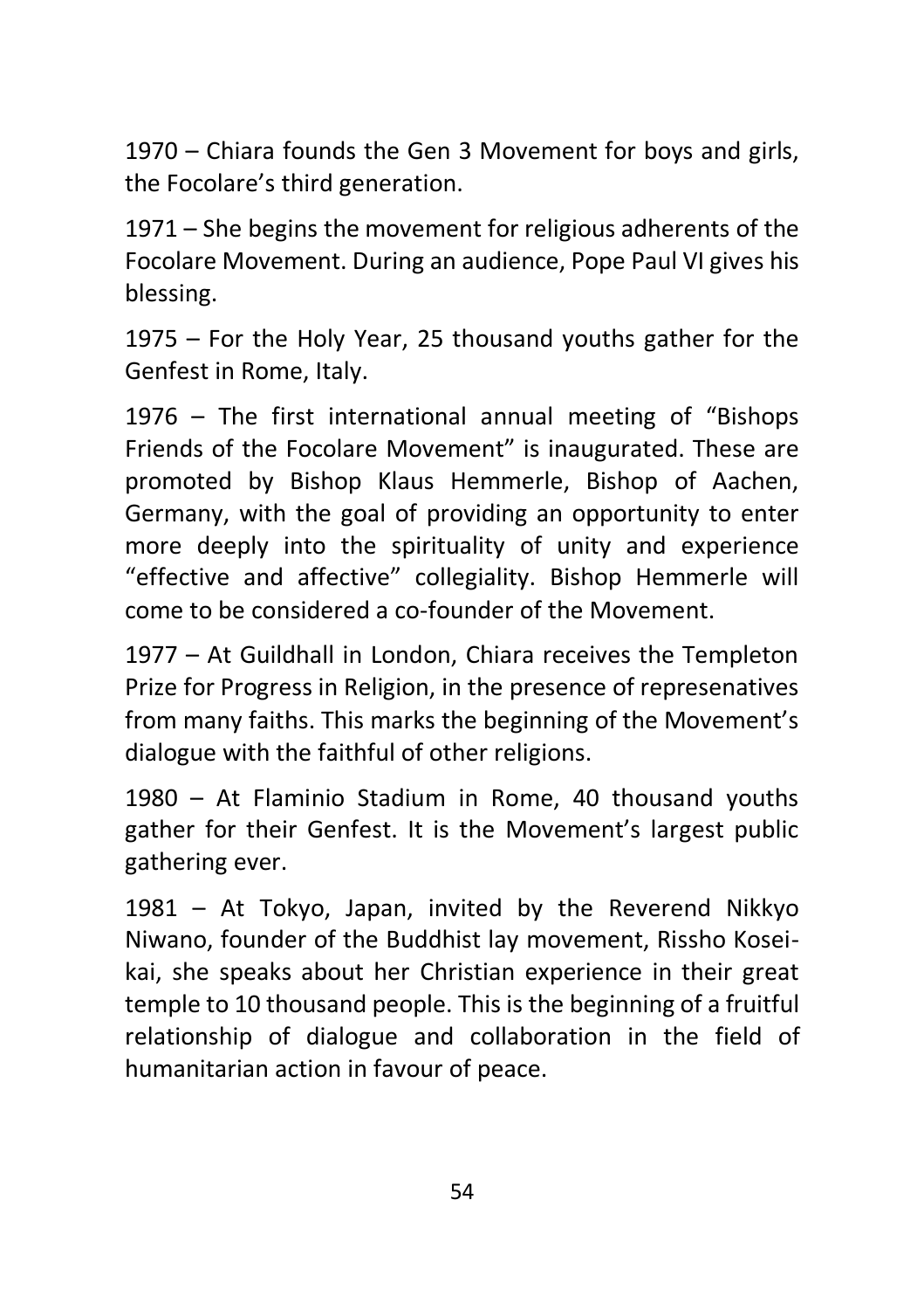1970 – Chiara founds the Gen 3 Movement for boys and girls, the Focolare's third generation.

1971 – She begins the movement for religious adherents of the Focolare Movement. During an audience, Pope Paul VI gives his blessing.

1975 – For the Holy Year, 25 thousand youths gather for the Genfest in Rome, Italy.

1976 – The first international annual meeting of "Bishops Friends of the Focolare Movement" is inaugurated. These are promoted by Bishop Klaus Hemmerle, Bishop of Aachen, Germany, with the goal of providing an opportunity to enter more deeply into the spirituality of unity and experience "effective and affective" collegiality. Bishop Hemmerle will come to be considered a co-founder of the Movement.

1977 – At Guildhall in London, Chiara receives the Templeton Prize for Progress in Religion, in the presence of represenatives from many faiths. This marks the beginning of the Movement's dialogue with the faithful of other religions.

1980 – At Flaminio Stadium in Rome, 40 thousand youths gather for their Genfest. It is the Movement's largest public gathering ever.

1981 – At Tokyo, Japan, invited by the Reverend Nikkyo Niwano, founder of the Buddhist lay movement, Rissho Kosei-kai, she speaks about her Christian experience in their great temple to 10 thousand people. This is the beginning of a fruitful relationship of dialogue and collaboration in the field of humanitarian action in favour of peace.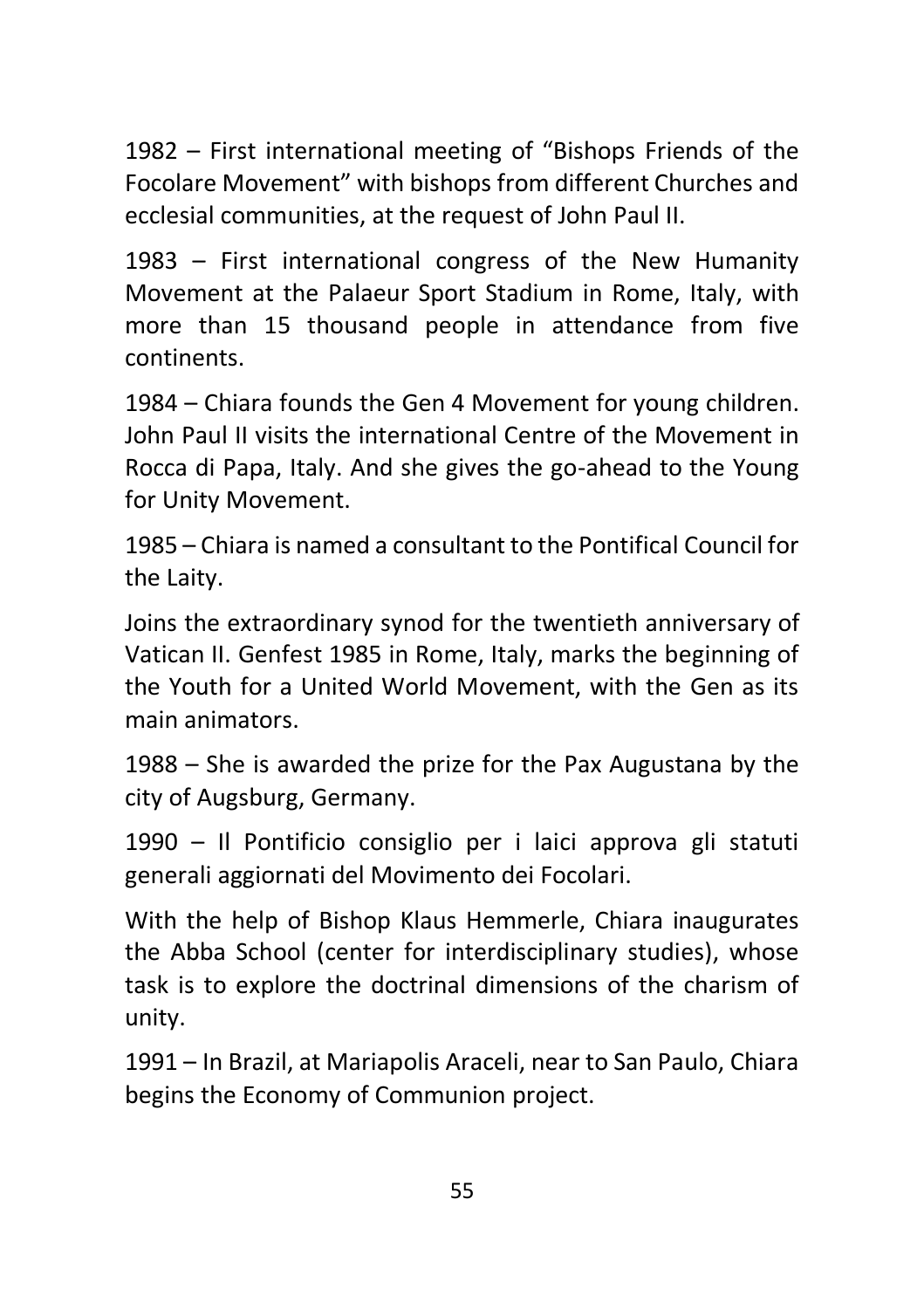1982 – First international meeting of "Bishops Friends of the Focolare Movement" with bishops from different Churches and ecclesial communities, at the request of John Paul II.

1983 – First international congress of the New Humanity Movement at the Palaeur Sport Stadium in Rome, Italy, with more than 15 thousand people in attendance from five continents.

1984 – Chiara founds the Gen 4 Movement for young children. John Paul II visits the international Centre of the Movement in Rocca di Papa, Italy. And she gives the go-ahead to the Young for Unity Movement.

1985 – Chiara is named a consultant to the Pontifical Council for the Laity.

Joins the extraordinary synod for the twentieth anniversary of Vatican II. Genfest 1985 in Rome, Italy, marks the beginning of the Youth for a United World Movement, with the Gen as its main animators.

1988 – She is awarded the prize for the Pax Augustana by the city of Augsburg, Germany.

1990 – Il Pontificio consiglio per i laici approva gli statuti generali aggiornati del Movimento dei Focolari.

With the help of Bishop Klaus Hemmerle, Chiara inaugurates the Abba School (center for interdisciplinary studies), whose task is to explore the doctrinal dimensions of the charism of unity.

1991 – In Brazil, at Mariapolis Araceli, near to San Paulo, Chiara begins the Economy of Communion project.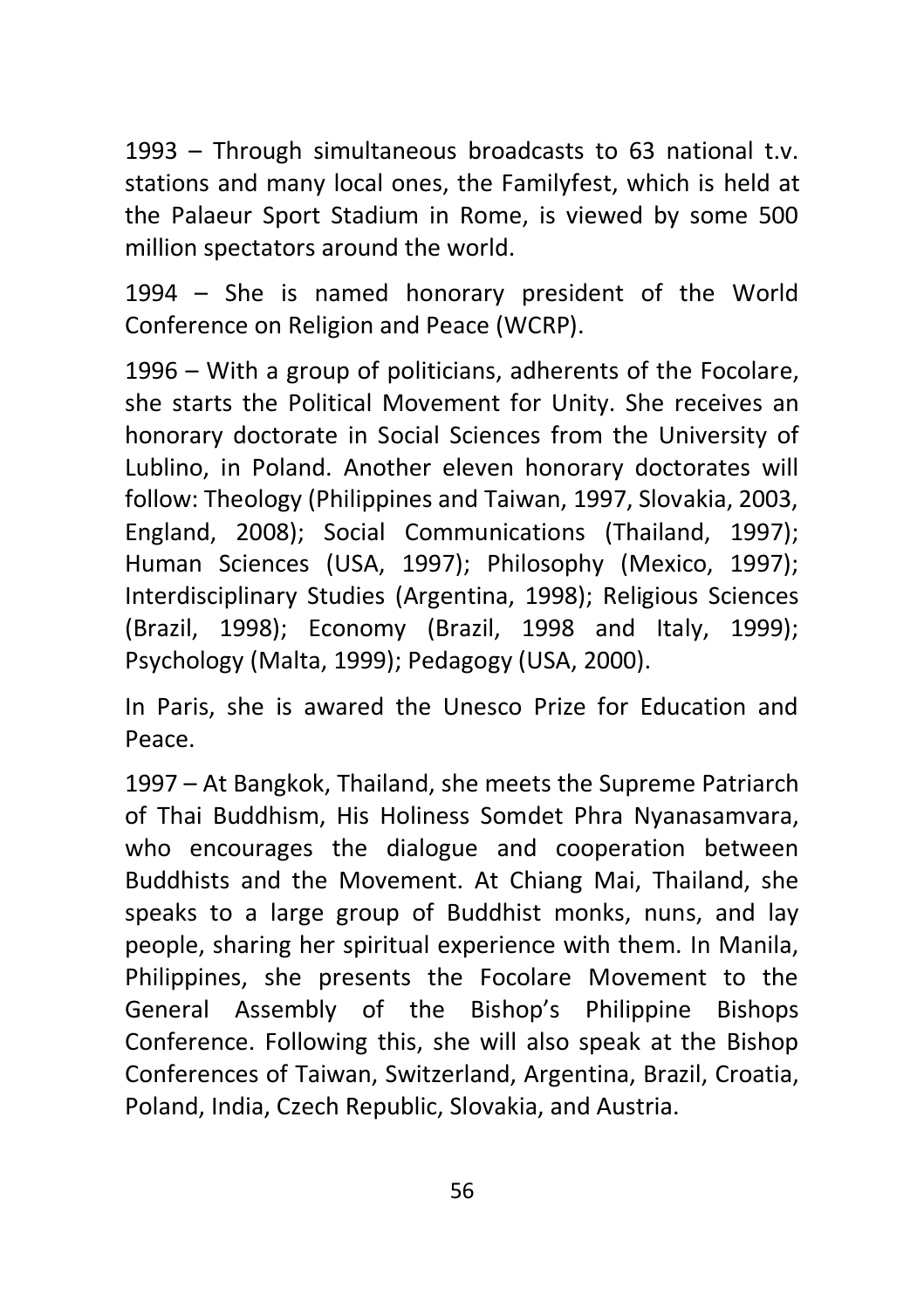1993 – Through simultaneous broadcasts to 63 national t.v. stations and many local ones, the Familyfest, which is held at the Palaeur Sport Stadium in Rome, is viewed by some 500 million spectators around the world.

1994 – She is named honorary president of the World Conference on Religion and Peace (WCRP).

1996 – With a group of politicians, adherents of the Focolare, she starts the Political Movement for Unity. She receives an honorary doctorate in Social Sciences from the University of Lublino, in Poland. Another eleven honorary doctorates will follow: Theology (Philippines and Taiwan, 1997, Slovakia, 2003, England, 2008); Social Communications (Thailand, 1997); Human Sciences (USA, 1997); Philosophy (Mexico, 1997); Interdisciplinary Studies (Argentina, 1998); Religious Sciences (Brazil, 1998); Economy (Brazil, 1998 and Italy, 1999); Psychology (Malta, 1999); Pedagogy (USA, 2000).

In Paris, she is awared the Unesco Prize for Education and Peace.

1997 – At Bangkok, Thailand, she meets the Supreme Patriarch of Thai Buddhism, His Holiness Somdet Phra Nyanasamvara, who encourages the dialogue and cooperation between Buddhists and the Movement. At Chiang Mai, Thailand, she speaks to a large group of Buddhist monks, nuns, and lay people, sharing her spiritual experience with them. In Manila, Philippines, she presents the Focolare Movement to the General Assembly of the Bishop's Philippine Bishops Conference. Following this, she will also speak at the Bishop Conferences of Taiwan, Switzerland, Argentina, Brazil, Croatia, Poland, India, Czech Republic, Slovakia, and Austria.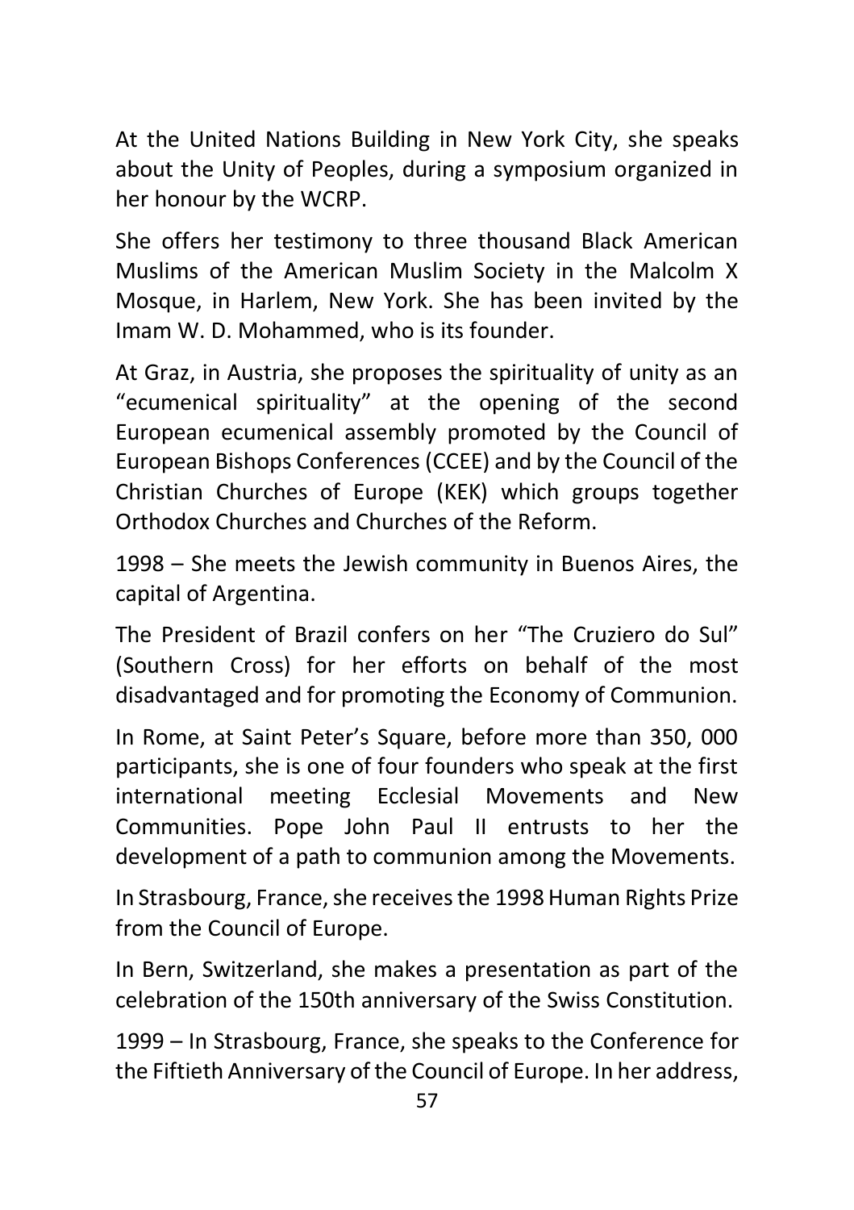At the United Nations Building in New York City, she speaks about the Unity of Peoples, during a symposium organized in her honour by the WCRP.

She offers her testimony to three thousand Black American Muslims of the American Muslim Society in the Malcolm X Mosque, in Harlem, New York. She has been invited by the Imam W. D. Mohammed, who is its founder.

At Graz, in Austria, she proposes the spirituality of unity as an "ecumenical spirituality" at the opening of the second European ecumenical assembly promoted by the Council of European Bishops Conferences (CCEE) and by the Council of the Christian Churches of Europe (KEK) which groups together Orthodox Churches and Churches of the Reform.

1998 – She meets the Jewish community in Buenos Aires, the capital of Argentina.

The President of Brazil confers on her "The Cruziero do Sul" (Southern Cross) for her efforts on behalf of the most disadvantaged and for promoting the Economy of Communion.

In Rome, at Saint Peter's Square, before more than 350, 000 participants, she is one of four founders who speak at the first international meeting Ecclesial Movements and New Communities. Pope John Paul II entrusts to her the development of a path to communion among the Movements.

In Strasbourg, France, she receives the 1998 Human Rights Prize from the Council of Europe.

In Bern, Switzerland, she makes a presentation as part of the celebration of the 150th anniversary of the Swiss Constitution.

1999 – In Strasbourg, France, she speaks to the Conference for the Fiftieth Anniversary of the Council of Europe. In her address,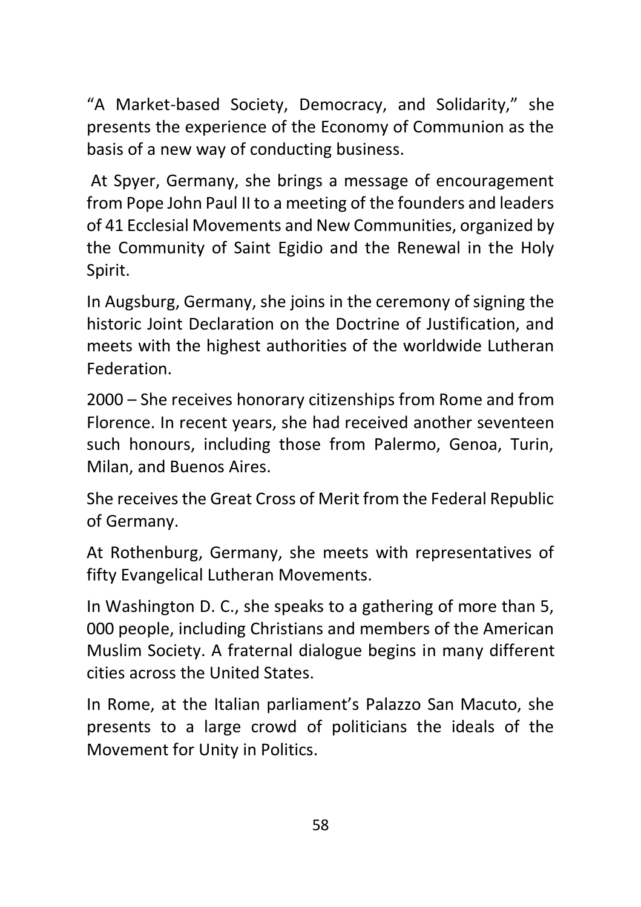"A Market-based Society, Democracy, and Solidarity," she presents the experience of the Economy of Communion as the basis of a new way of conducting business.

At Spyer, Germany, she brings a message of encouragement from Pope John Paul II to a meeting of the founders and leaders of 41 Ecclesial Movements and New Communities, organized by the Community of Saint Egidio and the Renewal in the Holy Spirit.

In Augsburg, Germany, she joins in the ceremony of signing the historic Joint Declaration on the Doctrine of Justification, and meets with the highest authorities of the worldwide Lutheran Federation.

2000 – She receives honorary citizenships from Rome and from Florence. In recent years, she had received another seventeen such honours, including those from Palermo, Genoa, Turin, Milan, and Buenos Aires.

She receives the Great Cross of Merit from the Federal Republic of Germany.

At Rothenburg, Germany, she meets with representatives of fifty Evangelical Lutheran Movements.

In Washington D. C., she speaks to a gathering of more than 5, 000 people, including Christians and members of the American Muslim Society. A fraternal dialogue begins in many different cities across the United States.

In Rome, at the Italian parliament's Palazzo San Macuto, she presents to a large crowd of politicians the ideals of the Movement for Unity in Politics.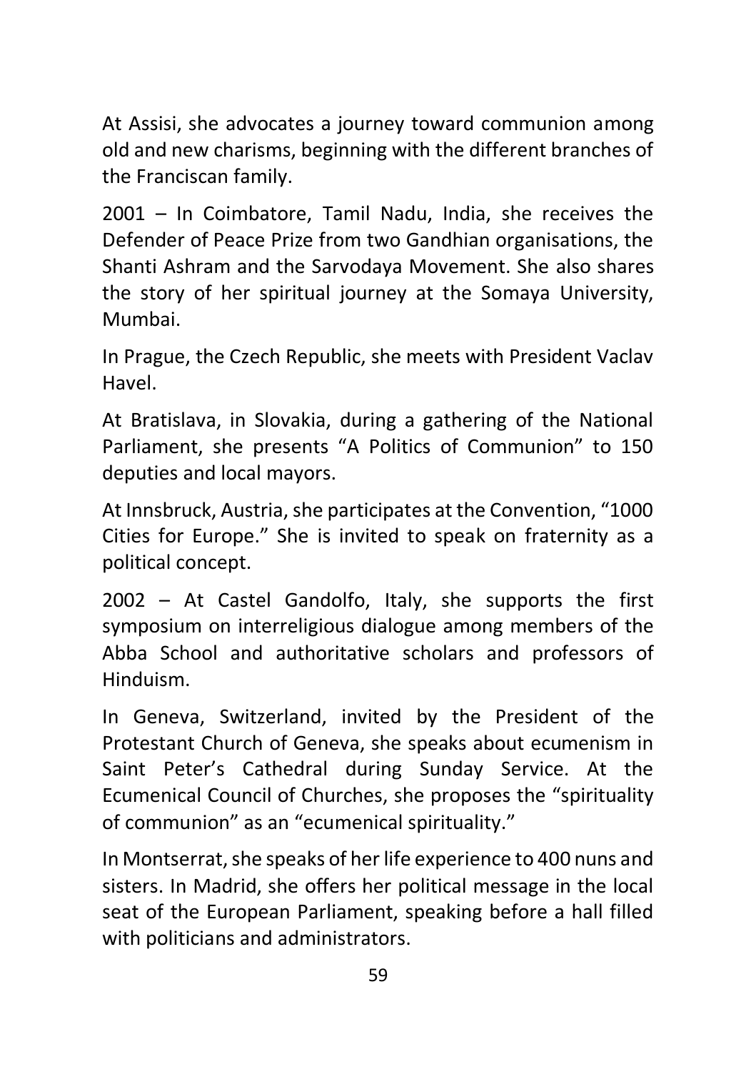At Assisi, she advocates a journey toward communion among old and new charisms, beginning with the different branches of the Franciscan family.

2001 – In Coimbatore, Tamil Nadu, India, she receives the Defender of Peace Prize from two Gandhian organisations, the Shanti Ashram and the Sarvodaya Movement. She also shares the story of her spiritual journey at the Somaya University, Mumbai.

In Prague, the Czech Republic, she meets with President Vaclav Havel.

At Bratislava, in Slovakia, during a gathering of the National Parliament, she presents "A Politics of Communion" to 150 deputies and local mayors.

At Innsbruck, Austria, she participates at the Convention, "1000 Cities for Europe." She is invited to speak on fraternity as a political concept.

2002 – At Castel Gandolfo, Italy, she supports the first symposium on interreligious dialogue among members of the Abba School and authoritative scholars and professors of Hinduism.

In Geneva, Switzerland, invited by the President of the Protestant Church of Geneva, she speaks about ecumenism in Saint Peter's Cathedral during Sunday Service. At the Ecumenical Council of Churches, she proposes the "spirituality of communion" as an "ecumenical spirituality."

In Montserrat, she speaks of her life experience to 400 nuns and sisters. In Madrid, she offers her political message in the local seat of the European Parliament, speaking before a hall filled with politicians and administrators.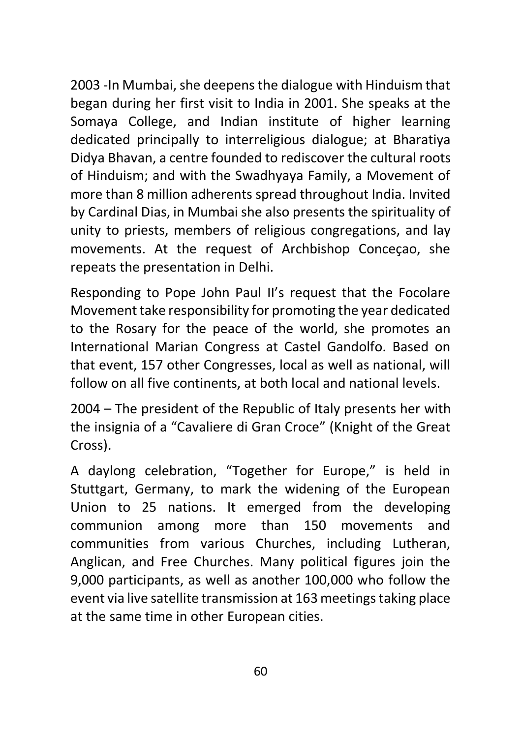2003 -In Mumbai, she deepens the dialogue with Hinduism that began during her first visit to India in 2001. She speaks at the Somaya College, and Indian institute of higher learning dedicated principally to interreligious dialogue; at Bharatiya Didya Bhavan, a centre founded to rediscover the cultural roots of Hinduism; and with the Swadhyaya Family, a Movement of more than 8 million adherents spread throughout India. Invited by Cardinal Dias, in Mumbai she also presents the spirituality of unity to priests, members of religious congregations, and lay movements. At the request of Archbishop Conceçao, she repeats the presentation in Delhi.

Responding to Pope John Paul II's request that the Focolare Movement take responsibility for promoting the year dedicated to the Rosary for the peace of the world, she promotes an International Marian Congress at Castel Gandolfo. Based on that event, 157 other Congresses, local as well as national, will follow on all five continents, at both local and national levels.

2004 – The president of the Republic of Italy presents her with the insignia of a "Cavaliere di Gran Croce" (Knight of the Great Cross).

A daylong celebration, "Together for Europe," is held in Stuttgart, Germany, to mark the widening of the European Union to 25 nations. It emerged from the developing communion among more than 150 movements and communities from various Churches, including Lutheran, Anglican, and Free Churches. Many political figures join the 9,000 participants, as well as another 100,000 who follow the event via live satellite transmission at 163 meetings taking place at the same time in other European cities.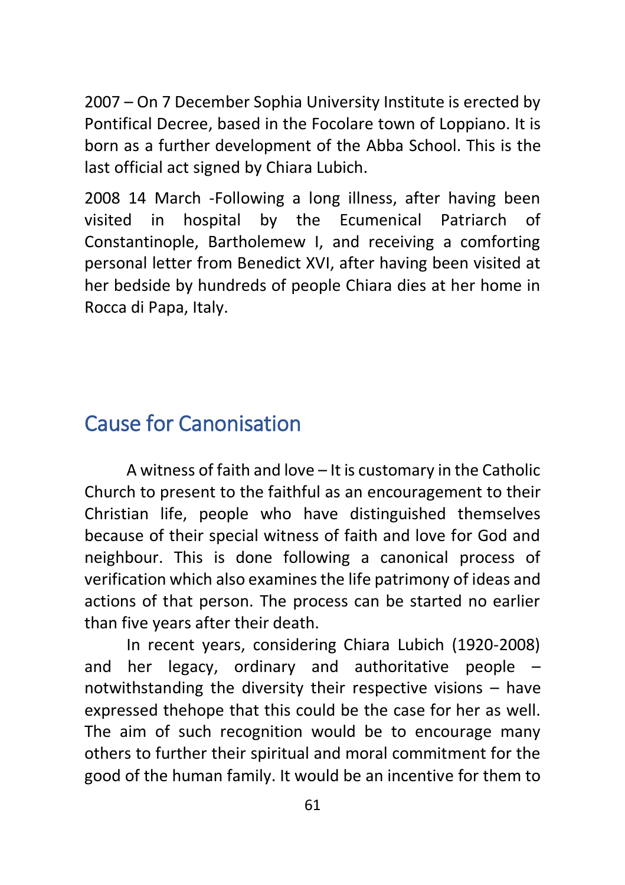2007 – On 7 December Sophia University Institute is erected by Pontifical Decree, based in the Focolare town of Loppiano. It is born as a further development of the Abba School. This is the last official act signed by Chiara Lubich.

2008 14 March -Following a long illness, after having been visited in hospital by the Ecumenical Patriarch of Constantinople, Bartholemew I, and receiving a comforting personal letter from Benedict XVI, after having been visited at her bedside by hundreds of people Chiara dies at her home in Rocca di Papa, Italy.

## Cause for Canonisation

A witness of faith and love – It is customary in the Catholic Church to present to the faithful as an encouragement to their Christian life, people who have distinguished themselves because of their special witness of faith and love for God and neighbour. This is done following a canonical process of verification which also examines the life patrimony of ideas and actions of that person. The process can be started no earlier than five years after their death.

In recent years, considering Chiara Lubich (1920-2008) and her legacy, ordinary and authoritative people – notwithstanding the diversity their respective visions – have expressed thehope that this could be the case for her as well. The aim of such recognition would be to encourage many others to further their spiritual and moral commitment for the good of the human family. It would be an incentive for them to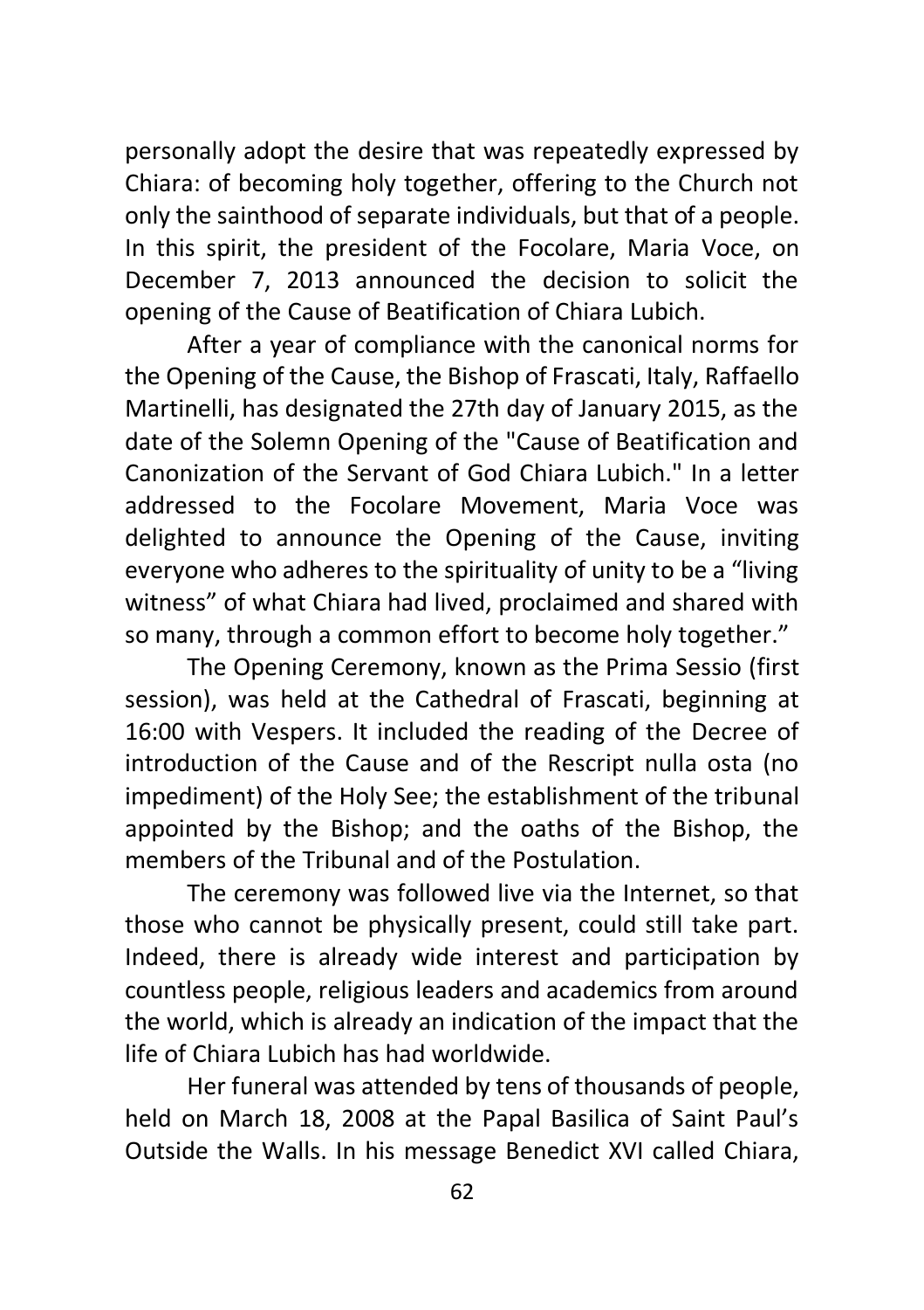personally adopt the desire that was repeatedly expressed by Chiara: of becoming holy together, offering to the Church not only the sainthood of separate individuals, but that of a people. In this spirit, the president of the Focolare, Maria Voce, on December 7, 2013 announced the decision to solicit the opening of the Cause of Beatification of Chiara Lubich.

After a year of compliance with the canonical norms for the Opening of the Cause, the Bishop of Frascati, Italy, Raffaello Martinelli, has designated the 27th day of January 2015, as the date of the Solemn Opening of the "Cause of Beatification and Canonization of the Servant of God Chiara Lubich." In a letter addressed to the Focolare Movement, Maria Voce was delighted to announce the Opening of the Cause, inviting everyone who adheres to the spirituality of unity to be a “living witness” of what Chiara had lived, proclaimed and shared with so many, through a common effort to become holy together.”

The Opening Ceremony, known as the Prima Sessio (first session), was held at the Cathedral of Frascati, beginning at 16:00 with Vespers. It included the reading of the Decree of introduction of the Cause and of the Rescript nulla osta (no impediment) of the Holy See; the establishment of the tribunal appointed by the Bishop; and the oaths of the Bishop, the members of the Tribunal and of the Postulation.

The ceremony was followed live via the Internet, so that those who cannot be physically present, could still take part. Indeed, there is already wide interest and participation by countless people, religious leaders and academics from around the world, which is already an indication of the impact that the life of Chiara Lubich has had worldwide.

Her funeral was attended by tens of thousands of people, held on March 18, 2008 at the Papal Basilica of Saint Paul’s Outside the Walls. In his message Benedict XVI called Chiara,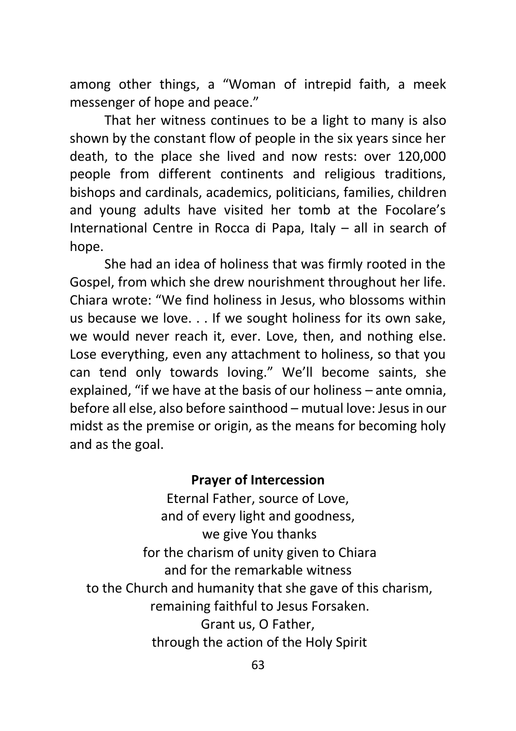among other things, a “Woman of intrepid faith, a meek messenger of hope and peace.”

That her witness continues to be a light to many is also shown by the constant flow of people in the six years since her death, to the place she lived and now rests: over 120,000 people from different continents and religious traditions, bishops and cardinals, academics, politicians, families, children and young adults have visited her tomb at the Focolare’s International Centre in Rocca di Papa, Italy – all in search of hope.

She had an idea of holiness that was firmly rooted in the Gospel, from which she drew nourishment throughout her life. Chiara wrote: “We find holiness in Jesus, who blossoms within us because we love. . . If we sought holiness for its own sake, we would never reach it, ever. Love, then, and nothing else. Lose everything, even any attachment to holiness, so that you can tend only towards loving.” We’ll become saints, she explained, “if we have at the basis of our holiness – ante omnia, before all else, also before sainthood – mutual love: Jesus in our midst as the premise or origin, as the means for becoming holy and as the goal.

**Prayer of Intercession**

Eternal Father, source of Love,
and of every light and goodness,
we give You thanks
for the charism of unity given to Chiara
and for the remarkable witness
to the Church and humanity that she gave of this charism,
remaining faithful to Jesus Forsaken.
Grant us, O Father,
through the action of the Holy Spirit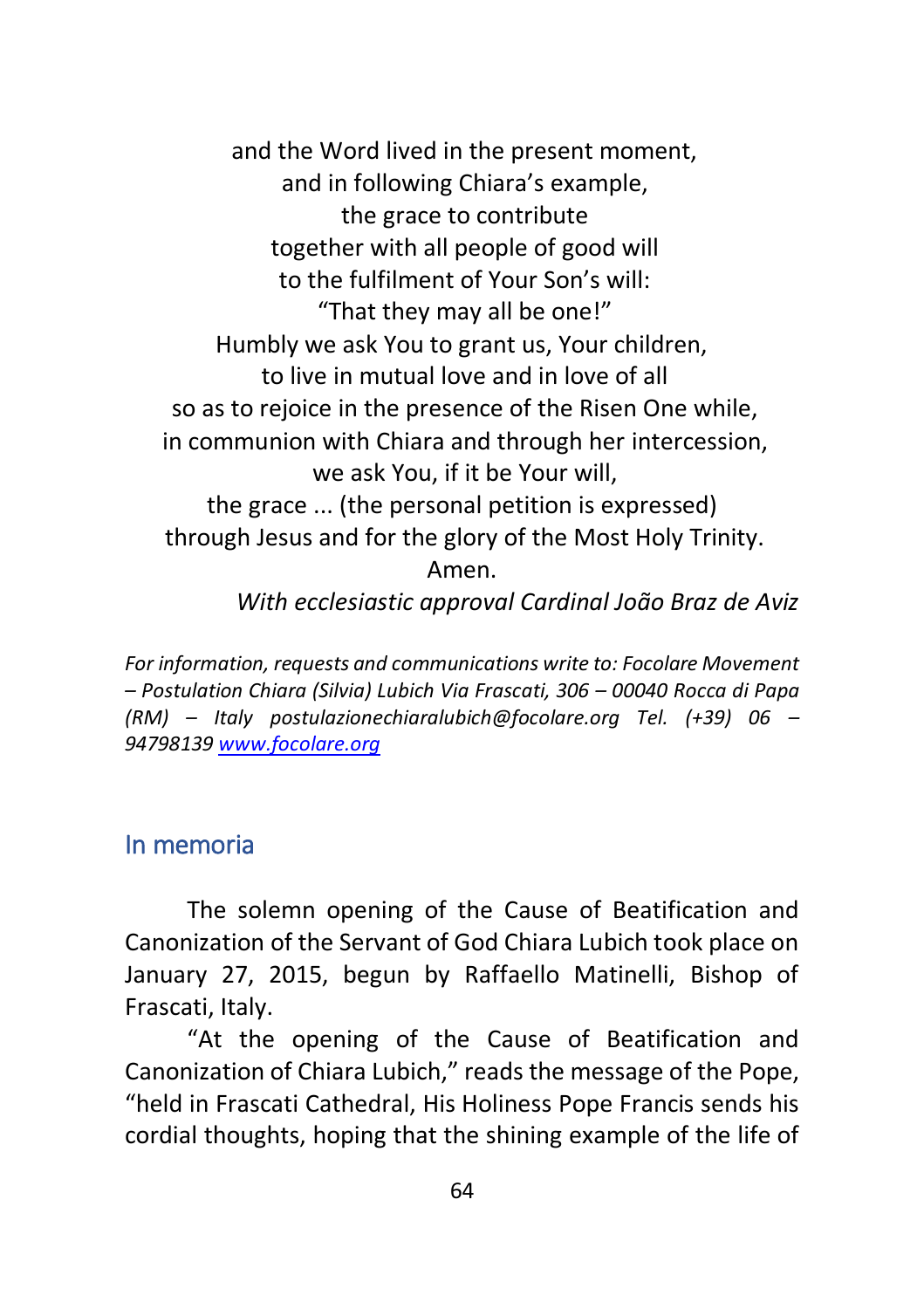and the Word lived in the present moment,  
and in following Chiara's example,  
the grace to contribute  
together with all people of good will  
to the fulfilment of Your Son's will:  
"That they may all be one!"  
Humbly we ask You to grant us, Your children,  
to live in mutual love and in love of all  
so as to rejoice in the presence of the Risen One while,  
in communion with Chiara and through her intercession,  
we ask You, if it be Your will,  
the grace ... (the personal petition is expressed)  
through Jesus and for the glory of the Most Holy Trinity.  
Amen.

*With ecclesiastic approval Cardinal João Braz de Aviz*

*For information, requests and communications write to: Focolare Movement – Postulation Chiara (Silvia) Lubich Via Frascati, 306 – 00040 Rocca di Papa (RM) – Italy postulazionechiaralubich@focolare.org Tel. (+39) 06 – 94798139 [www.focolare.org](http://www.focolare.org)*

## In memoria

The solemn opening of the Cause of Beatification and Canonization of the Servant of God Chiara Lubich took place on January 27, 2015, begun by Raffaello Matinelli, Bishop of Frascati, Italy.

"At the opening of the Cause of Beatification and Canonization of Chiara Lubich," reads the message of the Pope, "held in Frascati Cathedral, His Holiness Pope Francis sends his cordial thoughts, hoping that the shining example of the life of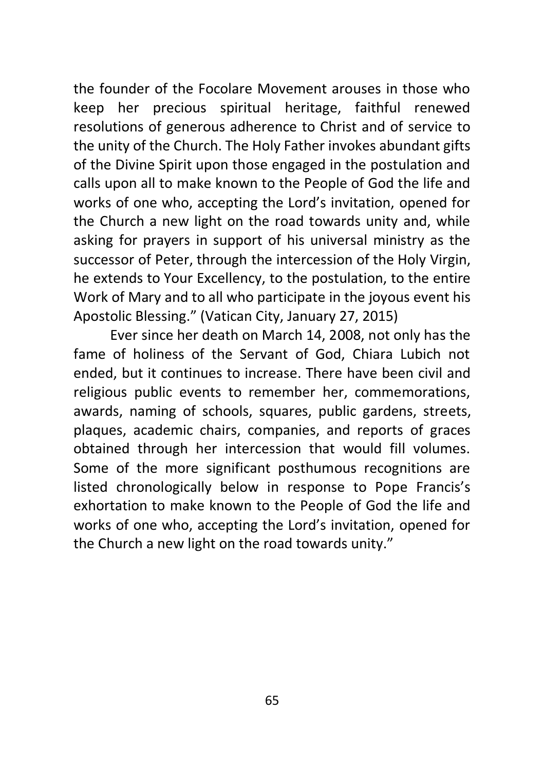the founder of the Focolare Movement arouses in those who keep her precious spiritual heritage, faithful renewed resolutions of generous adherence to Christ and of service to the unity of the Church. The Holy Father invokes abundant gifts of the Divine Spirit upon those engaged in the postulation and calls upon all to make known to the People of God the life and works of one who, accepting the Lord's invitation, opened for the Church a new light on the road towards unity and, while asking for prayers in support of his universal ministry as the successor of Peter, through the intercession of the Holy Virgin, he extends to Your Excellency, to the postulation, to the entire Work of Mary and to all who participate in the joyous event his Apostolic Blessing." (Vatican City, January 27, 2015)

Ever since her death on March 14, 2008, not only has the fame of holiness of the Servant of God, Chiara Lubich not ended, but it continues to increase. There have been civil and religious public events to remember her, commemorations, awards, naming of schools, squares, public gardens, streets, plaques, academic chairs, companies, and reports of graces obtained through her intercession that would fill volumes. Some of the more significant posthumous recognitions are listed chronologically below in response to Pope Francis's exhortation to make known to the People of God the life and works of one who, accepting the Lord's invitation, opened for the Church a new light on the road towards unity."